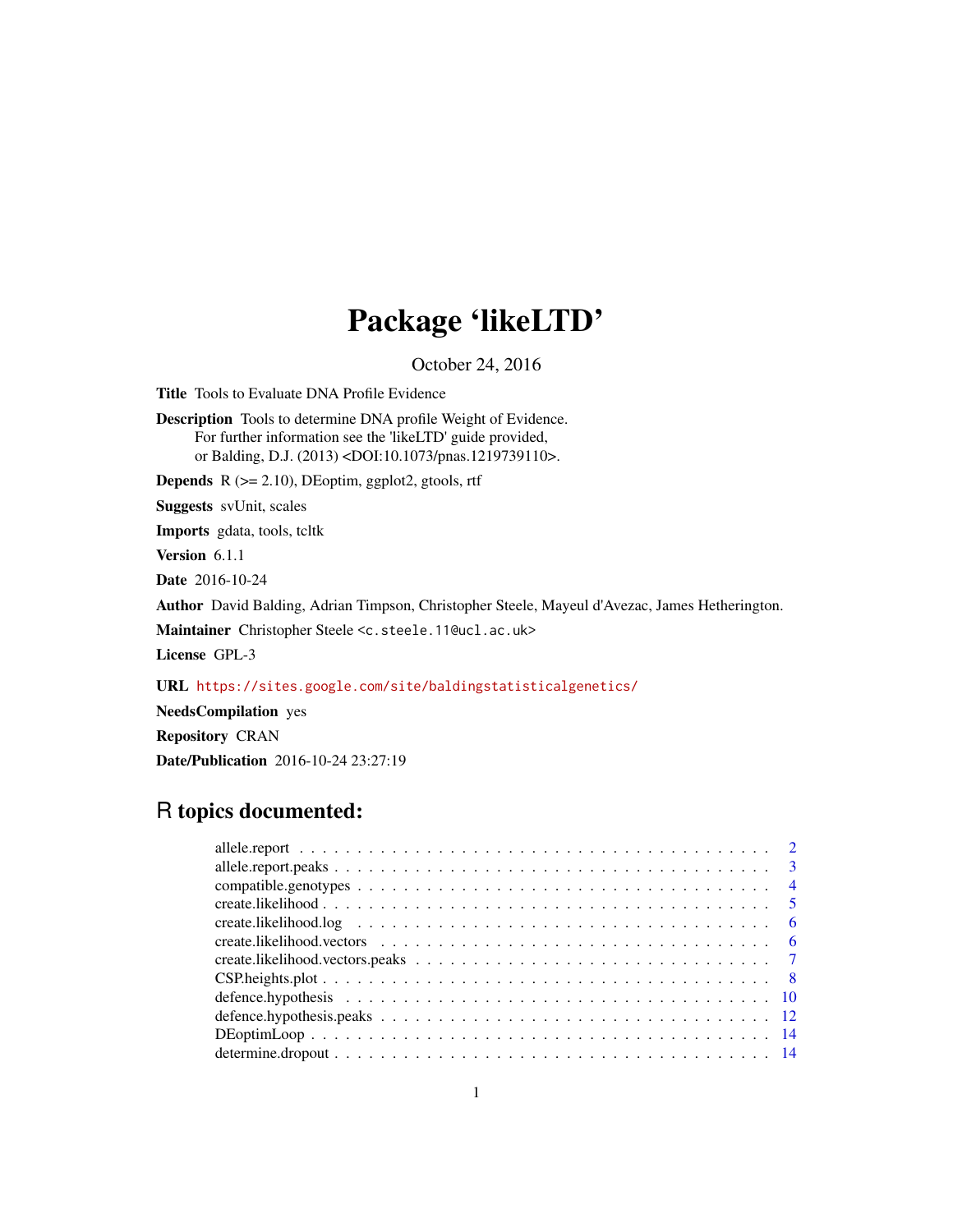# Package 'likeLTD'

October 24, 2016

**Title** Tools to Evaluate DNA Profile Evidence

**Description** Tools to determine DNA profile Weight of Evidence.
For further information see the 'likeLTD' guide provided,
or Balding, D.J. (2013) <DOI:10.1073/pnas.1219739110>.

**Depends** R (>= 2.10), DEoptim, ggplot2, gtools, rtf

**Suggests** svUnit, scales

**Imports** gdata, tools, tcltk

**Version** 6.1.1

**Date** 2016-10-24

**Author** David Balding, Adrian Timpson, Christopher Steele, Mayeul d'Avezac, James Hetherington.

**Maintainer** Christopher Steele <c.steele.11@ucl.ac.uk>

**License** GPL-3

**URL** https://sites.google.com/site/baldingstatisticalgenetics/

**NeedsCompilation** yes

**Repository** CRAN

**Date/Publication** 2016-10-24 23:27:19

## R topics documented:

- allele.report . . . . . . . . . . . . . . . . . . . . . . . . . . . . . . . . . . . . . . . . 2
- allele.report.peaks . . . . . . . . . . . . . . . . . . . . . . . . . . . . . . . . . . . . . 3
- compatible.genotypes . . . . . . . . . . . . . . . . . . . . . . . . . . . . . . . . . . . 4
- create.likelihood . . . . . . . . . . . . . . . . . . . . . . . . . . . . . . . . . . . . . . 5
- create.likelihood.log . . . . . . . . . . . . . . . . . . . . . . . . . . . . . . . . . . . 6
- create.likelihood.vectors . . . . . . . . . . . . . . . . . . . . . . . . . . . . . . . . . 6
- create.likelihood.vectors.peaks . . . . . . . . . . . . . . . . . . . . . . . . . . . . . 7
- CSP.heights.plot . . . . . . . . . . . . . . . . . . . . . . . . . . . . . . . . . . . . . . 8
- defence.hypothesis . . . . . . . . . . . . . . . . . . . . . . . . . . . . . . . . . . . . 10
- defence.hypothesis.peaks . . . . . . . . . . . . . . . . . . . . . . . . . . . . . . . . . 12
- DEoptimLoop . . . . . . . . . . . . . . . . . . . . . . . . . . . . . . . . . . . . . . . 14
- determine.dropout . . . . . . . . . . . . . . . . . . . . . . . . . . . . . . . . . . . . 14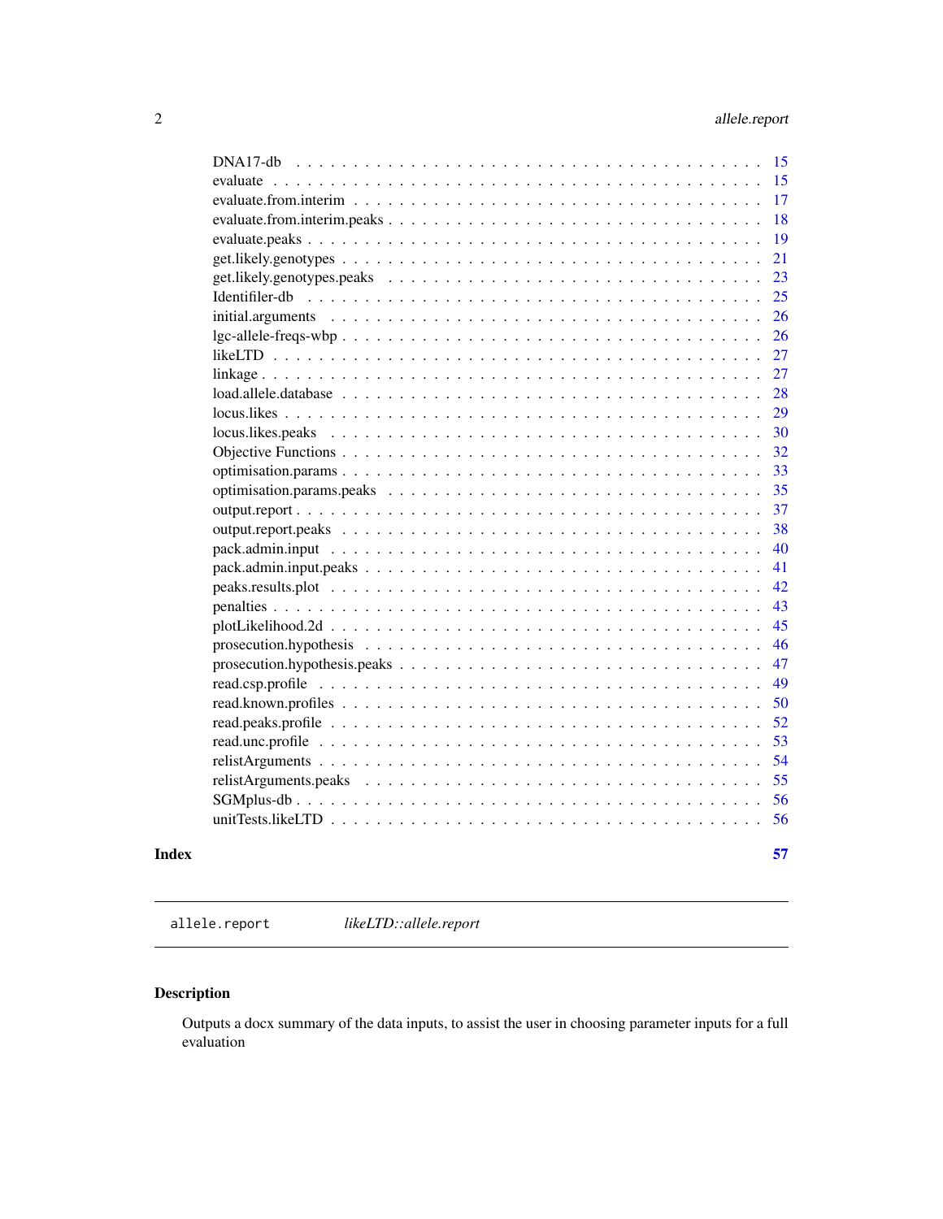| | |
|---|---|
| DNA17-db | 15 |
| evaluate | 15 |
| evaluate.from.interim | 17 |
| evaluate.from.interim.peaks | 18 |
| evaluate.peaks | 19 |
| get.likely.genotypes | 21 |
| get.likely.genotypes.peaks | 23 |
| Identifiler-db | 25 |
| initial.arguments | 26 |
| lgc-allele-freqs-wbp | 26 |
| likeLTD | 27 |
| linkage | 27 |
| load.allele.database | 28 |
| locus.likes | 29 |
| locus.likes.peaks | 30 |
| Objective Functions | 32 |
| optimisation.params | 33 |
| optimisation.params.peaks | 35 |
| output.report | 37 |
| output.report.peaks | 38 |
| pack.admin.input | 40 |
| pack.admin.input.peaks | 41 |
| peaks.results.plot | 42 |
| penalties | 43 |
| plotLikelihood.2d | 45 |
| prosecution.hypothesis | 46 |
| prosecution.hypothesis.peaks | 47 |
| read.csp.profile | 49 |
| read.known.profiles | 50 |
| read.peaks.profile | 52 |
| read.unc.profile | 53 |
| relistArguments | 54 |
| relistArguments.peaks | 55 |
| SGMplus-db | 56 |
| unitTests.likeLTD | 56 |

**Index** **57**

---

`allele.report` *likeLTD::allele.report*

---

## Description

Outputs a docx summary of the data inputs, to assist the user in choosing parameter inputs for a full evaluation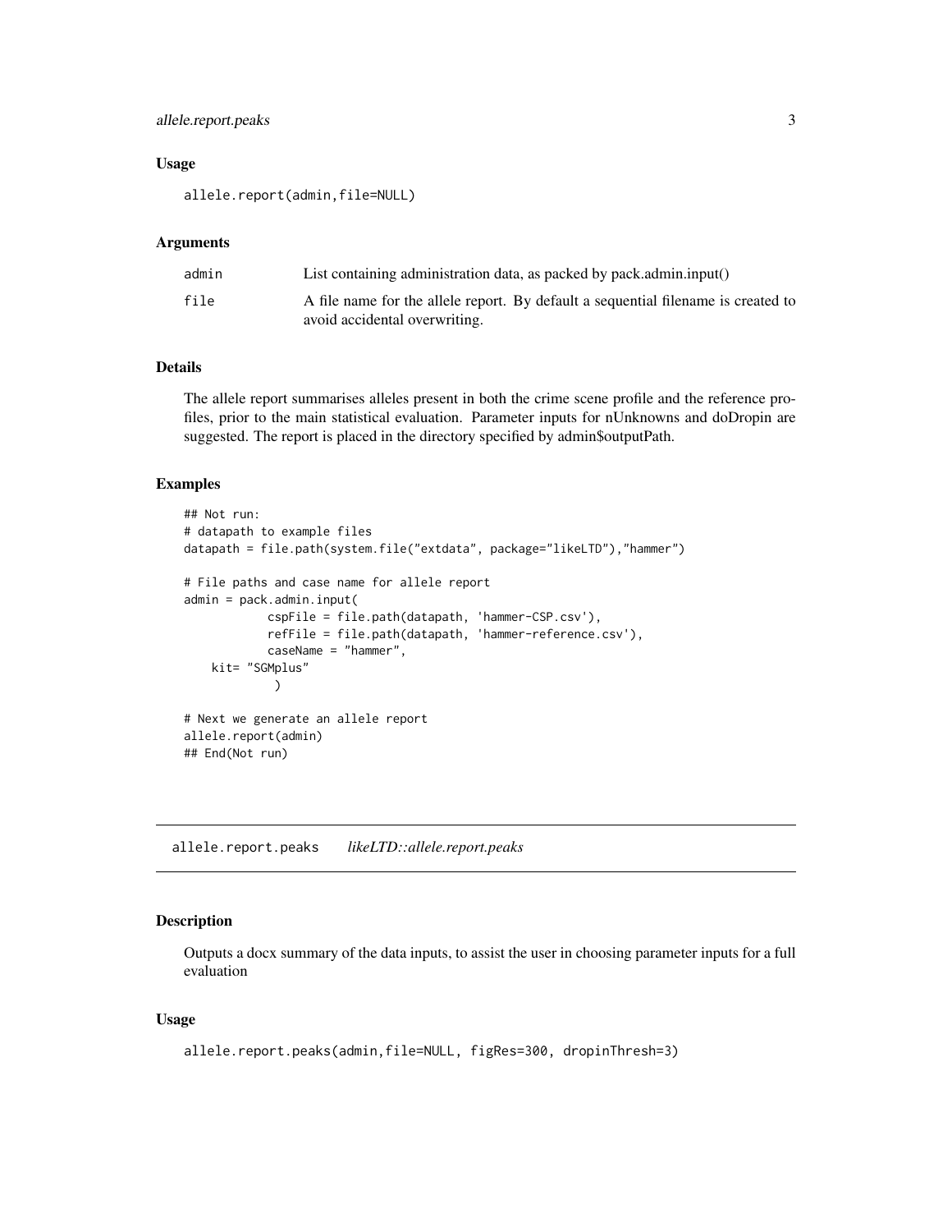### Usage

```
allele.report(admin,file=NULL)
```

### Arguments

| | |
|---|---|
| admin | List containing administration data, as packed by pack.admin.input() |
| file | A file name for the allele report. By default a sequential filename is created to avoid accidental overwriting. |

### Details

The allele report summarises alleles present in both the crime scene profile and the reference profiles, prior to the main statistical evaluation. Parameter inputs for nUnknowns and doDropin are suggested. The report is placed in the directory specified by admin$outputPath.

### Examples

```
## Not run:
# datapath to example files
datapath = file.path(system.file("extdata", package="likeLTD"),"hammer")

# File paths and case name for allele report
admin = pack.admin.input(
            cspFile = file.path(datapath, 'hammer-CSP.csv'),
            refFile = file.path(datapath, 'hammer-reference.csv'),
            caseName = "hammer",
    kit= "SGMplus"
             )

# Next we generate an allele report
allele.report(admin)
## End(Not run)
```

---

## allele.report.peaks *likeLTD::allele.report.peaks*

---

### Description

Outputs a docx summary of the data inputs, to assist the user in choosing parameter inputs for a full evaluation

### Usage

```
allele.report.peaks(admin,file=NULL, figRes=300, dropinThresh=3)
```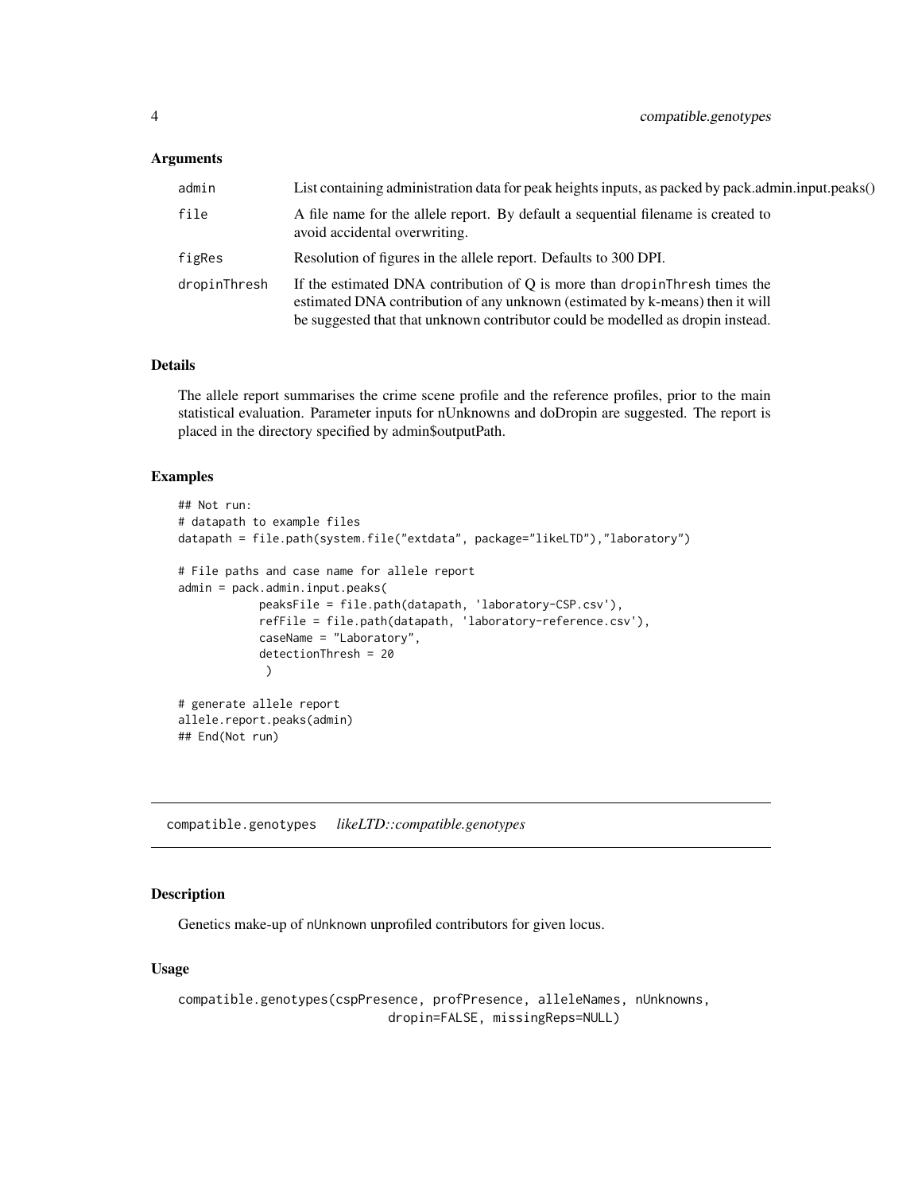### Arguments

| | |
|---|---|
| admin | List containing administration data for peak heights inputs, as packed by pack.admin.input.peaks() |
| file | A file name for the allele report. By default a sequential filename is created to avoid accidental overwriting. |
| figRes | Resolution of figures in the allele report. Defaults to 300 DPI. |
| dropinThresh | If the estimated DNA contribution of Q is more than dropinThresh times the estimated DNA contribution of any unknown (estimated by k-means) then it will be suggested that that unknown contributor could be modelled as dropin instead. |

### Details

The allele report summarises the crime scene profile and the reference profiles, prior to the main statistical evaluation. Parameter inputs for nUnknowns and doDropin are suggested. The report is placed in the directory specified by admin$outputPath.

### Examples

```
## Not run:
# datapath to example files
datapath = file.path(system.file("extdata", package="likeLTD"),"laboratory")

# File paths and case name for allele report
admin = pack.admin.input.peaks(
            peaksFile = file.path(datapath, 'laboratory-CSP.csv'),
            refFile = file.path(datapath, 'laboratory-reference.csv'),
            caseName = "Laboratory",
            detectionThresh = 20
             )

# generate allele report
allele.report.peaks(admin)
## End(Not run)
```

## compatible.genotypes *likeLTD::compatible.genotypes*

### Description

Genetics make-up of nUnknown unprofiled contributors for given locus.

### Usage

```
compatible.genotypes(cspPresence, profPresence, alleleNames, nUnknowns,
                           dropin=FALSE, missingReps=NULL)
```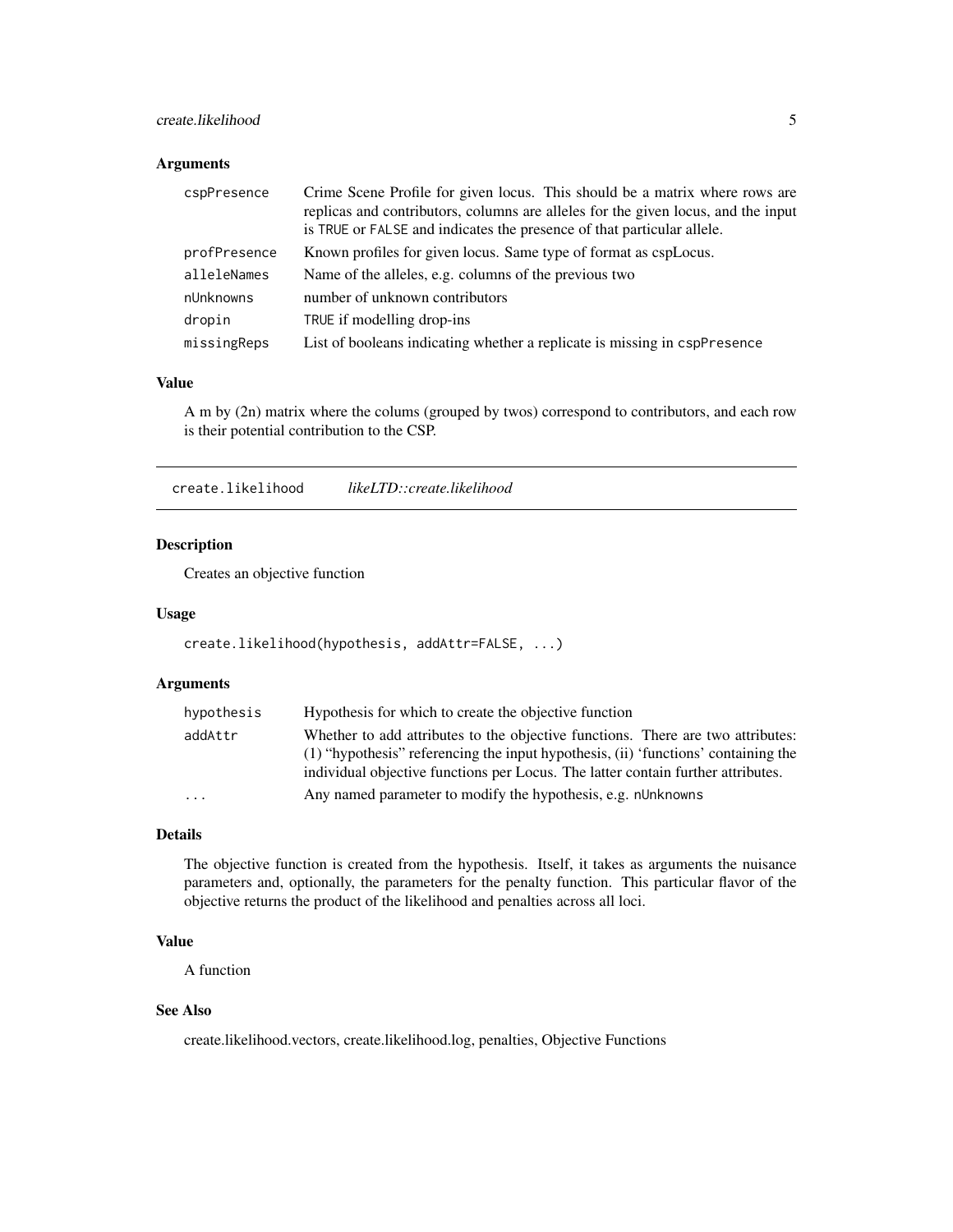### Arguments

| | |
|---|---|
| `cspPresence` | Crime Scene Profile for given locus. This should be a matrix where rows are replicas and contributors, columns are alleles for the given locus, and the input is `TRUE` or `FALSE` and indicates the presence of that particular allele. |
| `profPresence` | Known profiles for given locus. Same type of format as cspLocus. |
| `alleleNames` | Name of the alleles, e.g. columns of the previous two |
| `nUnknowns` | number of unknown contributors |
| `dropin` | `TRUE` if modelling drop-ins |
| `missingReps` | List of booleans indicating whether a replicate is missing in `cspPresence` |

### Value

A m by (2n) matrix where the colums (grouped by twos) correspond to contributors, and each row is their potential contribution to the CSP.

---

## create.likelihood  *likeLTD::create.likelihood*

### Description

Creates an objective function

### Usage

```
create.likelihood(hypothesis, addAttr=FALSE, ...)
```

### Arguments

| | |
|---|---|
| `hypothesis` | Hypothesis for which to create the objective function |
| `addAttr` | Whether to add attributes to the objective functions. There are two attributes: (1) "hypothesis" referencing the input hypothesis, (ii) 'functions' containing the individual objective functions per Locus. The latter contain further attributes. |
| `...` | Any named parameter to modify the hypothesis, e.g. `nUnknowns` |

### Details

The objective function is created from the hypothesis. Itself, it takes as arguments the nuisance parameters and, optionally, the parameters for the penalty function. This particular flavor of the objective returns the product of the likelihood and penalties across all loci.

### Value

A function

### See Also

create.likelihood.vectors, create.likelihood.log, penalties, Objective Functions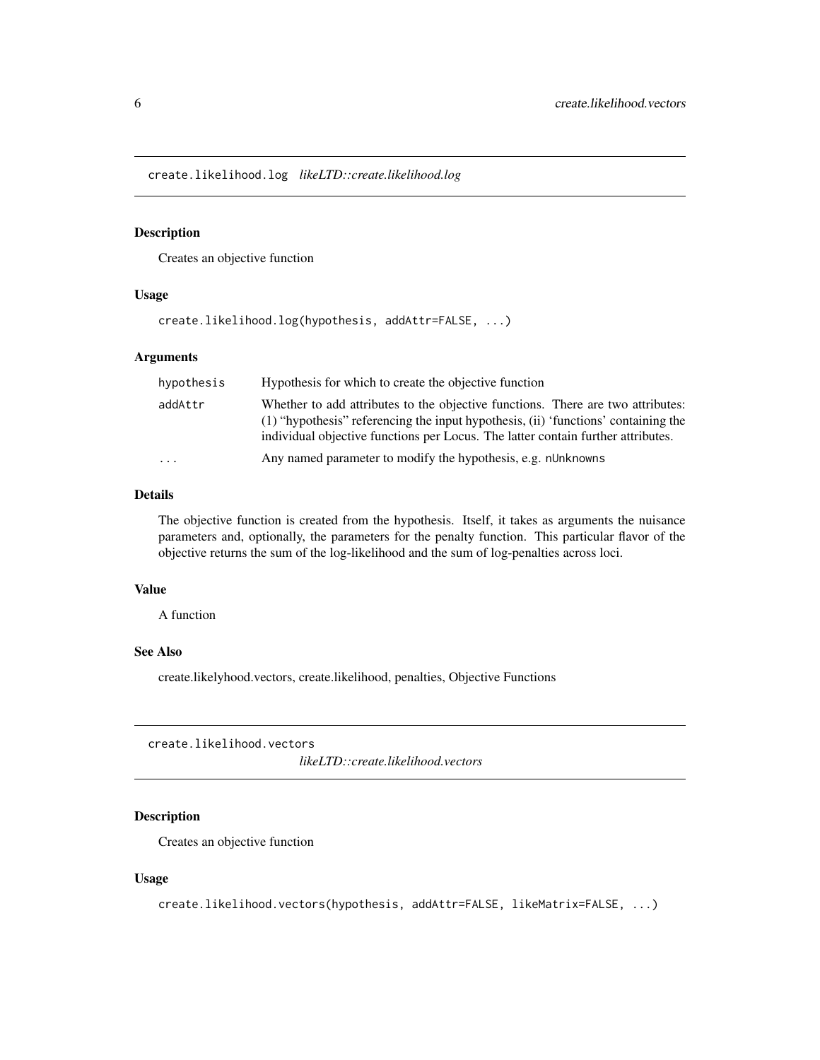## create.likelihood.log *likeLTD::create.likelihood.log*

### Description

Creates an objective function

### Usage

```
create.likelihood.log(hypothesis, addAttr=FALSE, ...)
```

### Arguments

| | |
|---|---|
| hypothesis | Hypothesis for which to create the objective function |
| addAttr | Whether to add attributes to the objective functions. There are two attributes: (1) "hypothesis" referencing the input hypothesis, (ii) 'functions' containing the individual objective functions per Locus. The latter contain further attributes. |
| ... | Any named parameter to modify the hypothesis, e.g. nUnknowns |

### Details

The objective function is created from the hypothesis. Itself, it takes as arguments the nuisance parameters and, optionally, the parameters for the penalty function. This particular flavor of the objective returns the sum of the log-likelihood and the sum of log-penalties across loci.

### Value

A function

### See Also

create.likelyhood.vectors, create.likelihood, penalties, Objective Functions

## create.likelihood.vectors *likeLTD::create.likelihood.vectors*

### Description

Creates an objective function

### Usage

```
create.likelihood.vectors(hypothesis, addAttr=FALSE, likeMatrix=FALSE, ...)
```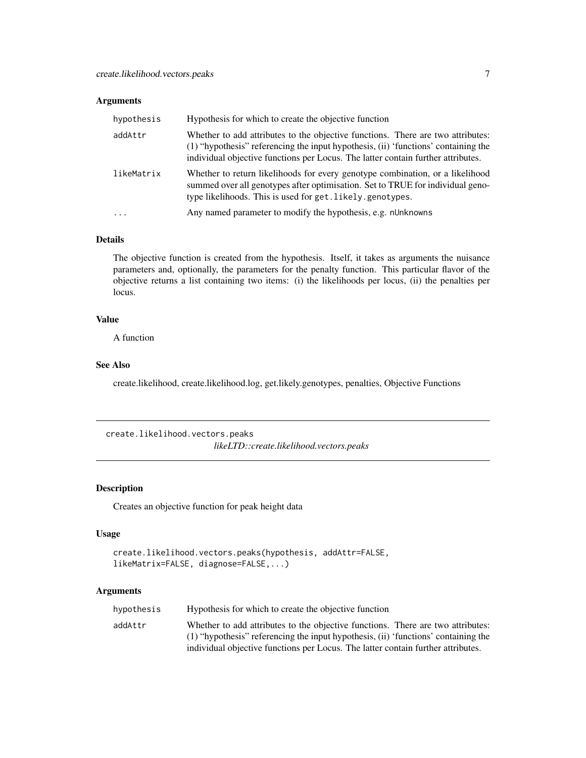## Arguments

| | |
|---|---|
| hypothesis | Hypothesis for which to create the objective function |
| addAttr | Whether to add attributes to the objective functions. There are two attributes: (1) "hypothesis" referencing the input hypothesis, (ii) 'functions' containing the individual objective functions per Locus. The latter contain further attributes. |
| likeMatrix | Whether to return likelihoods for every genotype combination, or a likelihood summed over all genotypes after optimisation. Set to TRUE for individual genotype likelihoods. This is used for `get.likely.genotypes`. |
| ... | Any named parameter to modify the hypothesis, e.g. `nUnknowns` |

## Details

The objective function is created from the hypothesis. Itself, it takes as arguments the nuisance parameters and, optionally, the parameters for the penalty function. This particular flavor of the objective returns a list containing two items: (i) the likelihoods per locus, (ii) the penalties per locus.

## Value

A function

## See Also

create.likelihood, create.likelihood.log, get.likely.genotypes, penalties, Objective Functions

---

# create.likelihood.vectors.peaks

*likeLTD::create.likelihood.vectors.peaks*

## Description

Creates an objective function for peak height data

## Usage

```
create.likelihood.vectors.peaks(hypothesis, addAttr=FALSE,
likeMatrix=FALSE, diagnose=FALSE,...)
```

## Arguments

| | |
|---|---|
| hypothesis | Hypothesis for which to create the objective function |
| addAttr | Whether to add attributes to the objective functions. There are two attributes: (1) "hypothesis" referencing the input hypothesis, (ii) 'functions' containing the individual objective functions per Locus. The latter contain further attributes. |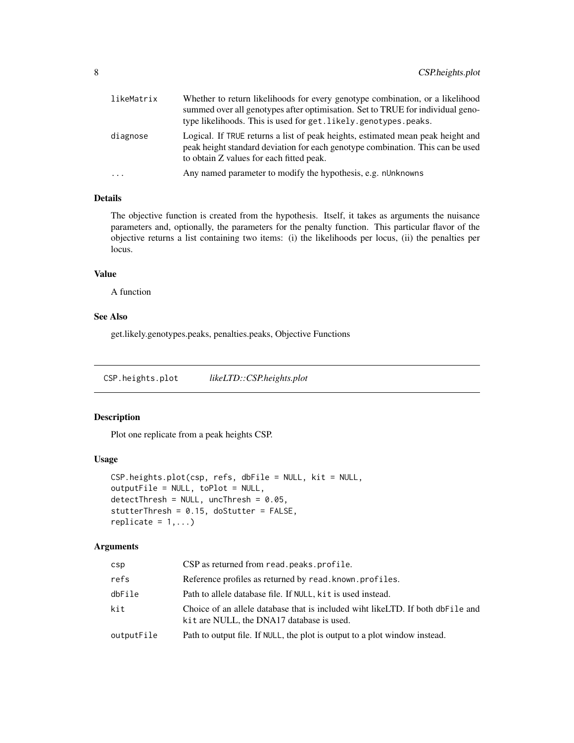| | |
|---|---|
| likeMatrix | Whether to return likelihoods for every genotype combination, or a likelihood summed over all genotypes after optimisation. Set to TRUE for individual genotype likelihoods. This is used for get.likely.genotypes.peaks. |
| diagnose | Logical. If TRUE returns a list of peak heights, estimated mean peak height and peak height standard deviation for each genotype combination. This can be used to obtain Z values for each fitted peak. |
| ... | Any named parameter to modify the hypothesis, e.g. nUnknowns |

### Details

The objective function is created from the hypothesis. Itself, it takes as arguments the nuisance parameters and, optionally, the parameters for the penalty function. This particular flavor of the objective returns a list containing two items: (i) the likelihoods per locus, (ii) the penalties per locus.

### Value

A function

### See Also

get.likely.genotypes.peaks, penalties.peaks, Objective Functions

## CSP.heights.plot *likeLTD::CSP.heights.plot*

### Description

Plot one replicate from a peak heights CSP.

### Usage

```
CSP.heights.plot(csp, refs, dbFile = NULL, kit = NULL,
outputFile = NULL, toPlot = NULL,
detectThresh = NULL, uncThresh = 0.05,
stutterThresh = 0.15, doStutter = FALSE,
replicate = 1,...)
```

### Arguments

| | |
|---|---|
| csp | CSP as returned from read.peaks.profile. |
| refs | Reference profiles as returned by read.known.profiles. |
| dbFile | Path to allele database file. If NULL, kit is used instead. |
| kit | Choice of an allele database that is included wiht likeLTD. If both dbFile and kit are NULL, the DNA17 database is used. |
| outputFile | Path to output file. If NULL, the plot is output to a plot window instead. |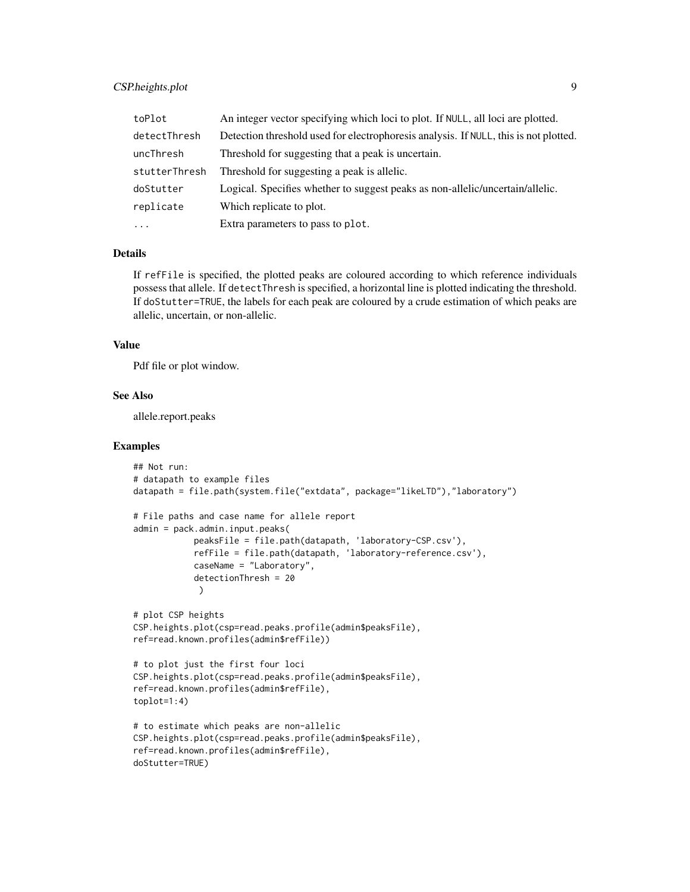| | |
|---|---|
| toPlot | An integer vector specifying which loci to plot. If NULL, all loci are plotted. |
| detectThresh | Detection threshold used for electrophoresis analysis. If NULL, this is not plotted. |
| uncThresh | Threshold for suggesting that a peak is uncertain. |
| stutterThresh | Threshold for suggesting a peak is allelic. |
| doStutter | Logical. Specifies whether to suggest peaks as non-allelic/uncertain/allelic. |
| replicate | Which replicate to plot. |
| ... | Extra parameters to pass to plot. |

### Details

If refFile is specified, the plotted peaks are coloured according to which reference individuals possess that allele. If detectThresh is specified, a horizontal line is plotted indicating the threshold. If doStutter=TRUE, the labels for each peak are coloured by a crude estimation of which peaks are allelic, uncertain, or non-allelic.

### Value

Pdf file or plot window.

### See Also

allele.report.peaks

### Examples

```
## Not run:
# datapath to example files
datapath = file.path(system.file("extdata", package="likeLTD"),"laboratory")

# File paths and case name for allele report
admin = pack.admin.input.peaks(
            peaksFile = file.path(datapath, 'laboratory-CSP.csv'),
            refFile = file.path(datapath, 'laboratory-reference.csv'),
            caseName = "Laboratory",
            detectionThresh = 20
             )

# plot CSP heights
CSP.heights.plot(csp=read.peaks.profile(admin$peaksFile),
ref=read.known.profiles(admin$refFile))

# to plot just the first four loci
CSP.heights.plot(csp=read.peaks.profile(admin$peaksFile),
ref=read.known.profiles(admin$refFile),
toplot=1:4)

# to estimate which peaks are non-allelic
CSP.heights.plot(csp=read.peaks.profile(admin$peaksFile),
ref=read.known.profiles(admin$refFile),
doStutter=TRUE)
```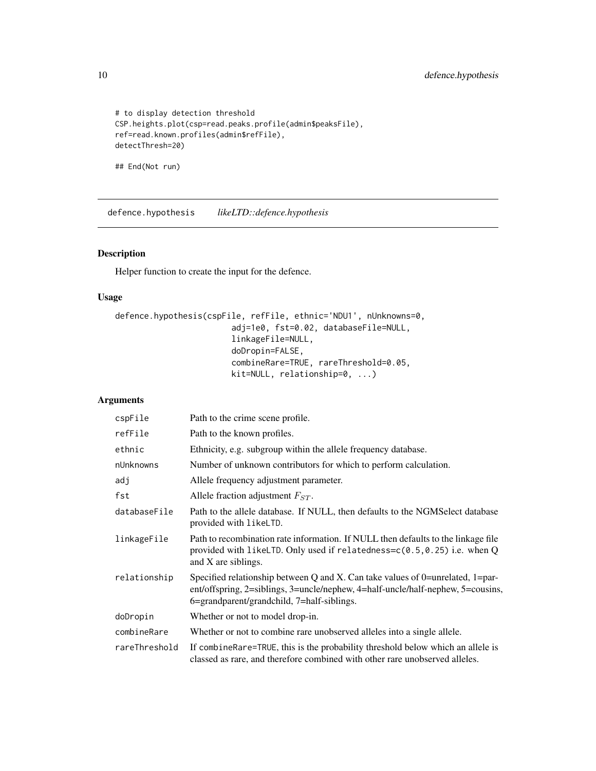```
# to display detection threshold
CSP.heights.plot(csp=read.peaks.profile(admin$peaksFile),
ref=read.known.profiles(admin$refFile),
detectThresh=20)

## End(Not run)
```

---

## defence.hypothesis *likeLTD::defence.hypothesis*

### Description

Helper function to create the input for the defence.

### Usage

```
defence.hypothesis(cspFile, refFile, ethnic='NDU1', nUnknowns=0,
                        adj=1e0, fst=0.02, databaseFile=NULL,
                        linkageFile=NULL,
                        doDropin=FALSE,
                        combineRare=TRUE, rareThreshold=0.05,
                        kit=NULL, relationship=0, ...)
```

### Arguments

| | |
|---|---|
| cspFile | Path to the crime scene profile. |
| refFile | Path to the known profiles. |
| ethnic | Ethnicity, e.g. subgroup within the allele frequency database. |
| nUnknowns | Number of unknown contributors for which to perform calculation. |
| adj | Allele frequency adjustment parameter. |
| fst | Allele fraction adjustment $F_{ST}$. |
| databaseFile | Path to the allele database. If NULL, then defaults to the NGMSelect database provided with likeLTD. |
| linkageFile | Path to recombination rate information. If NULL then defaults to the linkage file provided with likeLTD. Only used if relatedness=c(0.5,0.25) i.e. when Q and X are siblings. |
| relationship | Specified relationship between Q and X. Can take values of 0=unrelated, 1=parent/offspring, 2=siblings, 3=uncle/nephew, 4=half-uncle/half-nephew, 5=cousins, 6=grandparent/grandchild, 7=half-siblings. |
| doDropin | Whether or not to model drop-in. |
| combineRare | Whether or not to combine rare unobserved alleles into a single allele. |
| rareThreshold | If combineRare=TRUE, this is the probability threshold below which an allele is classed as rare, and therefore combined with other rare unobserved alleles. |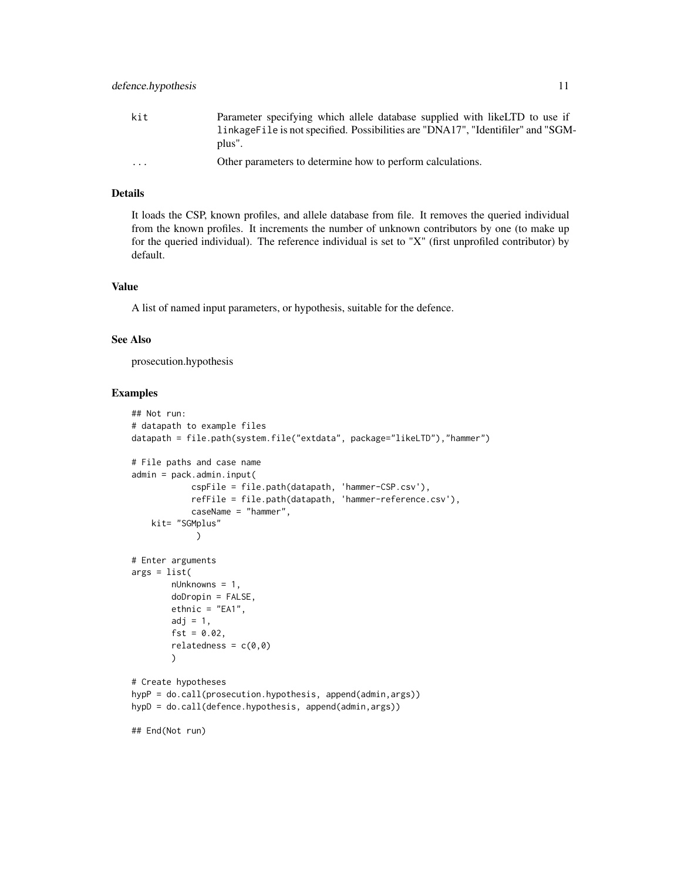| | |
|---|---|
| kit | Parameter specifying which allele database supplied with likeLTD to use if `linkageFile` is not specified. Possibilities are "DNA17", "Identifiler" and "SGM-plus". |
| ... | Other parameters to determine how to perform calculations. |

### Details

It loads the CSP, known profiles, and allele database from file. It removes the queried individual from the known profiles. It increments the number of unknown contributors by one (to make up for the queried individual). The reference individual is set to "X" (first unprofiled contributor) by default.

### Value

A list of named input parameters, or hypothesis, suitable for the defence.

### See Also

prosecution.hypothesis

### Examples

```
## Not run:
# datapath to example files
datapath = file.path(system.file("extdata", package="likeLTD"),"hammer")

# File paths and case name
admin = pack.admin.input(
            cspFile = file.path(datapath, 'hammer-CSP.csv'),
            refFile = file.path(datapath, 'hammer-reference.csv'),
            caseName = "hammer",
    kit= "SGMplus"
             )

# Enter arguments
args = list(
        nUnknowns = 1,
        doDropin = FALSE,
        ethnic = "EA1",
        adj = 1,
        fst = 0.02,
        relatedness = c(0,0)
        )

# Create hypotheses
hypP = do.call(prosecution.hypothesis, append(admin,args))
hypD = do.call(defence.hypothesis, append(admin,args))

## End(Not run)
```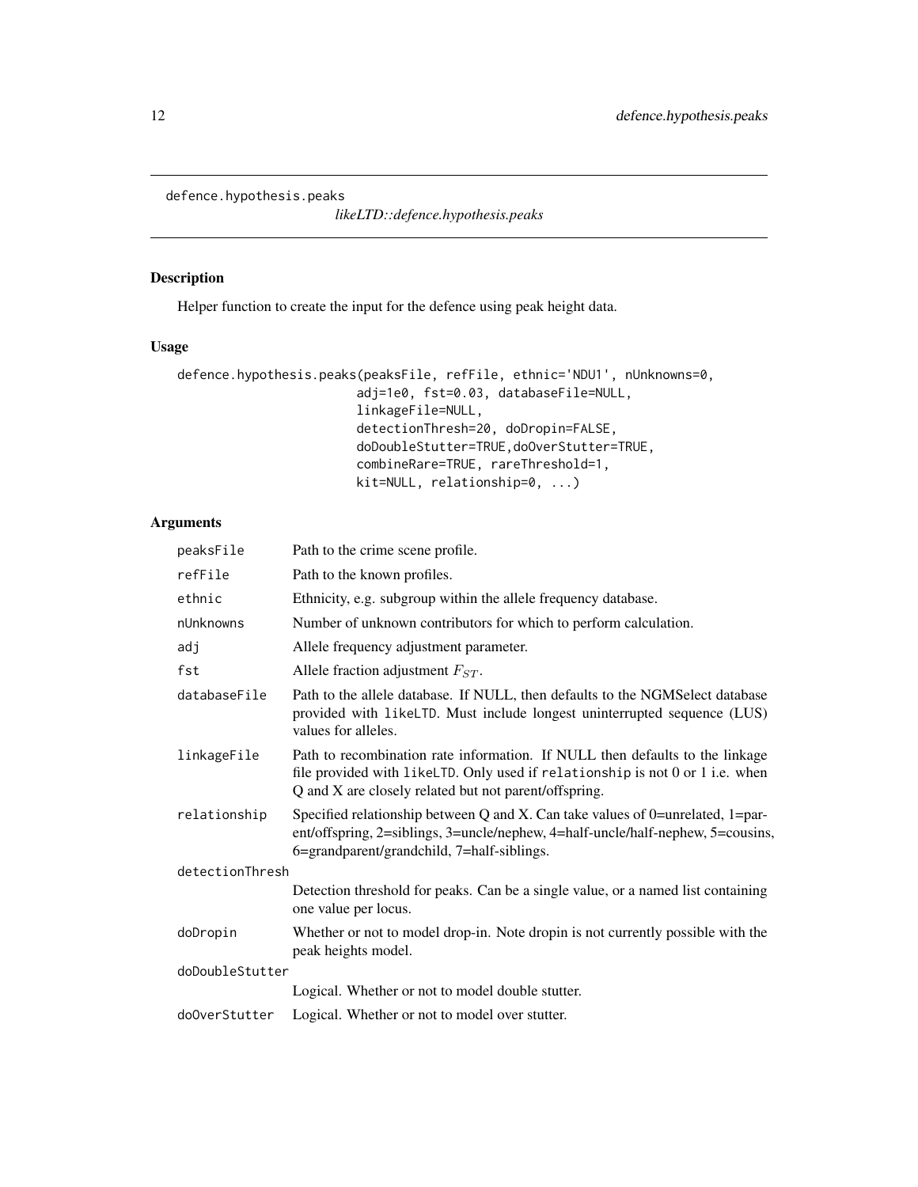defence.hypothesis.peaks    *likeLTD::defence.hypothesis.peaks*

## Description

Helper function to create the input for the defence using peak height data.

## Usage

```
defence.hypothesis.peaks(peaksFile, refFile, ethnic='NDU1', nUnknowns=0,
                        adj=1e0, fst=0.03, databaseFile=NULL,
                        linkageFile=NULL,
                        detectionThresh=20, doDropin=FALSE,
                        doDoubleStutter=TRUE,doOverStutter=TRUE,
                        combineRare=TRUE, rareThreshold=1,
                        kit=NULL, relationship=0, ...)
```

## Arguments

| | |
|---|---|
| peaksFile | Path to the crime scene profile. |
| refFile | Path to the known profiles. |
| ethnic | Ethnicity, e.g. subgroup within the allele frequency database. |
| nUnknowns | Number of unknown contributors for which to perform calculation. |
| adj | Allele frequency adjustment parameter. |
| fst | Allele fraction adjustment $F_{ST}$. |
| databaseFile | Path to the allele database. If NULL, then defaults to the NGMSelect database provided with likeLTD. Must include longest uninterrupted sequence (LUS) values for alleles. |
| linkageFile | Path to recombination rate information. If NULL then defaults to the linkage file provided with likeLTD. Only used if relationship is not 0 or 1 i.e. when Q and X are closely related but not parent/offspring. |
| relationship | Specified relationship between Q and X. Can take values of 0=unrelated, 1=parent/offspring, 2=siblings, 3=uncle/nephew, 4=half-uncle/half-nephew, 5=cousins, 6=grandparent/grandchild, 7=half-siblings. |
| detectionThresh | Detection threshold for peaks. Can be a single value, or a named list containing one value per locus. |
| doDropin | Whether or not to model drop-in. Note dropin is not currently possible with the peak heights model. |
| doDoubleStutter | Logical. Whether or not to model double stutter. |
| doOverStutter | Logical. Whether or not to model over stutter. |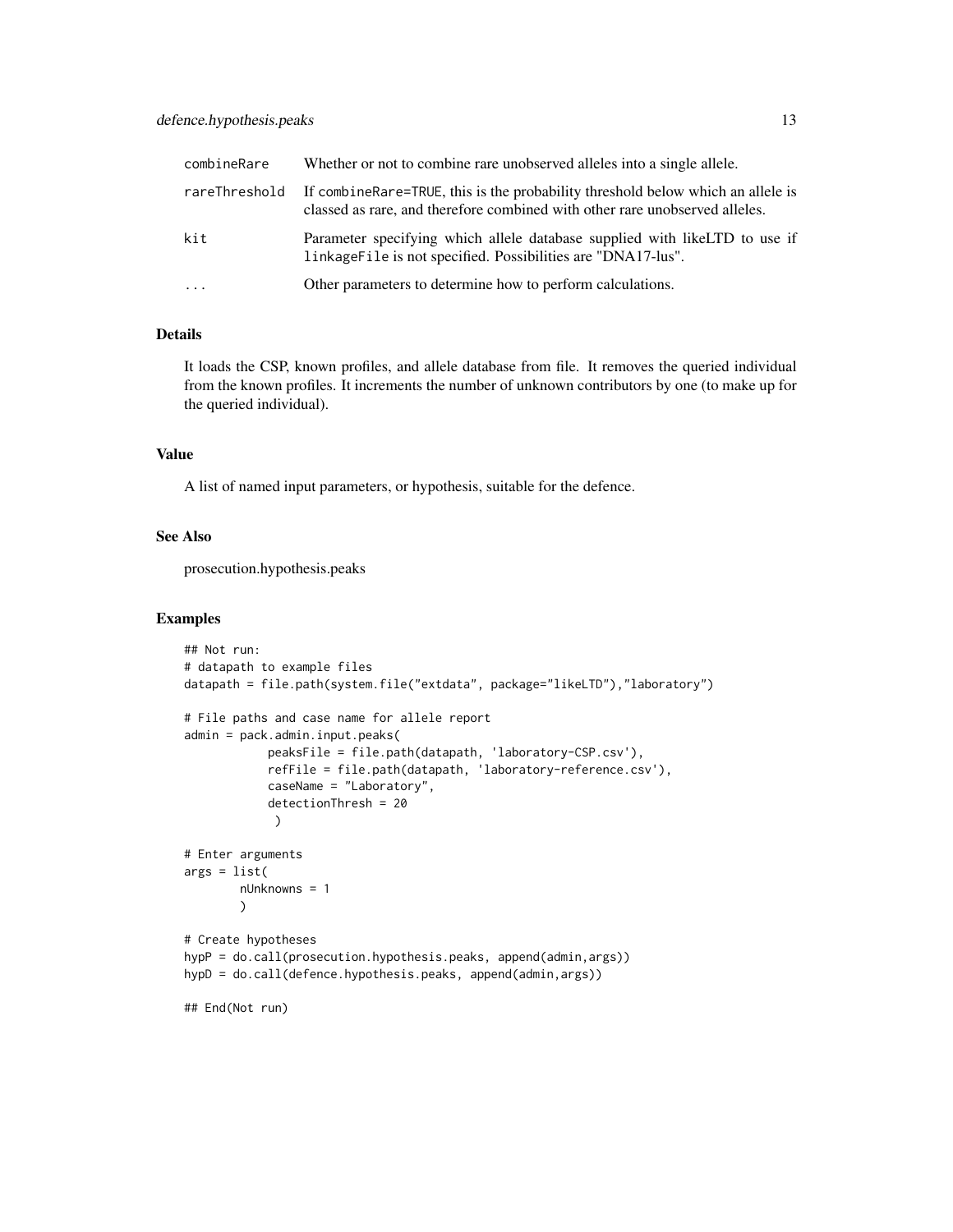| | |
|---|---|
| combineRare | Whether or not to combine rare unobserved alleles into a single allele. |
| rareThreshold | If combineRare=TRUE, this is the probability threshold below which an allele is classed as rare, and therefore combined with other rare unobserved alleles. |
| kit | Parameter specifying which allele database supplied with likeLTD to use if linkageFile is not specified. Possibilities are "DNA17-lus". |
| ... | Other parameters to determine how to perform calculations. |

## Details

It loads the CSP, known profiles, and allele database from file. It removes the queried individual from the known profiles. It increments the number of unknown contributors by one (to make up for the queried individual).

## Value

A list of named input parameters, or hypothesis, suitable for the defence.

## See Also

prosecution.hypothesis.peaks

## Examples

```
## Not run:
# datapath to example files
datapath = file.path(system.file("extdata", package="likeLTD"),"laboratory")

# File paths and case name for allele report
admin = pack.admin.input.peaks(
            peaksFile = file.path(datapath, 'laboratory-CSP.csv'),
            refFile = file.path(datapath, 'laboratory-reference.csv'),
            caseName = "Laboratory",
            detectionThresh = 20
             )

# Enter arguments
args = list(
        nUnknowns = 1
        )

# Create hypotheses
hypP = do.call(prosecution.hypothesis.peaks, append(admin,args))
hypD = do.call(defence.hypothesis.peaks, append(admin,args))

## End(Not run)
```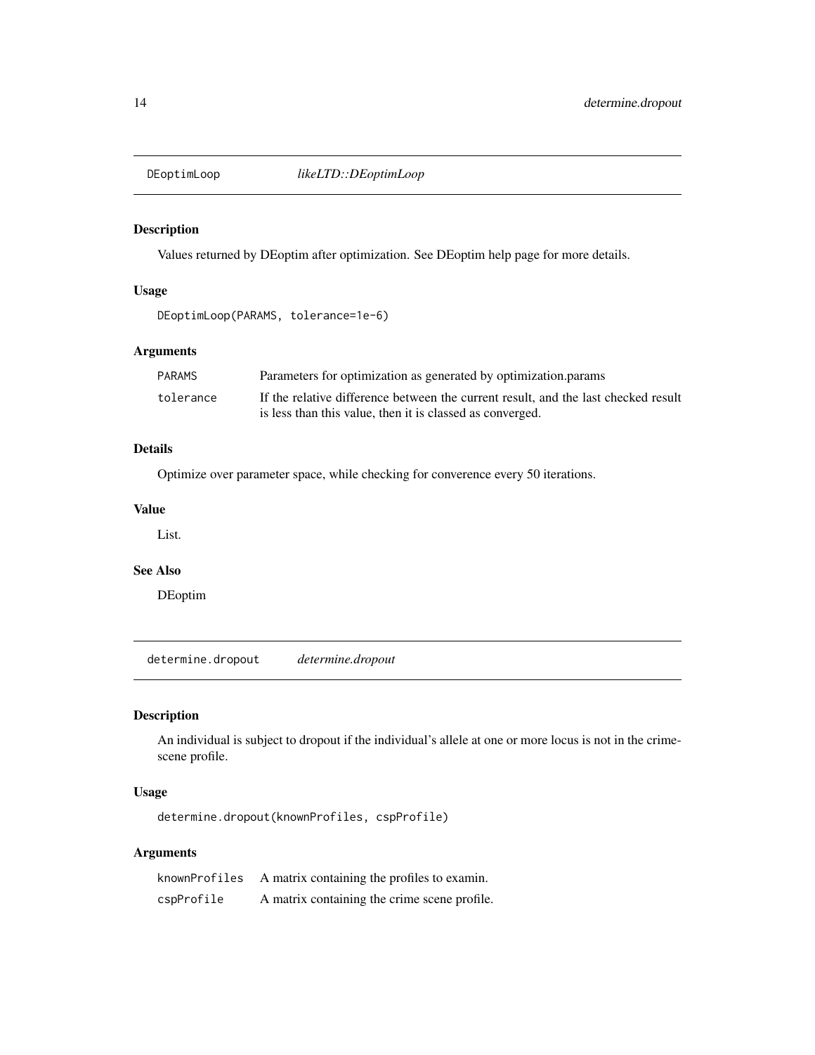## DEoptimLoop *likeLTD::DEoptimLoop*

### Description

Values returned by DEoptim after optimization. See DEoptim help page for more details.

### Usage

```
DEoptimLoop(PARAMS, tolerance=1e-6)
```

### Arguments

| | |
|---|---|
| PARAMS | Parameters for optimization as generated by optimization.params |
| tolerance | If the relative difference between the current result, and the last checked result is less than this value, then it is classed as converged. |

### Details

Optimize over parameter space, while checking for converence every 50 iterations.

### Value

List.

### See Also

DEoptim

## determine.dropout *determine.dropout*

### Description

An individual is subject to dropout if the individual's allele at one or more locus is not in the crime-scene profile.

### Usage

```
determine.dropout(knownProfiles, cspProfile)
```

### Arguments

| | |
|---|---|
| knownProfiles | A matrix containing the profiles to examin. |
| cspProfile | A matrix containing the crime scene profile. |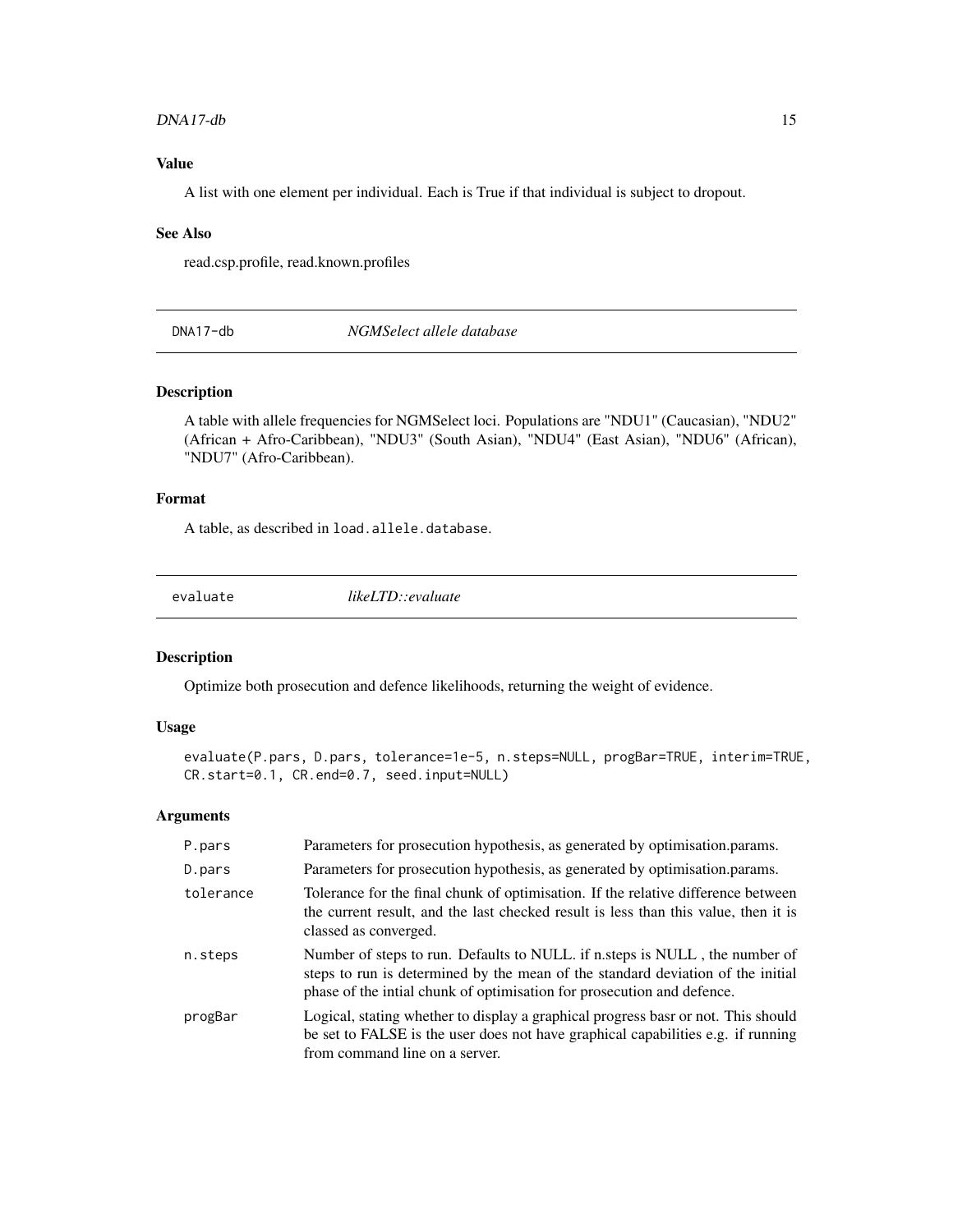### Value

A list with one element per individual. Each is True if that individual is subject to dropout.

### See Also

read.csp.profile, read.known.profiles

---

## DNA17-db — *NGMSelect allele database*

### Description

A table with allele frequencies for NGMSelect loci. Populations are "NDU1" (Caucasian), "NDU2" (African + Afro-Caribbean), "NDU3" (South Asian), "NDU4" (East Asian), "NDU6" (African), "NDU7" (Afro-Caribbean).

### Format

A table, as described in `load.allele.database`.

---

## evaluate — *likeLTD::evaluate*

### Description

Optimize both prosecution and defence likelihoods, returning the weight of evidence.

### Usage

```
evaluate(P.pars, D.pars, tolerance=1e-5, n.steps=NULL, progBar=TRUE, interim=TRUE,
CR.start=0.1, CR.end=0.7, seed.input=NULL)
```

### Arguments

| | |
|---|---|
| `P.pars` | Parameters for prosecution hypothesis, as generated by optimisation.params. |
| `D.pars` | Parameters for prosecution hypothesis, as generated by optimisation.params. |
| `tolerance` | Tolerance for the final chunk of optimisation. If the relative difference between the current result, and the last checked result is less than this value, then it is classed as converged. |
| `n.steps` | Number of steps to run. Defaults to NULL. if n.steps is NULL , the number of steps to run is determined by the mean of the standard deviation of the initial phase of the intial chunk of optimisation for prosecution and defence. |
| `progBar` | Logical, stating whether to display a graphical progress basr or not. This should be set to FALSE is the user does not have graphical capabilities e.g. if running from command line on a server. |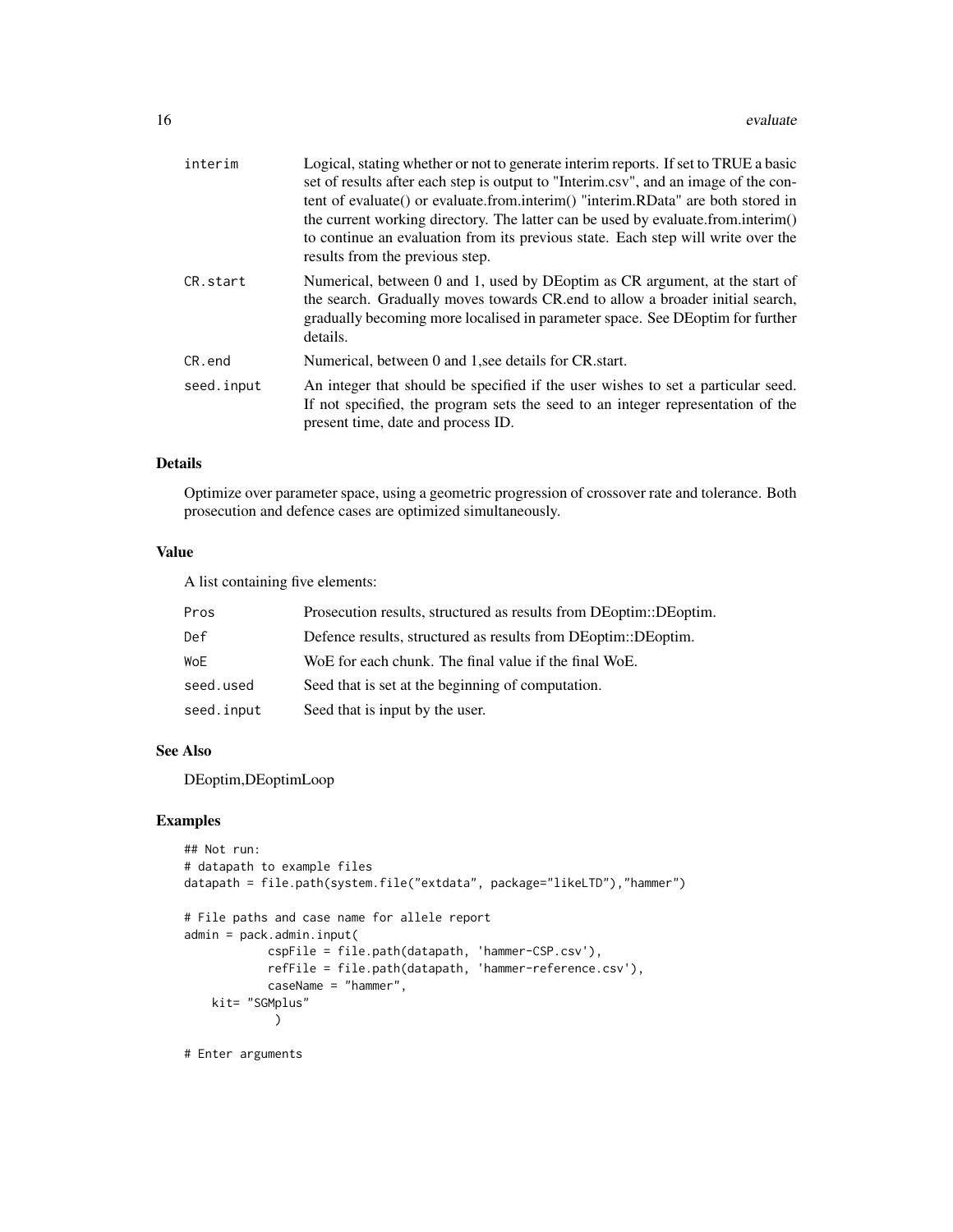| | |
|---|---|
| interim | Logical, stating whether or not to generate interim reports. If set to TRUE a basic set of results after each step is output to "Interim.csv", and an image of the content of evaluate() or evaluate.from.interim() "interim.RData" are both stored in the current working directory. The latter can be used by evaluate.from.interim() to continue an evaluation from its previous state. Each step will write over the results from the previous step. |
| CR.start | Numerical, between 0 and 1, used by DEoptim as CR argument, at the start of the search. Gradually moves towards CR.end to allow a broader initial search, gradually becoming more localised in parameter space. See DEoptim for further details. |
| CR.end | Numerical, between 0 and 1,see details for CR.start. |
| seed.input | An integer that should be specified if the user wishes to set a particular seed. If not specified, the program sets the seed to an integer representation of the present time, date and process ID. |

### Details

Optimize over parameter space, using a geometric progression of crossover rate and tolerance. Both prosecution and defence cases are optimized simultaneously.

### Value

A list containing five elements:

| | |
|---|---|
| Pros | Prosecution results, structured as results from DEoptim::DEoptim. |
| Def | Defence results, structured as results from DEoptim::DEoptim. |
| WoE | WoE for each chunk. The final value if the final WoE. |
| seed.used | Seed that is set at the beginning of computation. |
| seed.input | Seed that is input by the user. |

### See Also

DEoptim,DEoptimLoop

### Examples

```
## Not run:
# datapath to example files
datapath = file.path(system.file("extdata", package="likeLTD"),"hammer")

# File paths and case name for allele report
admin = pack.admin.input(
            cspFile = file.path(datapath, 'hammer-CSP.csv'),
            refFile = file.path(datapath, 'hammer-reference.csv'),
            caseName = "hammer",
    kit= "SGMplus"
             )

# Enter arguments
```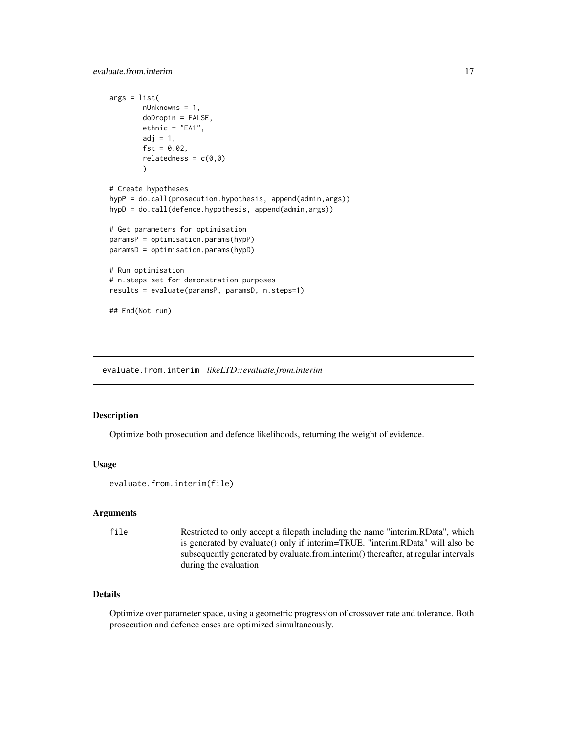```
args = list(
        nUnknowns = 1,
        doDropin = FALSE,
        ethnic = "EA1",
        adj = 1,
        fst = 0.02,
        relatedness = c(0,0)
        )

# Create hypotheses
hypP = do.call(prosecution.hypothesis, append(admin,args))
hypD = do.call(defence.hypothesis, append(admin,args))

# Get parameters for optimisation
paramsP = optimisation.params(hypP)
paramsD = optimisation.params(hypD)

# Run optimisation
# n.steps set for demonstration purposes
results = evaluate(paramsP, paramsD, n.steps=1)

## End(Not run)
```

## evaluate.from.interim *likeLTD::evaluate.from.interim*

### Description

Optimize both prosecution and defence likelihoods, returning the weight of evidence.

### Usage

```
evaluate.from.interim(file)
```

### Arguments

| | |
|---|---|
| file | Restricted to only accept a filepath including the name "interim.RData", which is generated by evaluate() only if interim=TRUE. "interim.RData" will also be subsequently generated by evaluate.from.interim() thereafter, at regular intervals during the evaluation |

### Details

Optimize over parameter space, using a geometric progression of crossover rate and tolerance. Both prosecution and defence cases are optimized simultaneously.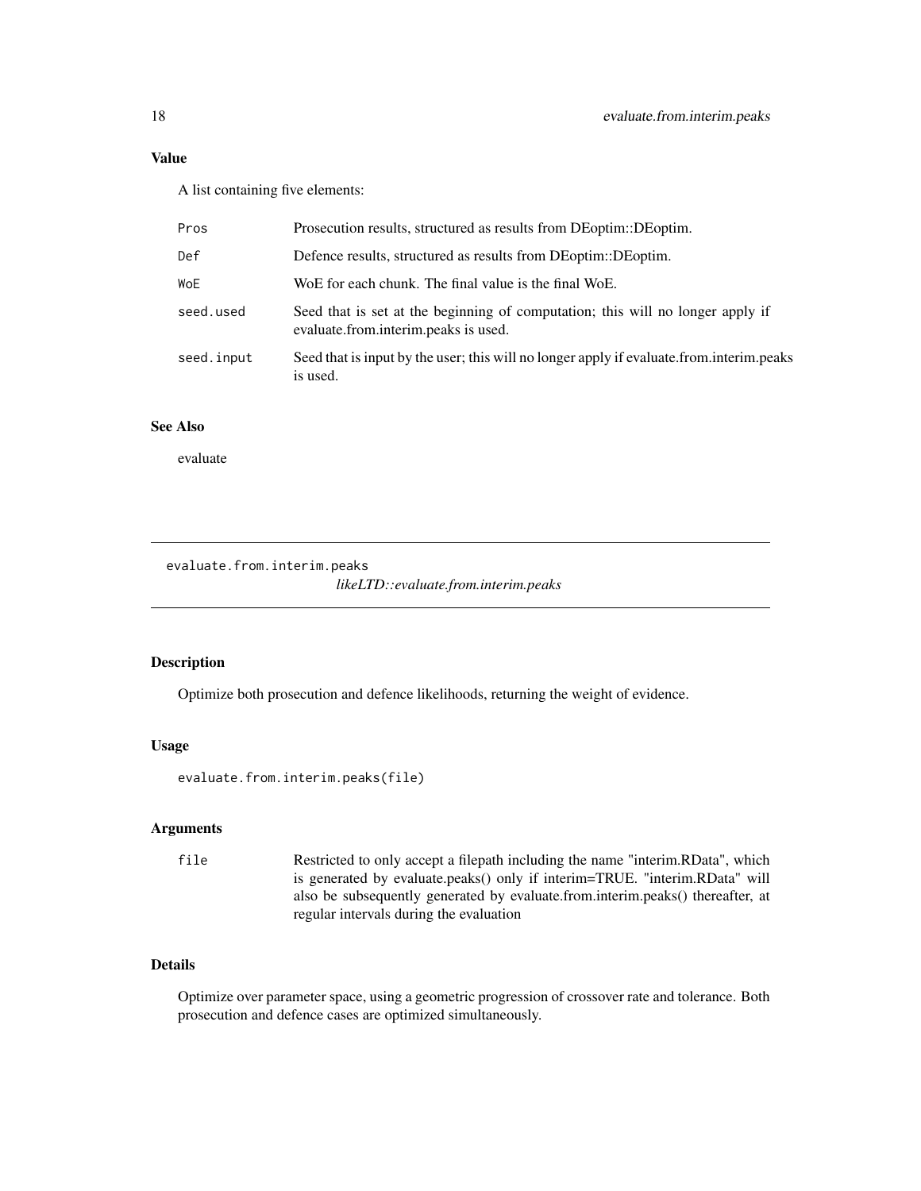### Value

A list containing five elements:

| | |
|---|---|
| `Pros` | Prosecution results, structured as results from DEoptim::DEoptim. |
| `Def` | Defence results, structured as results from DEoptim::DEoptim. |
| `WoE` | WoE for each chunk. The final value is the final WoE. |
| `seed.used` | Seed that is set at the beginning of computation; this will no longer apply if evaluate.from.interim.peaks is used. |
| `seed.input` | Seed that is input by the user; this will no longer apply if evaluate.from.interim.peaks is used. |

### See Also

evaluate

---

## evaluate.from.interim.peaks — *likeLTD::evaluate.from.interim.peaks*

---

### Description

Optimize both prosecution and defence likelihoods, returning the weight of evidence.

### Usage

```
evaluate.from.interim.peaks(file)
```

### Arguments

| | |
|---|---|
| `file` | Restricted to only accept a filepath including the name "interim.RData", which is generated by evaluate.peaks() only if interim=TRUE. "interim.RData" will also be subsequently generated by evaluate.from.interim.peaks() thereafter, at regular intervals during the evaluation |

### Details

Optimize over parameter space, using a geometric progression of crossover rate and tolerance. Both prosecution and defence cases are optimized simultaneously.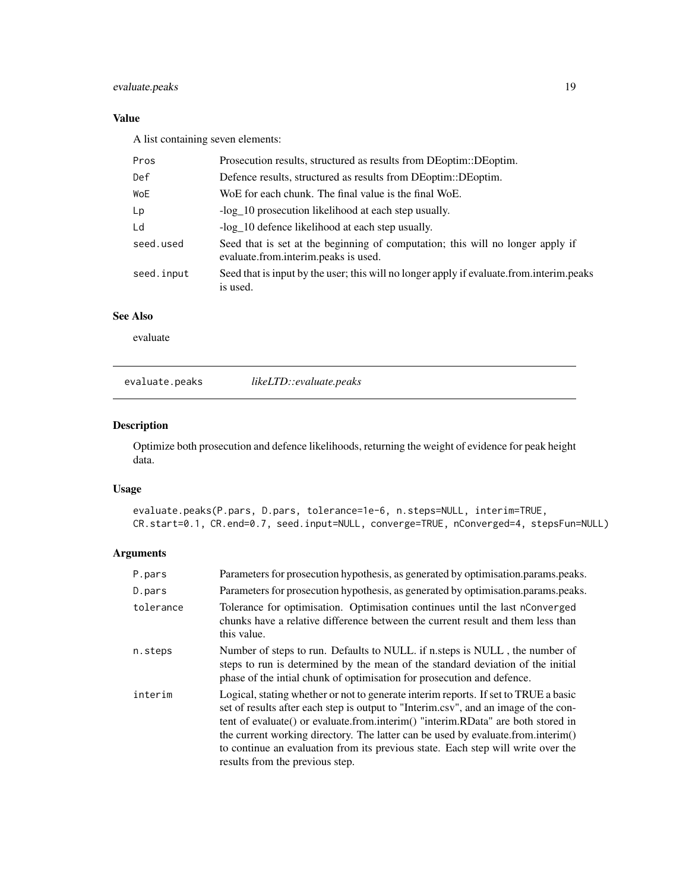## Value

A list containing seven elements:

| | |
|---|---|
| Pros | Prosecution results, structured as results from DEoptim::DEoptim. |
| Def | Defence results, structured as results from DEoptim::DEoptim. |
| WoE | WoE for each chunk. The final value is the final WoE. |
| Lp | -log_10 prosecution likelihood at each step usually. |
| Ld | -log_10 defence likelihood at each step usually. |
| seed.used | Seed that is set at the beginning of computation; this will no longer apply if evaluate.from.interim.peaks is used. |
| seed.input | Seed that is input by the user; this will no longer apply if evaluate.from.interim.peaks is used. |

## See Also

evaluate

---

# evaluate.peaks *likeLTD::evaluate.peaks*

## Description

Optimize both prosecution and defence likelihoods, returning the weight of evidence for peak height data.

## Usage

```
evaluate.peaks(P.pars, D.pars, tolerance=1e-6, n.steps=NULL, interim=TRUE,
CR.start=0.1, CR.end=0.7, seed.input=NULL, converge=TRUE, nConverged=4, stepsFun=NULL)
```

## Arguments

| | |
|---|---|
| P.pars | Parameters for prosecution hypothesis, as generated by optimisation.params.peaks. |
| D.pars | Parameters for prosecution hypothesis, as generated by optimisation.params.peaks. |
| tolerance | Tolerance for optimisation. Optimisation continues until the last nConverged chunks have a relative difference between the current result and them less than this value. |
| n.steps | Number of steps to run. Defaults to NULL. if n.steps is NULL , the number of steps to run is determined by the mean of the standard deviation of the initial phase of the intial chunk of optimisation for prosecution and defence. |
| interim | Logical, stating whether or not to generate interim reports. If set to TRUE a basic set of results after each step is output to "Interim.csv", and an image of the content of evaluate() or evaluate.from.interim() "interim.RData" are both stored in the current working directory. The latter can be used by evaluate.from.interim() to continue an evaluation from its previous state. Each step will write over the results from the previous step. |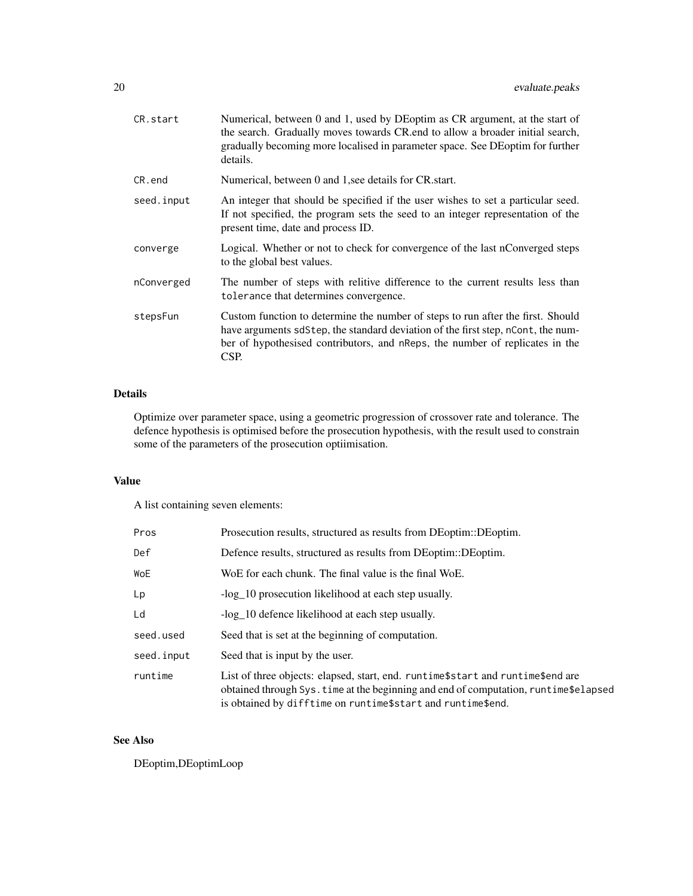| | |
|---|---|
| `CR.start` | Numerical, between 0 and 1, used by DEoptim as CR argument, at the start of the search. Gradually moves towards CR.end to allow a broader initial search, gradually becoming more localised in parameter space. See DEoptim for further details. |
| `CR.end` | Numerical, between 0 and 1,see details for CR.start. |
| `seed.input` | An integer that should be specified if the user wishes to set a particular seed. If not specified, the program sets the seed to an integer representation of the present time, date and process ID. |
| `converge` | Logical. Whether or not to check for convergence of the last nConverged steps to the global best values. |
| `nConverged` | The number of steps with relitive difference to the current results less than `tolerance` that determines convergence. |
| `stepsFun` | Custom function to determine the number of steps to run after the first. Should have arguments `sdStep`, the standard deviation of the first step, `nCont`, the number of hypothesised contributors, and `nReps`, the number of replicates in the CSP. |

## Details

Optimize over parameter space, using a geometric progression of crossover rate and tolerance. The defence hypothesis is optimised before the prosecution hypothesis, with the result used to constrain some of the parameters of the prosecution optiimisation.

## Value

A list containing seven elements:

| | |
|---|---|
| `Pros` | Prosecution results, structured as results from DEoptim::DEoptim. |
| `Def` | Defence results, structured as results from DEoptim::DEoptim. |
| `WoE` | WoE for each chunk. The final value is the final WoE. |
| `Lp` | -log_10 prosecution likelihood at each step usually. |
| `Ld` | -log_10 defence likelihood at each step usually. |
| `seed.used` | Seed that is set at the beginning of computation. |
| `seed.input` | Seed that is input by the user. |
| `runtime` | List of three objects: elapsed, start, end. `runtime$start` and `runtime$end` are obtained through `Sys.time` at the beginning and end of computation, `runtime$elapsed` is obtained by `difftime` on `runtime$start` and `runtime$end`. |

## See Also

DEoptim,DEoptimLoop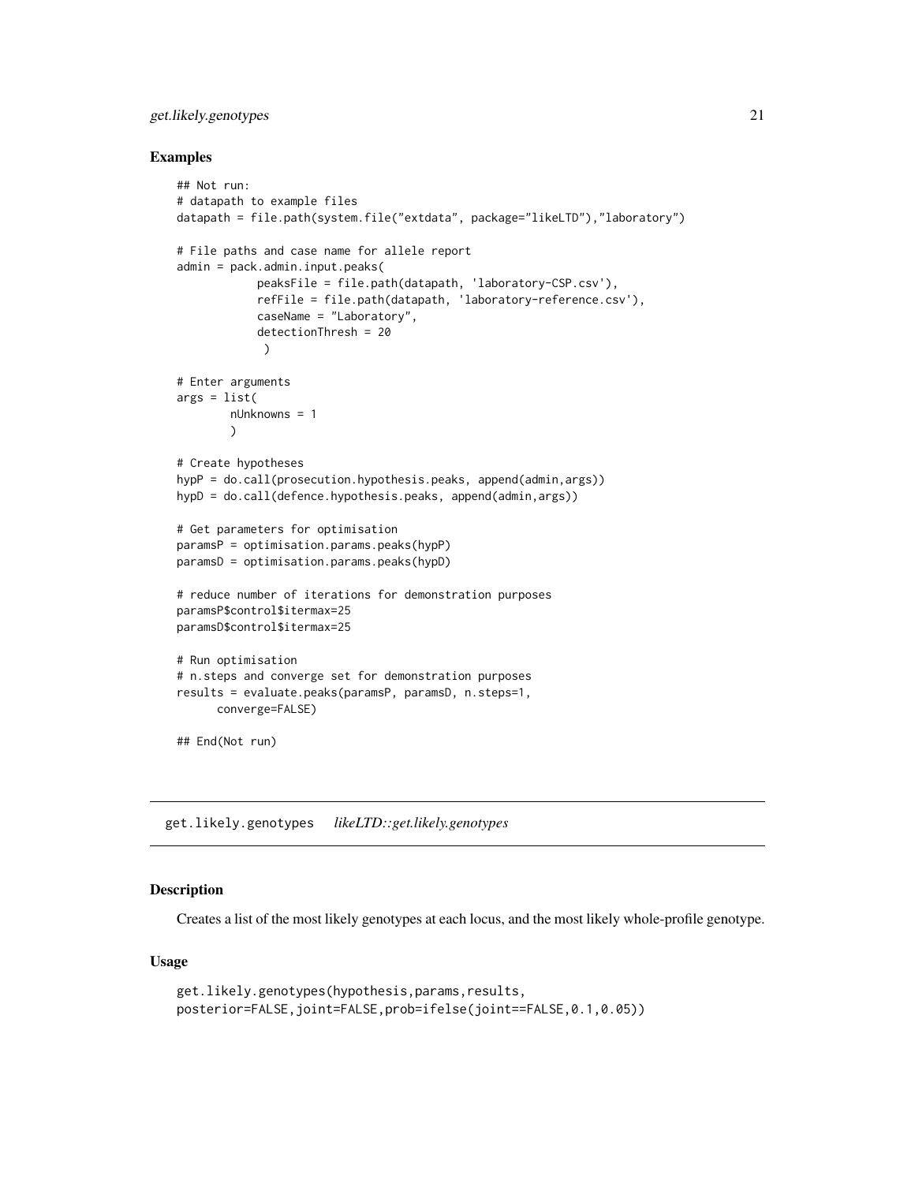## Examples

```
## Not run:
# datapath to example files
datapath = file.path(system.file("extdata", package="likeLTD"),"laboratory")

# File paths and case name for allele report
admin = pack.admin.input.peaks(
            peaksFile = file.path(datapath, 'laboratory-CSP.csv'),
            refFile = file.path(datapath, 'laboratory-reference.csv'),
            caseName = "Laboratory",
            detectionThresh = 20
             )

# Enter arguments
args = list(
        nUnknowns = 1
        )

# Create hypotheses
hypP = do.call(prosecution.hypothesis.peaks, append(admin,args))
hypD = do.call(defence.hypothesis.peaks, append(admin,args))

# Get parameters for optimisation
paramsP = optimisation.params.peaks(hypP)
paramsD = optimisation.params.peaks(hypD)

# reduce number of iterations for demonstration purposes
paramsP$control$itermax=25
paramsD$control$itermax=25

# Run optimisation
# n.steps and converge set for demonstration purposes
results = evaluate.peaks(paramsP, paramsD, n.steps=1,
      converge=FALSE)

## End(Not run)
```

---

# get.likely.genotypes *likeLTD::get.likely.genotypes*

## Description

Creates a list of the most likely genotypes at each locus, and the most likely whole-profile genotype.

## Usage

```
get.likely.genotypes(hypothesis,params,results,
posterior=FALSE,joint=FALSE,prob=ifelse(joint==FALSE,0.1,0.05))
```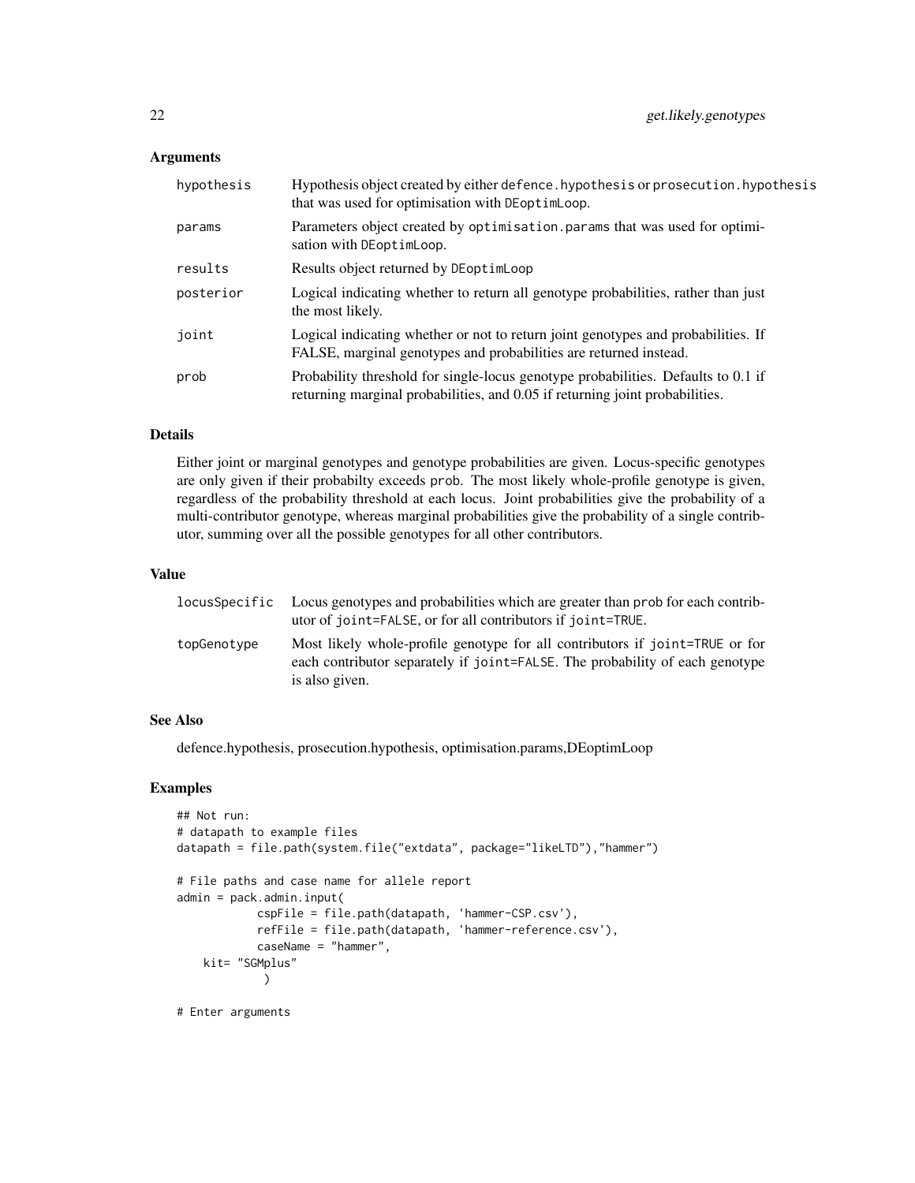### Arguments

| | |
|---|---|
| hypothesis | Hypothesis object created by either `defence.hypothesis` or `prosecution.hypothesis` that was used for optimisation with `DEoptimLoop`. |
| params | Parameters object created by `optimisation.params` that was used for optimisation with `DEoptimLoop`. |
| results | Results object returned by `DEoptimLoop` |
| posterior | Logical indicating whether to return all genotype probabilities, rather than just the most likely. |
| joint | Logical indicating whether or not to return joint genotypes and probabilities. If FALSE, marginal genotypes and probabilities are returned instead. |
| prob | Probability threshold for single-locus genotype probabilities. Defaults to 0.1 if returning marginal probabilities, and 0.05 if returning joint probabilities. |

### Details

Either joint or marginal genotypes and genotype probabilities are given. Locus-specific genotypes are only given if their probabilty exceeds `prob`. The most likely whole-profile genotype is given, regardless of the probability threshold at each locus. Joint probabilities give the probability of a multi-contributor genotype, whereas marginal probabilities give the probability of a single contributor, summing over all the possible genotypes for all other contributors.

### Value

| | |
|---|---|
| locusSpecific | Locus genotypes and probabilities which are greater than `prob` for each contributor of `joint=FALSE`, or for all contributors if `joint=TRUE`. |
| topGenotype | Most likely whole-profile genotype for all contributors if `joint=TRUE` or for each contributor separately if `joint=FALSE`. The probability of each genotype is also given. |

### See Also

defence.hypothesis, prosecution.hypothesis, optimisation.params,DEoptimLoop

### Examples

```
## Not run:
# datapath to example files
datapath = file.path(system.file("extdata", package="likeLTD"),"hammer")

# File paths and case name for allele report
admin = pack.admin.input(
            cspFile = file.path(datapath, 'hammer-CSP.csv'),
            refFile = file.path(datapath, 'hammer-reference.csv'),
            caseName = "hammer",
    kit= "SGMplus"
             )

# Enter arguments
```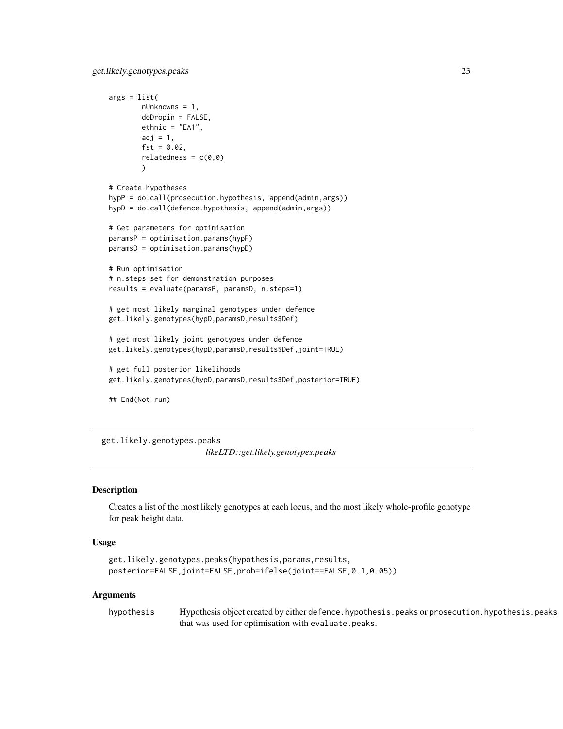```
args = list(
        nUnknowns = 1,
        doDropin = FALSE,
        ethnic = "EA1",
        adj = 1,
        fst = 0.02,
        relatedness = c(0,0)
        )

# Create hypotheses
hypP = do.call(prosecution.hypothesis, append(admin,args))
hypD = do.call(defence.hypothesis, append(admin,args))

# Get parameters for optimisation
paramsP = optimisation.params(hypP)
paramsD = optimisation.params(hypD)

# Run optimisation
# n.steps set for demonstration purposes
results = evaluate(paramsP, paramsD, n.steps=1)

# get most likely marginal genotypes under defence
get.likely.genotypes(hypD,paramsD,results$Def)

# get most likely joint genotypes under defence
get.likely.genotypes(hypD,paramsD,results$Def,joint=TRUE)

# get full posterior likelihoods
get.likely.genotypes(hypD,paramsD,results$Def,posterior=TRUE)

## End(Not run)
```

---

## get.likely.genotypes.peaks

*likeLTD::get.likely.genotypes.peaks*

---

### Description

Creates a list of the most likely genotypes at each locus, and the most likely whole-profile genotype for peak height data.

### Usage

```
get.likely.genotypes.peaks(hypothesis,params,results,
posterior=FALSE,joint=FALSE,prob=ifelse(joint==FALSE,0.1,0.05))
```

### Arguments

| | |
|---|---|
| hypothesis | Hypothesis object created by either `defence.hypothesis.peaks` or `prosecution.hypothesis.peaks` that was used for optimisation with `evaluate.peaks`. |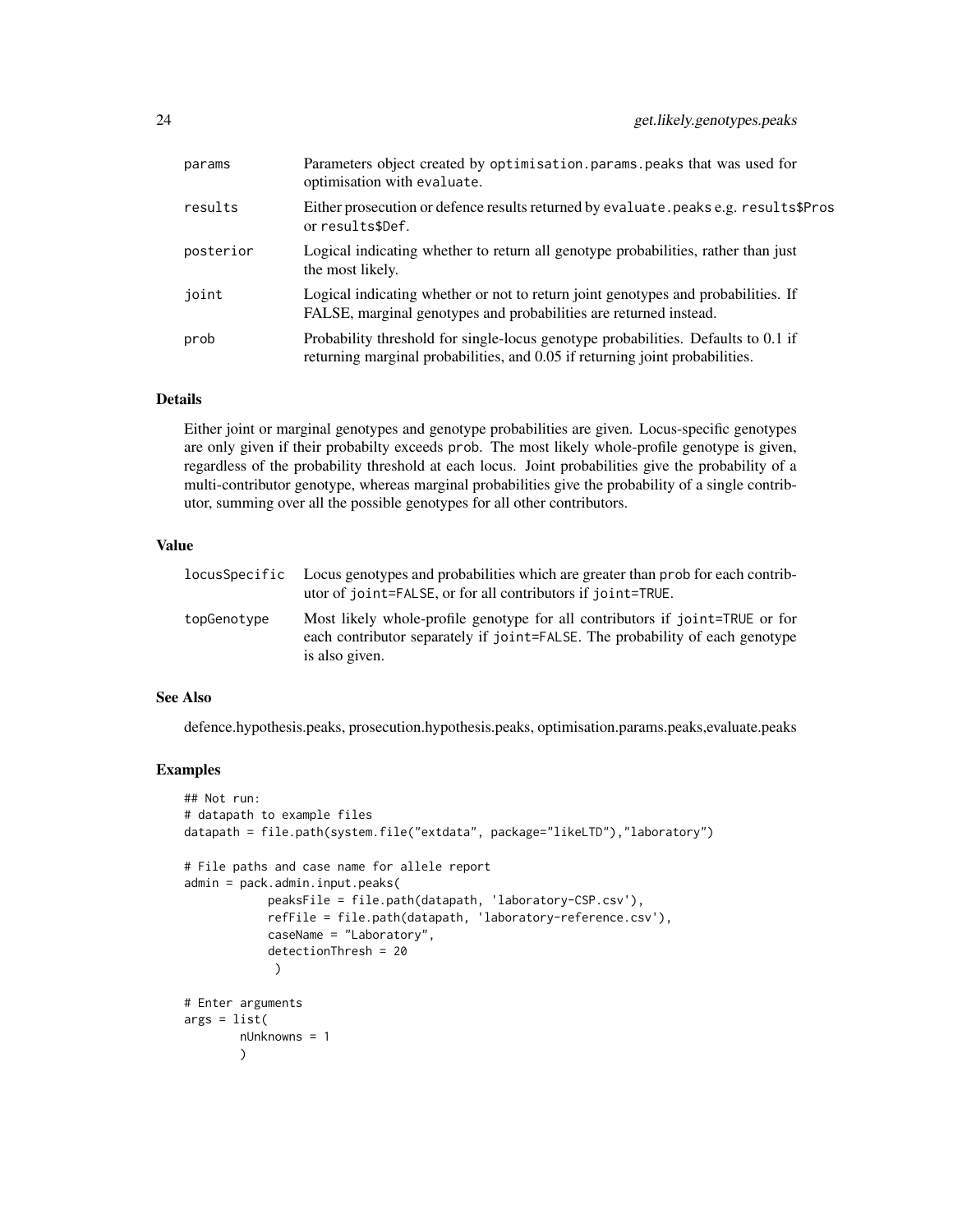| | |
|---|---|
| params | Parameters object created by optimisation.params.peaks that was used for optimisation with evaluate. |
| results | Either prosecution or defence results returned by evaluate.peaks e.g. results$Pros or results$Def. |
| posterior | Logical indicating whether to return all genotype probabilities, rather than just the most likely. |
| joint | Logical indicating whether or not to return joint genotypes and probabilities. If FALSE, marginal genotypes and probabilities are returned instead. |
| prob | Probability threshold for single-locus genotype probabilities. Defaults to 0.1 if returning marginal probabilities, and 0.05 if returning joint probabilities. |

## Details

Either joint or marginal genotypes and genotype probabilities are given. Locus-specific genotypes are only given if their probabilty exceeds prob. The most likely whole-profile genotype is given, regardless of the probability threshold at each locus. Joint probabilities give the probability of a multi-contributor genotype, whereas marginal probabilities give the probability of a single contributor, summing over all the possible genotypes for all other contributors.

## Value

| | |
|---|---|
| locusSpecific | Locus genotypes and probabilities which are greater than prob for each contributor of joint=FALSE, or for all contributors if joint=TRUE. |
| topGenotype | Most likely whole-profile genotype for all contributors if joint=TRUE or for each contributor separately if joint=FALSE. The probability of each genotype is also given. |

## See Also

defence.hypothesis.peaks, prosecution.hypothesis.peaks, optimisation.params.peaks,evaluate.peaks

## Examples

```
## Not run:
# datapath to example files
datapath = file.path(system.file("extdata", package="likeLTD"),"laboratory")

# File paths and case name for allele report
admin = pack.admin.input.peaks(
            peaksFile = file.path(datapath, 'laboratory-CSP.csv'),
            refFile = file.path(datapath, 'laboratory-reference.csv'),
            caseName = "Laboratory",
            detectionThresh = 20
             )

# Enter arguments
args = list(
        nUnknowns = 1
        )
```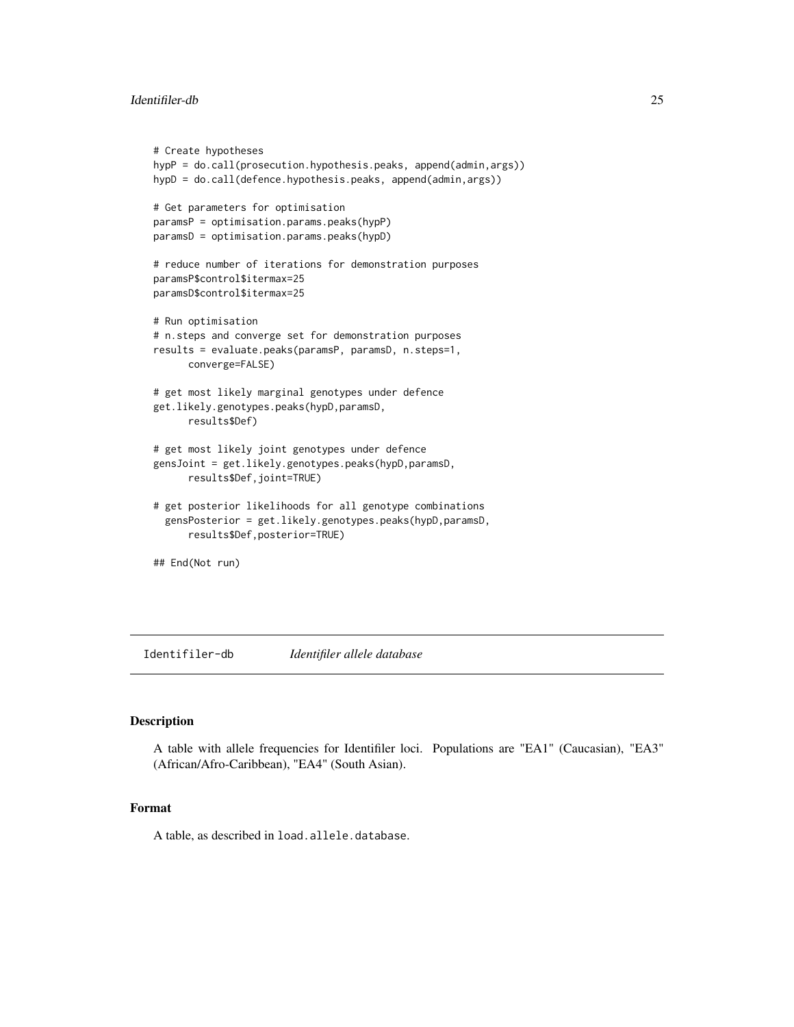```
# Create hypotheses
hypP = do.call(prosecution.hypothesis.peaks, append(admin,args))
hypD = do.call(defence.hypothesis.peaks, append(admin,args))

# Get parameters for optimisation
paramsP = optimisation.params.peaks(hypP)
paramsD = optimisation.params.peaks(hypD)

# reduce number of iterations for demonstration purposes
paramsP$control$itermax=25
paramsD$control$itermax=25

# Run optimisation
# n.steps and converge set for demonstration purposes
results = evaluate.peaks(paramsP, paramsD, n.steps=1,
      converge=FALSE)

# get most likely marginal genotypes under defence
get.likely.genotypes.peaks(hypD,paramsD,
      results$Def)

# get most likely joint genotypes under defence
gensJoint = get.likely.genotypes.peaks(hypD,paramsD,
      results$Def,joint=TRUE)

# get posterior likelihoods for all genotype combinations
  gensPosterior = get.likely.genotypes.peaks(hypD,paramsD,
      results$Def,posterior=TRUE)

## End(Not run)
```

## Identifiler-db *Identifiler allele database*

### Description

A table with allele frequencies for Identifiler loci. Populations are "EA1" (Caucasian), "EA3" (African/Afro-Caribbean), "EA4" (South Asian).

### Format

A table, as described in `load.allele.database`.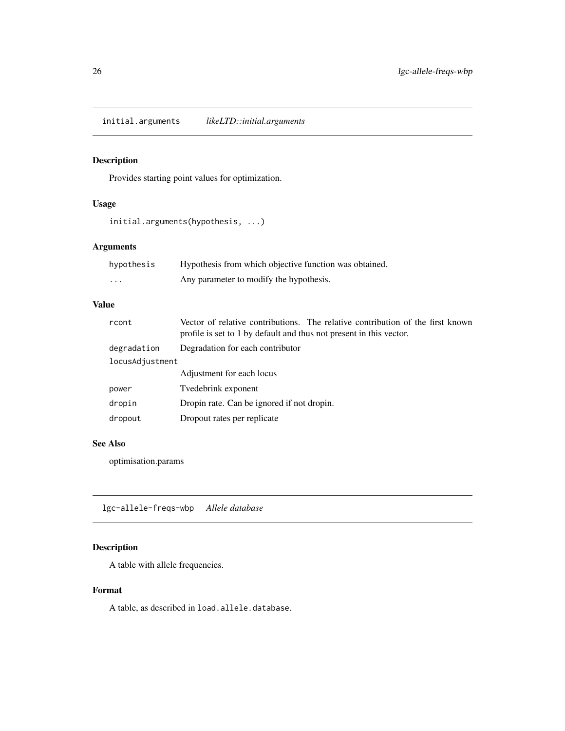## initial.arguments *likeLTD::initial.arguments*

### Description

Provides starting point values for optimization.

### Usage

```
initial.arguments(hypothesis, ...)
```

### Arguments

| | |
|---|---|
| hypothesis | Hypothesis from which objective function was obtained. |
| ... | Any parameter to modify the hypothesis. |

### Value

| | |
|---|---|
| rcont | Vector of relative contributions. The relative contribution of the first known profile is set to 1 by default and thus not present in this vector. |
| degradation | Degradation for each contributor |
| locusAdjustment | Adjustment for each locus |
| power | Tvedebrink exponent |
| dropin | Dropin rate. Can be ignored if not dropin. |
| dropout | Dropout rates per replicate |

### See Also

optimisation.params

## lgc-allele-freqs-wbp *Allele database*

### Description

A table with allele frequencies.

### Format

A table, as described in `load.allele.database`.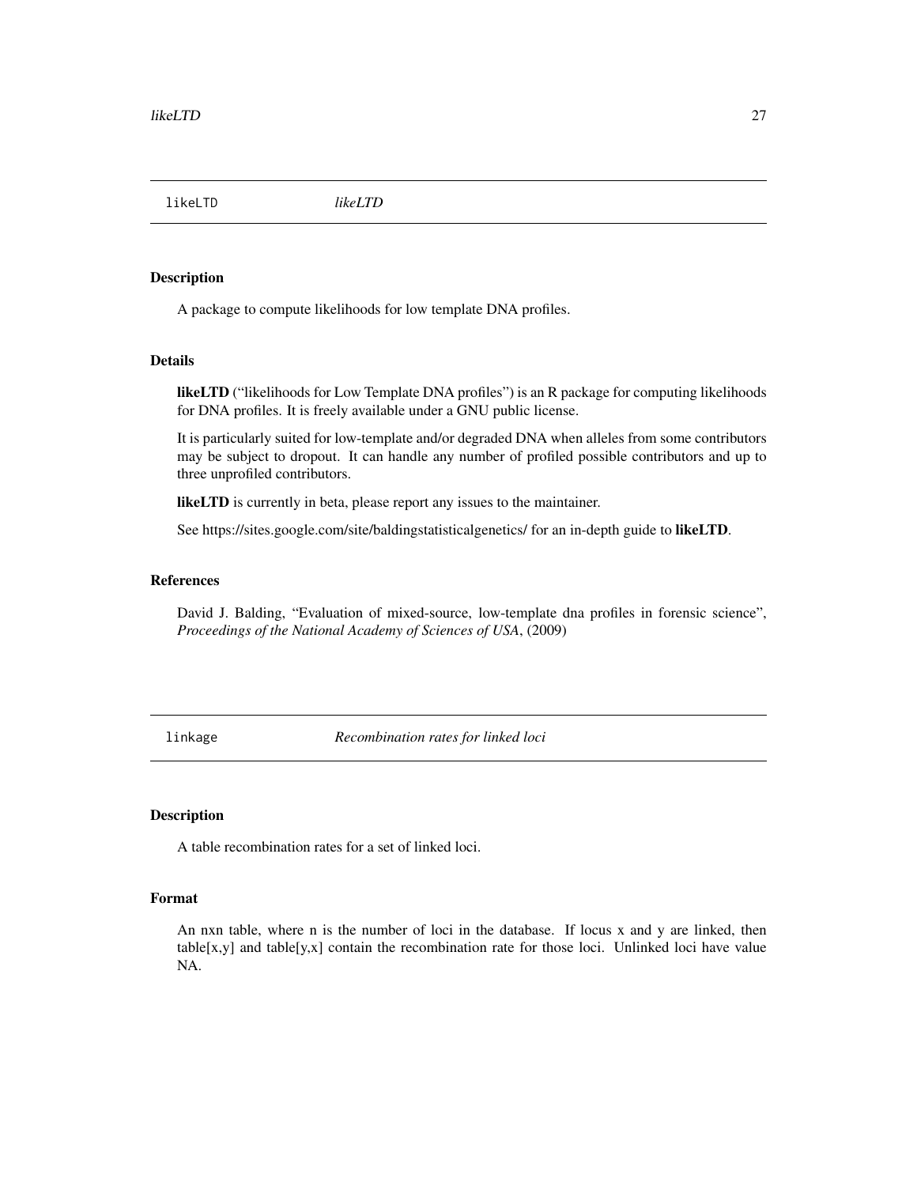## likeLTD *likeLTD*

### Description

A package to compute likelihoods for low template DNA profiles.

### Details

**likeLTD** ("likelihoods for Low Template DNA profiles") is an R package for computing likelihoods for DNA profiles. It is freely available under a GNU public license.

It is particularly suited for low-template and/or degraded DNA when alleles from some contributors may be subject to dropout. It can handle any number of profiled possible contributors and up to three unprofiled contributors.

**likeLTD** is currently in beta, please report any issues to the maintainer.

See https://sites.google.com/site/baldingstatisticalgenetics/ for an in-depth guide to **likeLTD**.

### References

David J. Balding, "Evaluation of mixed-source, low-template dna profiles in forensic science", *Proceedings of the National Academy of Sciences of USA*, (2009)

## linkage *Recombination rates for linked loci*

### Description

A table recombination rates for a set of linked loci.

### Format

An nxn table, where n is the number of loci in the database. If locus x and y are linked, then table[x,y] and table[y,x] contain the recombination rate for those loci. Unlinked loci have value NA.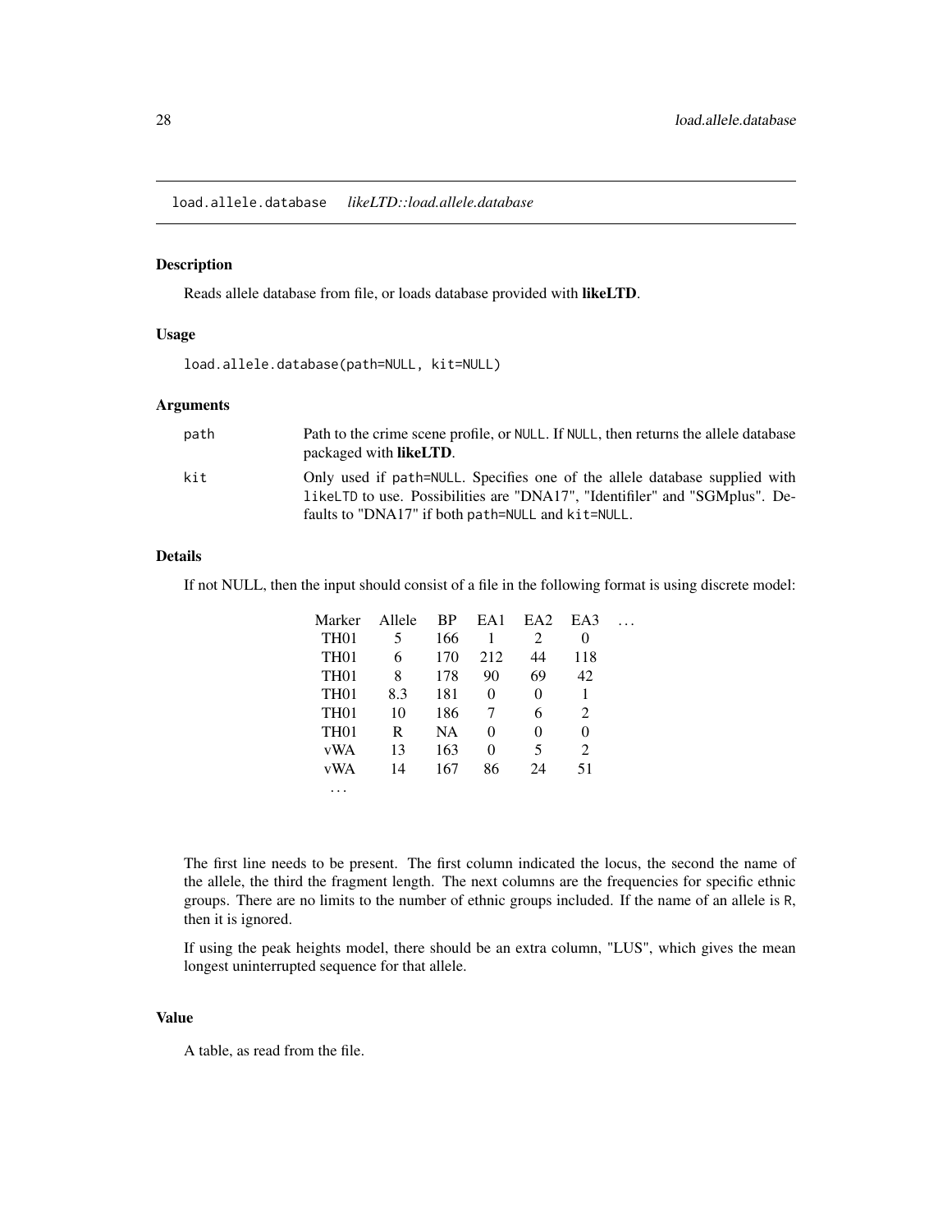load.allele.database *likeLTD::load.allele.database*

## Description

Reads allele database from file, or loads database provided with **likeLTD**.

## Usage

```
load.allele.database(path=NULL, kit=NULL)
```

## Arguments

| | |
|---|---|
| path | Path to the crime scene profile, or NULL. If NULL, then returns the allele database packaged with **likeLTD**. |
| kit | Only used if path=NULL. Specifies one of the allele database supplied with likeLTD to use. Possibilities are "DNA17", "Identifiler" and "SGMplus". Defaults to "DNA17" if both path=NULL and kit=NULL. |

## Details

If not NULL, then the input should consist of a file in the following format is using discrete model:

| Marker | Allele | BP | EA1 | EA2 | EA3 | ... |
|---|---|---|---|---|---|---|
| TH01 | 5 | 166 | 1 | 2 | 0 | |
| TH01 | 6 | 170 | 212 | 44 | 118 | |
| TH01 | 8 | 178 | 90 | 69 | 42 | |
| TH01 | 8.3 | 181 | 0 | 0 | 1 | |
| TH01 | 10 | 186 | 7 | 6 | 2 | |
| TH01 | R | NA | 0 | 0 | 0 | |
| vWA | 13 | 163 | 0 | 5 | 2 | |
| vWA | 14 | 167 | 86 | 24 | 51 | |
| ... | | | | | | |

The first line needs to be present. The first column indicated the locus, the second the name of the allele, the third the fragment length. The next columns are the frequencies for specific ethnic groups. There are no limits to the number of ethnic groups included. If the name of an allele is R, then it is ignored.

If using the peak heights model, there should be an extra column, "LUS", which gives the mean longest uninterrupted sequence for that allele.

## Value

A table, as read from the file.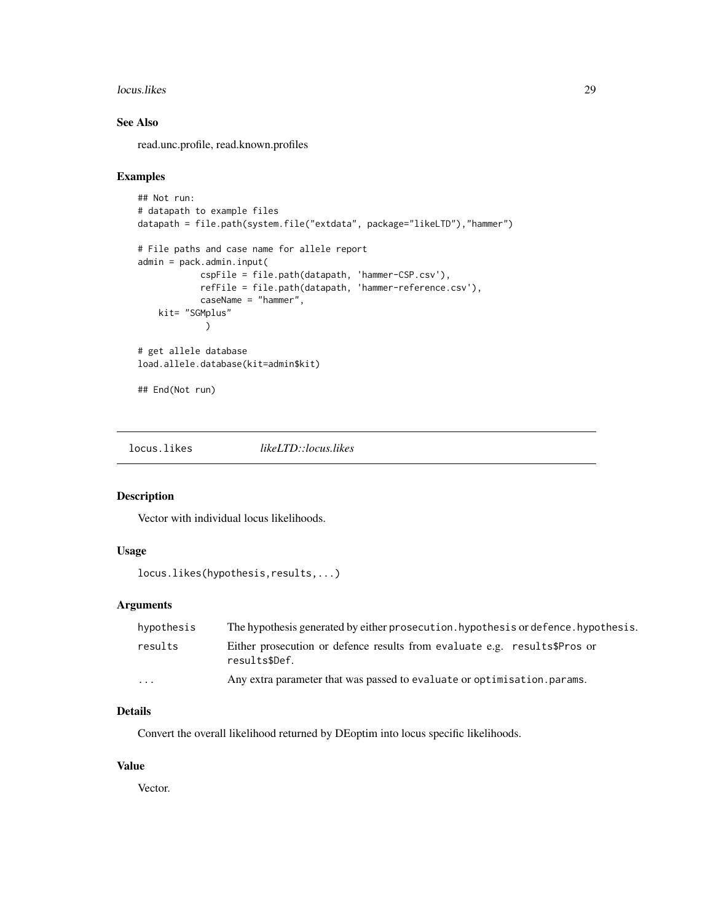### See Also

read.unc.profile, read.known.profiles

### Examples

```
## Not run:
# datapath to example files
datapath = file.path(system.file("extdata", package="likeLTD"),"hammer")

# File paths and case name for allele report
admin = pack.admin.input(
            cspFile = file.path(datapath, 'hammer-CSP.csv'),
            refFile = file.path(datapath, 'hammer-reference.csv'),
            caseName = "hammer",
    kit= "SGMplus"
             )

# get allele database
load.allele.database(kit=admin$kit)

## End(Not run)
```

---

## locus.likes    *likeLTD::locus.likes*

### Description

Vector with individual locus likelihoods.

### Usage

```
locus.likes(hypothesis,results,...)
```

### Arguments

| | |
|---|---|
| hypothesis | The hypothesis generated by either `prosecution.hypothesis` or `defence.hypothesis`. |
| results | Either prosecution or defence results from evaluate e.g. `results$Pros` or `results$Def`. |
| ... | Any extra parameter that was passed to `evaluate` or `optimisation.params`. |

### Details

Convert the overall likelihood returned by DEoptim into locus specific likelihoods.

### Value

Vector.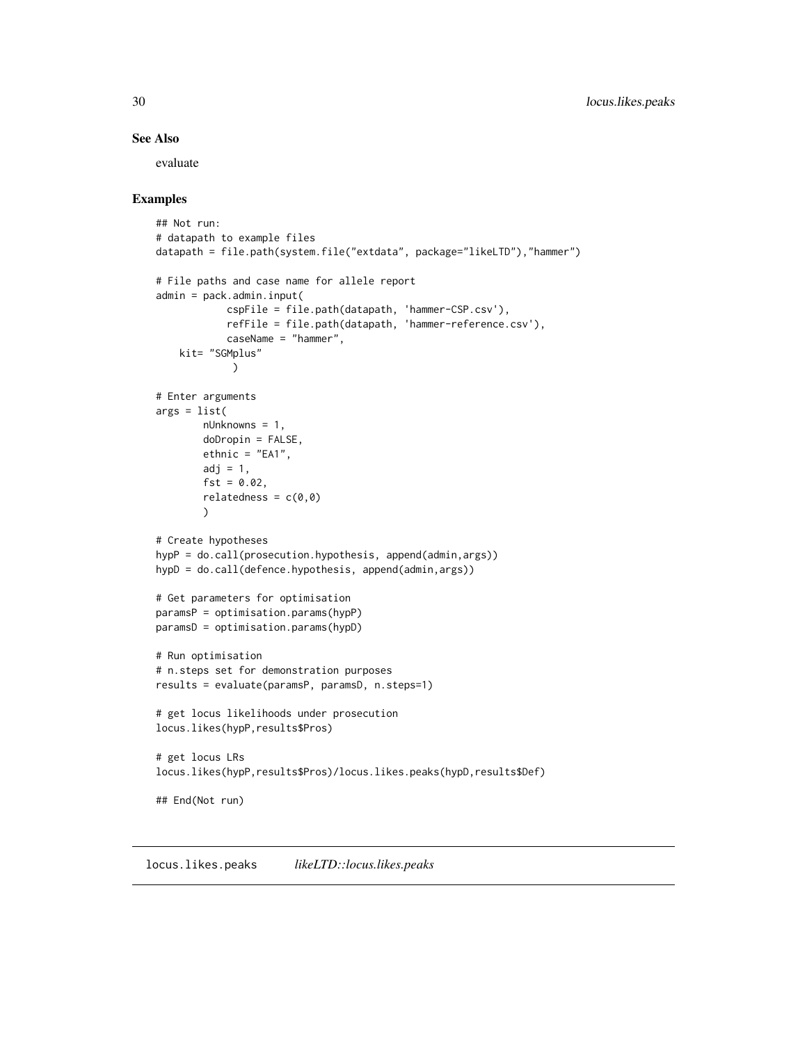### See Also

evaluate

### Examples

```
## Not run:
# datapath to example files
datapath = file.path(system.file("extdata", package="likeLTD"),"hammer")

# File paths and case name for allele report
admin = pack.admin.input(
            cspFile = file.path(datapath, 'hammer-CSP.csv'),
            refFile = file.path(datapath, 'hammer-reference.csv'),
            caseName = "hammer",
    kit= "SGMplus"
             )

# Enter arguments
args = list(
        nUnknowns = 1,
        doDropin = FALSE,
        ethnic = "EA1",
        adj = 1,
        fst = 0.02,
        relatedness = c(0,0)
        )

# Create hypotheses
hypP = do.call(prosecution.hypothesis, append(admin,args))
hypD = do.call(defence.hypothesis, append(admin,args))

# Get parameters for optimisation
paramsP = optimisation.params(hypP)
paramsD = optimisation.params(hypD)

# Run optimisation
# n.steps set for demonstration purposes
results = evaluate(paramsP, paramsD, n.steps=1)

# get locus likelihoods under prosecution
locus.likes(hypP,results$Pros)

# get locus LRs
locus.likes(hypP,results$Pros)/locus.likes.peaks(hypD,results$Def)

## End(Not run)
```

## locus.likes.peaks *likeLTD::locus.likes.peaks*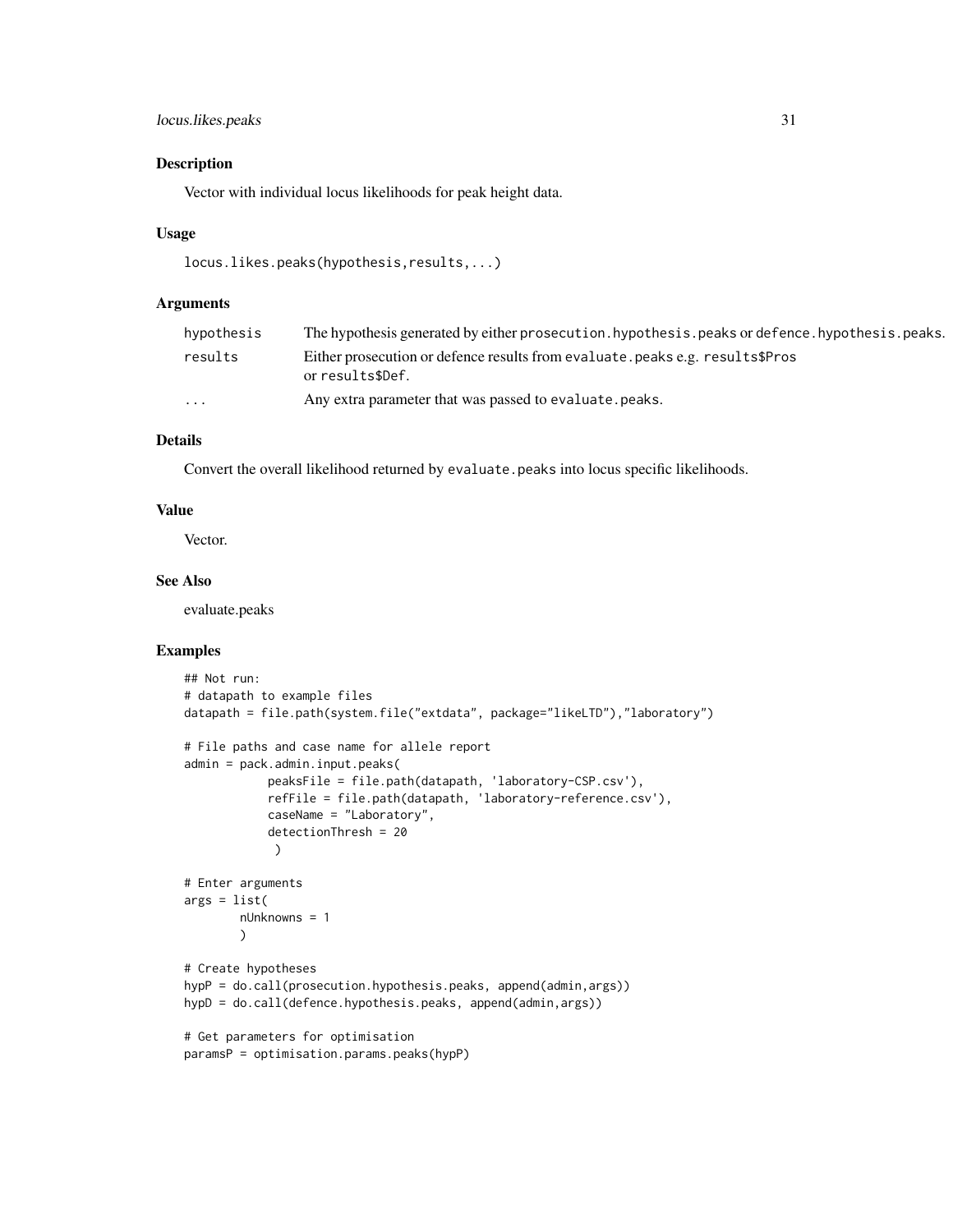## Description

Vector with individual locus likelihoods for peak height data.

## Usage

```
locus.likes.peaks(hypothesis,results,...)
```

## Arguments

| | |
|---|---|
| hypothesis | The hypothesis generated by either `prosecution.hypothesis.peaks` or `defence.hypothesis.peaks`. |
| results | Either prosecution or defence results from `evaluate.peaks` e.g. `results$Pros` or `results$Def`. |
| ... | Any extra parameter that was passed to `evaluate.peaks`. |

## Details

Convert the overall likelihood returned by `evaluate.peaks` into locus specific likelihoods.

## Value

Vector.

## See Also

evaluate.peaks

## Examples

```
## Not run:
# datapath to example files
datapath = file.path(system.file("extdata", package="likeLTD"),"laboratory")

# File paths and case name for allele report
admin = pack.admin.input.peaks(
            peaksFile = file.path(datapath, 'laboratory-CSP.csv'),
            refFile = file.path(datapath, 'laboratory-reference.csv'),
            caseName = "Laboratory",
            detectionThresh = 20
             )

# Enter arguments
args = list(
        nUnknowns = 1
        )

# Create hypotheses
hypP = do.call(prosecution.hypothesis.peaks, append(admin,args))
hypD = do.call(defence.hypothesis.peaks, append(admin,args))

# Get parameters for optimisation
paramsP = optimisation.params.peaks(hypP)
```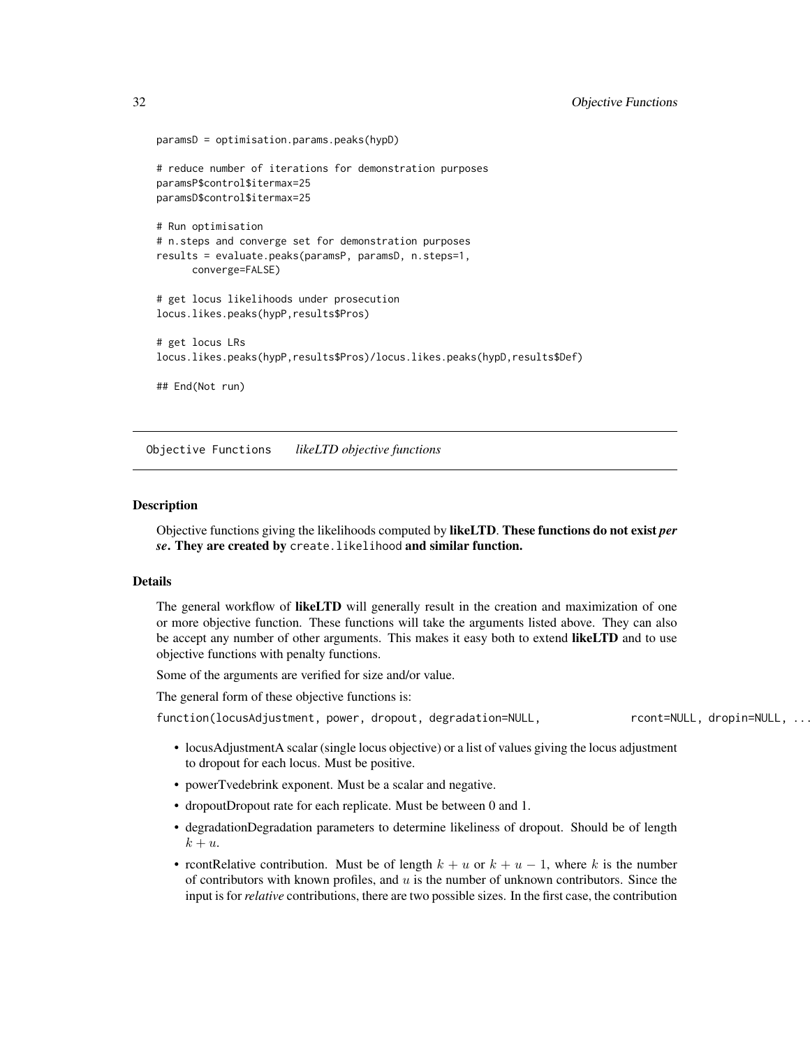```
paramsD = optimisation.params.peaks(hypD)

# reduce number of iterations for demonstration purposes
paramsP$control$itermax=25
paramsD$control$itermax=25

# Run optimisation
# n.steps and converge set for demonstration purposes
results = evaluate.peaks(paramsP, paramsD, n.steps=1,
      converge=FALSE)

# get locus likelihoods under prosecution
locus.likes.peaks(hypP,results$Pros)

# get locus LRs
locus.likes.peaks(hypP,results$Pros)/locus.likes.peaks(hypD,results$Def)

## End(Not run)
```

---

## Objective Functions *likeLTD objective functions*

---

### Description

Objective functions giving the likelihoods computed by **likeLTD**. **These functions do not exist *per se*. They are created by** `create.likelihood` **and similar function.**

### Details

The general workflow of **likeLTD** will generally result in the creation and maximization of one or more objective function. These functions will take the arguments listed above. They can also be accept any number of other arguments. This makes it easy both to extend **likeLTD** and to use objective functions with penalty functions.

Some of the arguments are verified for size and/or value.

The general form of these objective functions is:

`function(locusAdjustment, power, dropout, degradation=NULL, rcont=NULL, dropin=NULL, ...`

- locusAdjustmentA scalar (single locus objective) or a list of values giving the locus adjustment to dropout for each locus. Must be positive.
- powerTvedebrink exponent. Must be a scalar and negative.
- dropoutDropout rate for each replicate. Must be between 0 and 1.
- degradationDegradation parameters to determine likeliness of dropout. Should be of length $k + u$.
- rcontRelative contribution. Must be of length $k + u$ or $k + u - 1$, where $k$ is the number of contributors with known profiles, and $u$ is the number of unknown contributors. Since the input is for *relative* contributions, there are two possible sizes. In the first case, the contribution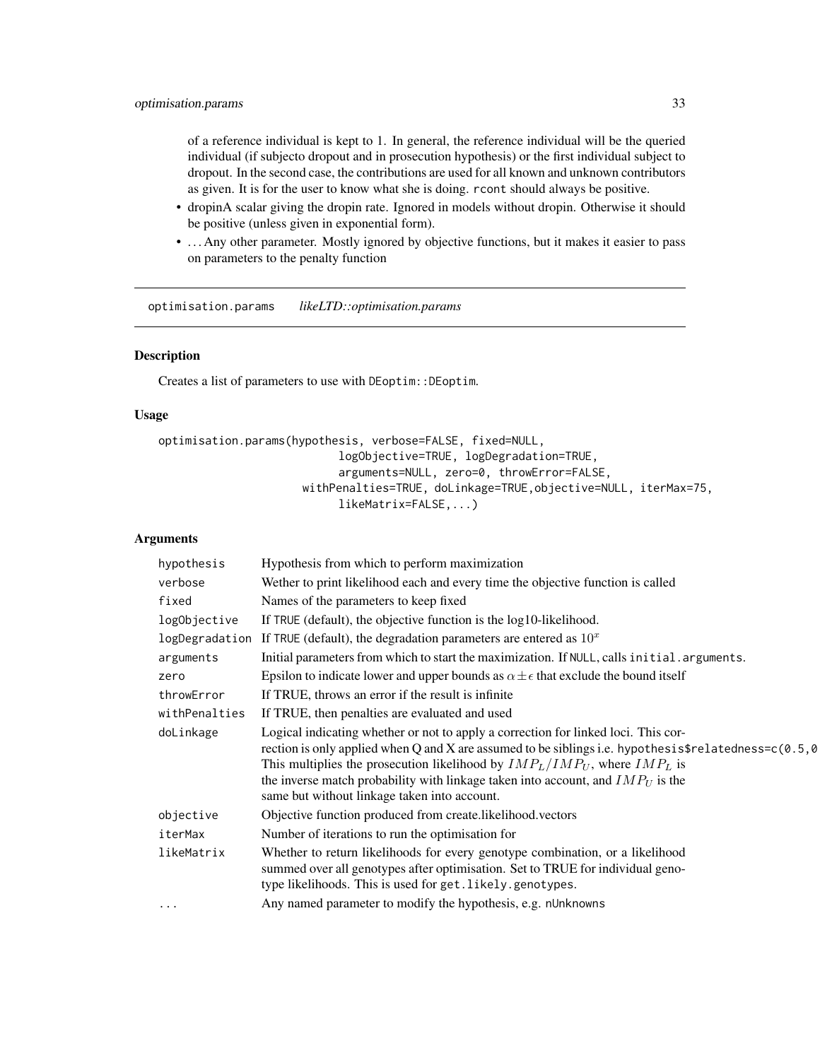of a reference individual is kept to 1. In general, the reference individual will be the queried individual (if subjecto dropout and in prosecution hypothesis) or the first individual subject to dropout. In the second case, the contributions are used for all known and unknown contributors as given. It is for the user to know what she is doing. `rcont` should always be positive.

- dropinA scalar giving the dropin rate. Ignored in models without dropin. Otherwise it should be positive (unless given in exponential form).
- ... Any other parameter. Mostly ignored by objective functions, but it makes it easier to pass on parameters to the penalty function

---

optimisation.params    *likeLTD::optimisation.params*

---

## Description

Creates a list of parameters to use with `DEoptim::DEoptim`.

## Usage

```
optimisation.params(hypothesis, verbose=FALSE, fixed=NULL,
                          logObjective=TRUE, logDegradation=TRUE,
                          arguments=NULL, zero=0, throwError=FALSE,
                       withPenalties=TRUE, doLinkage=TRUE,objective=NULL, iterMax=75,
                          likeMatrix=FALSE,...)
```

## Arguments

| | |
|---|---|
| `hypothesis` | Hypothesis from which to perform maximization |
| `verbose` | Wether to print likelihood each and every time the objective function is called |
| `fixed` | Names of the parameters to keep fixed |
| `logObjective` | If TRUE (default), the objective function is the log10-likelihood. |
| `logDegradation` | If TRUE (default), the degradation parameters are entered as $10^x$ |
| `arguments` | Initial parameters from which to start the maximization. If NULL, calls `initial.arguments`. |
| `zero` | Epsilon to indicate lower and upper bounds as $\alpha \pm \epsilon$ that exclude the bound itself |
| `throwError` | If TRUE, throws an error if the result is infinite |
| `withPenalties` | If TRUE, then penalties are evaluated and used |
| `doLinkage` | Logical indicating whether or not to apply a correction for linked loci. This correction is only applied when Q and X are assumed to be siblings i.e. `hypothesis$relatedness=c(0.5,0` This multiplies the prosecution likelihood by $IMP_L/IMP_U$, where $IMP_L$ is the inverse match probability with linkage taken into account, and $IMP_U$ is the same but without linkage taken into account. |
| `objective` | Objective function produced from create.likelihood.vectors |
| `iterMax` | Number of iterations to run the optimisation for |
| `likeMatrix` | Whether to return likelihoods for every genotype combination, or a likelihood summed over all genotypes after optimisation. Set to TRUE for individual genotype likelihoods. This is used for `get.likely.genotypes`. |
| `...` | Any named parameter to modify the hypothesis, e.g. `nUnknowns` |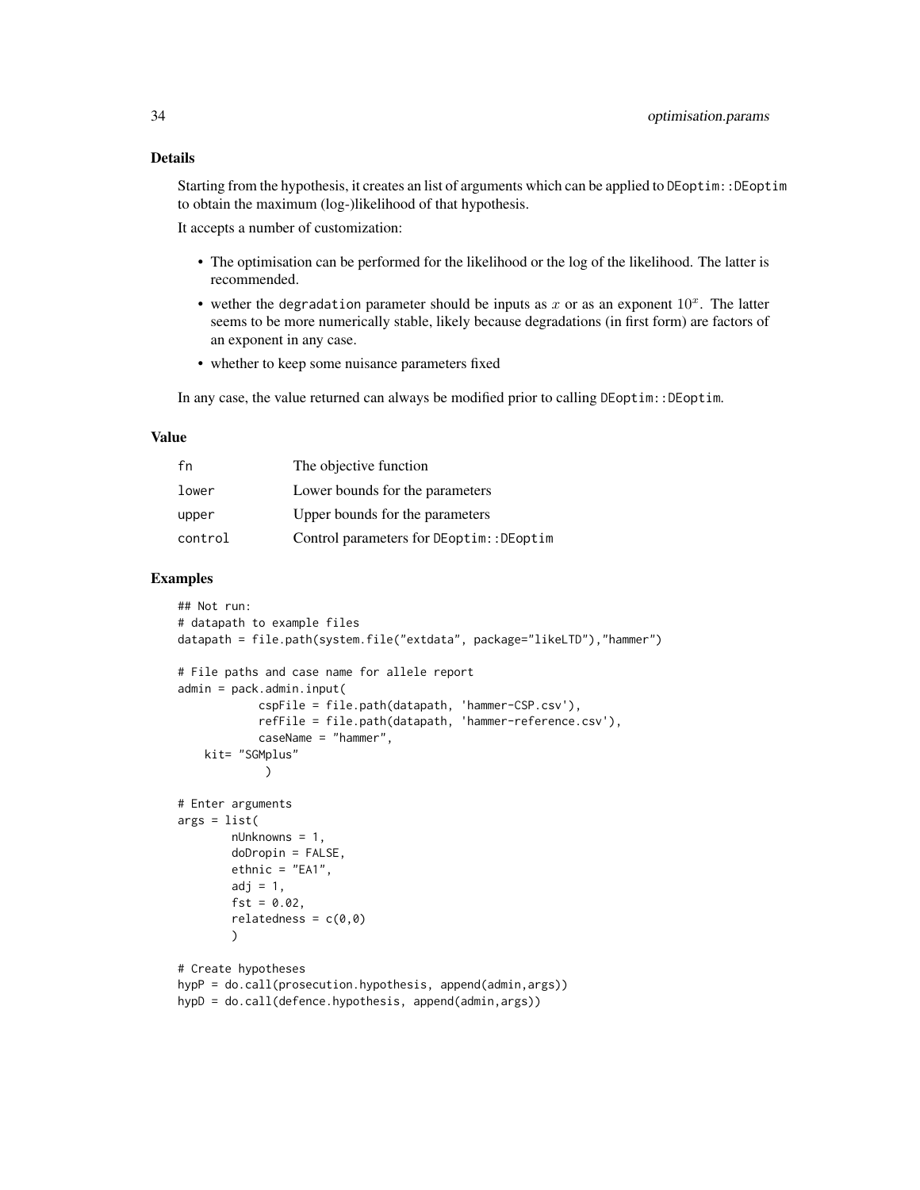### Details

Starting from the hypothesis, it creates an list of arguments which can be applied to `DEoptim::DEoptim` to obtain the maximum (log-)likelihood of that hypothesis.

It accepts a number of customization:

- The optimisation can be performed for the likelihood or the log of the likelihood. The latter is recommended.
- wether the `degradation` parameter should be inputs as $x$ or as an exponent $10^x$. The latter seems to be more numerically stable, likely because degradations (in first form) are factors of an exponent in any case.
- whether to keep some nuisance parameters fixed

In any case, the value returned can always be modified prior to calling `DEoptim::DEoptim`.

### Value

| | |
|---|---|
| fn | The objective function |
| lower | Lower bounds for the parameters |
| upper | Upper bounds for the parameters |
| control | Control parameters for DEoptim::DEoptim |

### Examples

```
## Not run:
# datapath to example files
datapath = file.path(system.file("extdata", package="likeLTD"),"hammer")

# File paths and case name for allele report
admin = pack.admin.input(
            cspFile = file.path(datapath, 'hammer-CSP.csv'),
            refFile = file.path(datapath, 'hammer-reference.csv'),
            caseName = "hammer",
    kit= "SGMplus"
             )

# Enter arguments
args = list(
        nUnknowns = 1,
        doDropin = FALSE,
        ethnic = "EA1",
        adj = 1,
        fst = 0.02,
        relatedness = c(0,0)
        )

# Create hypotheses
hypP = do.call(prosecution.hypothesis, append(admin,args))
hypD = do.call(defence.hypothesis, append(admin,args))
```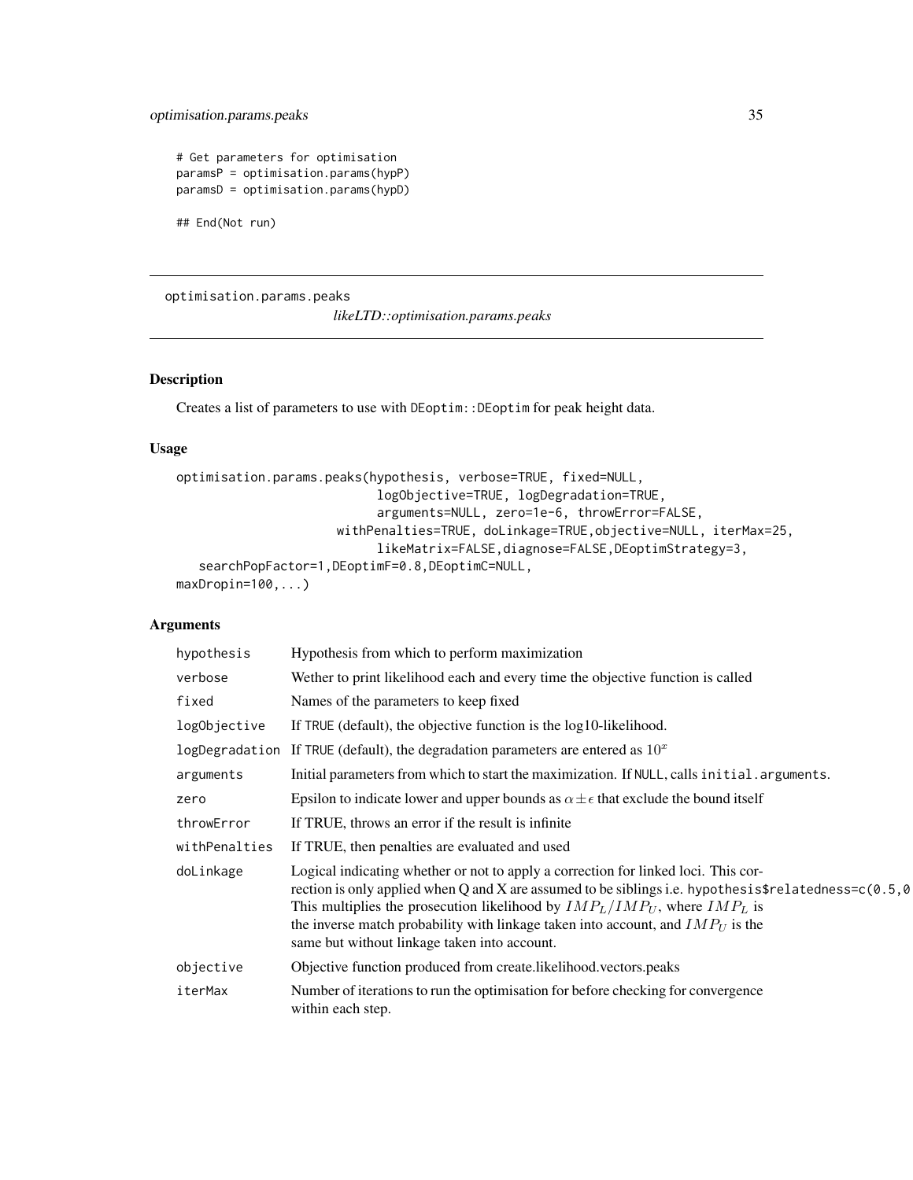```
# Get parameters for optimisation
paramsP = optimisation.params(hypP)
paramsD = optimisation.params(hypD)

## End(Not run)
```

## optimisation.params.peaks

*likeLTD::optimisation.params.peaks*

### Description

Creates a list of parameters to use with DEoptim::DEoptim for peak height data.

### Usage

```
optimisation.params.peaks(hypothesis, verbose=TRUE, fixed=NULL,
                          logObjective=TRUE, logDegradation=TRUE,
                          arguments=NULL, zero=1e-6, throwError=FALSE,
                      withPenalties=TRUE, doLinkage=TRUE,objective=NULL, iterMax=25,
                          likeMatrix=FALSE,diagnose=FALSE,DEoptimStrategy=3,
   searchPopFactor=1,DEoptimF=0.8,DEoptimC=NULL,
maxDropin=100,...)
```

### Arguments

| | |
|---|---|
| hypothesis | Hypothesis from which to perform maximization |
| verbose | Wether to print likelihood each and every time the objective function is called |
| fixed | Names of the parameters to keep fixed |
| logObjective | If TRUE (default), the objective function is the log10-likelihood. |
| logDegradation | If TRUE (default), the degradation parameters are entered as $10^x$ |
| arguments | Initial parameters from which to start the maximization. If NULL, calls initial.arguments. |
| zero | Epsilon to indicate lower and upper bounds as $\alpha \pm \epsilon$ that exclude the bound itself |
| throwError | If TRUE, throws an error if the result is infinite |
| withPenalties | If TRUE, then penalties are evaluated and used |
| doLinkage | Logical indicating whether or not to apply a correction for linked loci. This correction is only applied when Q and X are assumed to be siblings i.e. hypothesis$relatedness=c(0.5,0 This multiplies the prosecution likelihood by $IMP_L/IMP_U$, where $IMP_L$ is the inverse match probability with linkage taken into account, and $IMP_U$ is the same but without linkage taken into account. |
| objective | Objective function produced from create.likelihood.vectors.peaks |
| iterMax | Number of iterations to run the optimisation for before checking for convergence within each step. |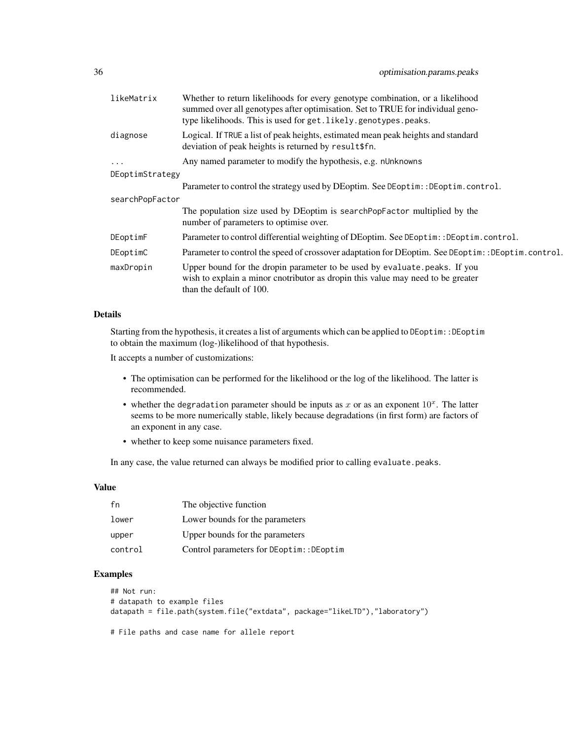| | |
|---|---|
| likeMatrix | Whether to return likelihoods for every genotype combination, or a likelihood summed over all genotypes after optimisation. Set to TRUE for individual genotype likelihoods. This is used for `get.likely.genotypes.peaks`. |
| diagnose | Logical. If TRUE a list of peak heights, estimated mean peak heights and standard deviation of peak heights is returned by `result$fn`. |
| ... | Any named parameter to modify the hypothesis, e.g. nUnknowns |
| DEoptimStrategy | Parameter to control the strategy used by DEoptim. See `DEoptim::DEoptim.control`. |
| searchPopFactor | The population size used by DEoptim is `searchPopFactor` multiplied by the number of parameters to optimise over. |
| DEoptimF | Parameter to control differential weighting of DEoptim. See `DEoptim::DEoptim.control`. |
| DEoptimC | Parameter to control the speed of crossover adaptation for DEoptim. See `DEoptim::DEoptim.control`. |
| maxDropin | Upper bound for the dropin parameter to be used by `evaluate.peaks`. If you wish to explain a minor cnotributor as dropin this value may need to be greater than the default of 100. |

## Details

Starting from the hypothesis, it creates a list of arguments which can be applied to `DEoptim::DEoptim` to obtain the maximum (log-)likelihood of that hypothesis.

It accepts a number of customizations:

- The optimisation can be performed for the likelihood or the log of the likelihood. The latter is recommended.
- whether the `degradation` parameter should be inputs as $x$ or as an exponent $10^x$. The latter seems to be more numerically stable, likely because degradations (in first form) are factors of an exponent in any case.
- whether to keep some nuisance parameters fixed.

In any case, the value returned can always be modified prior to calling `evaluate.peaks`.

## Value

| | |
|---|---|
| fn | The objective function |
| lower | Lower bounds for the parameters |
| upper | Upper bounds for the parameters |
| control | Control parameters for `DEoptim::DEoptim` |

## Examples

```
## Not run:
# datapath to example files
datapath = file.path(system.file("extdata", package="likeLTD"),"laboratory")

# File paths and case name for allele report
```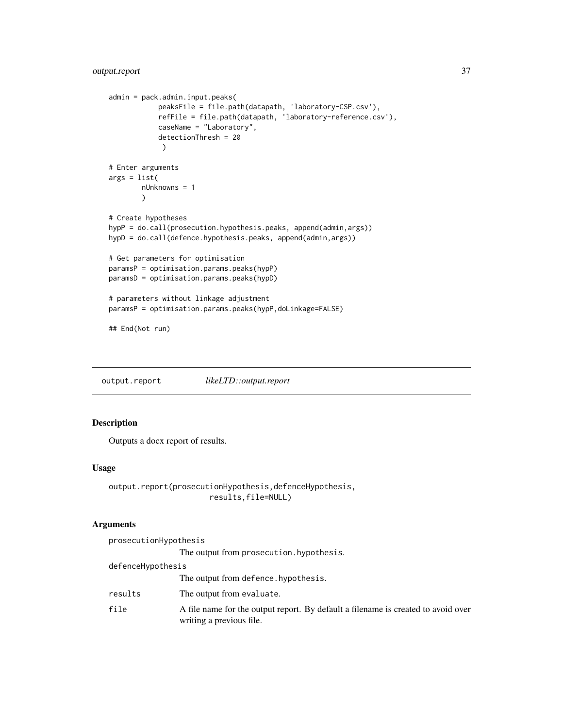```
admin = pack.admin.input.peaks(
            peaksFile = file.path(datapath, 'laboratory-CSP.csv'),
            refFile = file.path(datapath, 'laboratory-reference.csv'),
            caseName = "Laboratory",
            detectionThresh = 20
             )

# Enter arguments
args = list(
        nUnknowns = 1
        )

# Create hypotheses
hypP = do.call(prosecution.hypothesis.peaks, append(admin,args))
hypD = do.call(defence.hypothesis.peaks, append(admin,args))

# Get parameters for optimisation
paramsP = optimisation.params.peaks(hypP)
paramsD = optimisation.params.peaks(hypD)

# parameters without linkage adjustment
paramsP = optimisation.params.peaks(hypP,doLinkage=FALSE)

## End(Not run)
```

## output.report *likeLTD::output.report*

### Description

Outputs a docx report of results.

### Usage

```
output.report(prosecutionHypothesis,defenceHypothesis,
                    results,file=NULL)
```

### Arguments

| | |
|---|---|
| prosecutionHypothesis | The output from prosecution.hypothesis. |
| defenceHypothesis | The output from defence.hypothesis. |
| results | The output from evaluate. |
| file | A file name for the output report. By default a filename is created to avoid over writing a previous file. |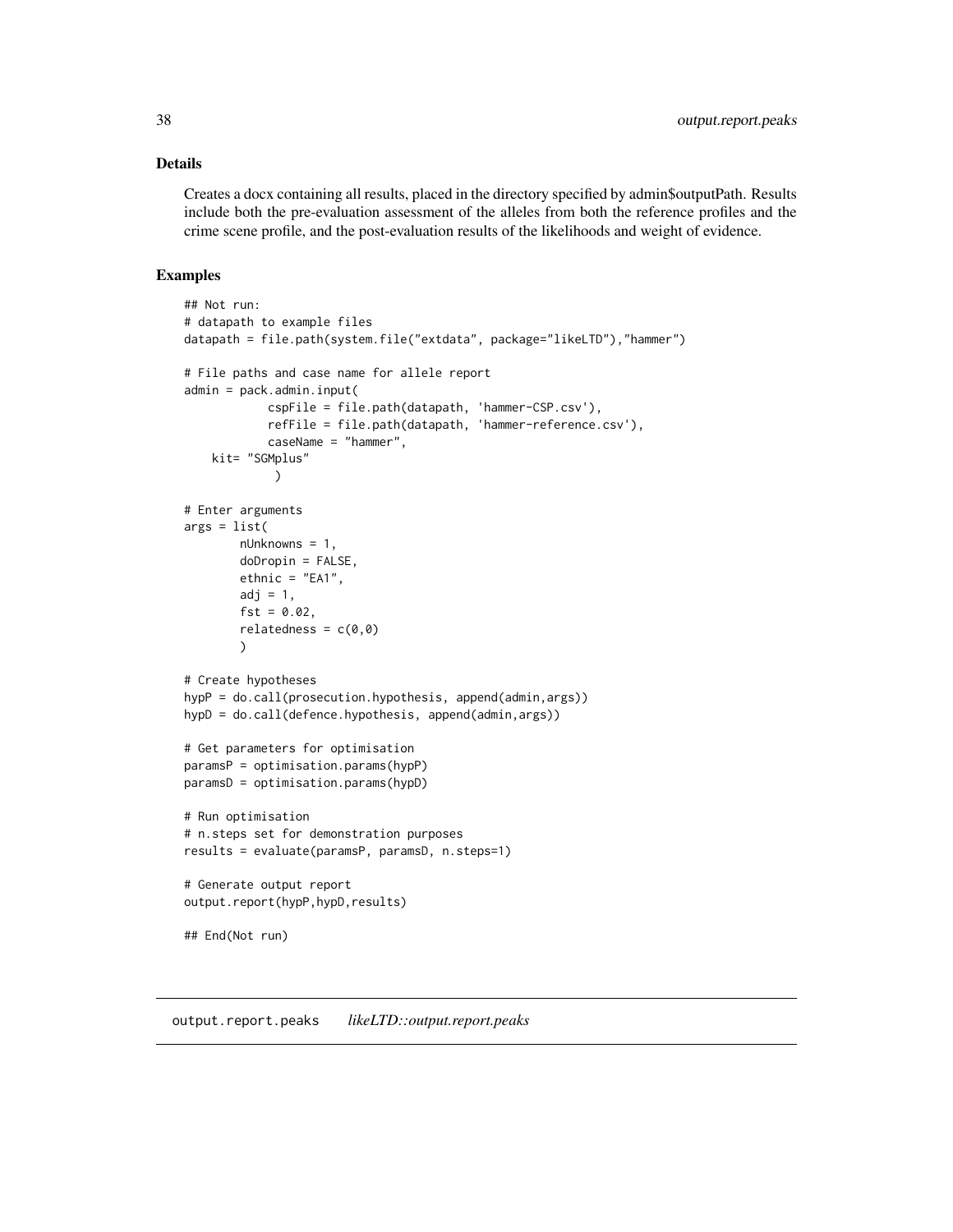## Details

Creates a docx containing all results, placed in the directory specified by admin$outputPath. Results include both the pre-evaluation assessment of the alleles from both the reference profiles and the crime scene profile, and the post-evaluation results of the likelihoods and weight of evidence.

## Examples

```
## Not run:
# datapath to example files
datapath = file.path(system.file("extdata", package="likeLTD"),"hammer")

# File paths and case name for allele report
admin = pack.admin.input(
            cspFile = file.path(datapath, 'hammer-CSP.csv'),
            refFile = file.path(datapath, 'hammer-reference.csv'),
            caseName = "hammer",
    kit= "SGMplus"
             )

# Enter arguments
args = list(
        nUnknowns = 1,
        doDropin = FALSE,
        ethnic = "EA1",
        adj = 1,
        fst = 0.02,
        relatedness = c(0,0)
        )

# Create hypotheses
hypP = do.call(prosecution.hypothesis, append(admin,args))
hypD = do.call(defence.hypothesis, append(admin,args))

# Get parameters for optimisation
paramsP = optimisation.params(hypP)
paramsD = optimisation.params(hypD)

# Run optimisation
# n.steps set for demonstration purposes
results = evaluate(paramsP, paramsD, n.steps=1)

# Generate output report
output.report(hypP,hypD,results)

## End(Not run)
```

# output.report.peaks *likeLTD::output.report.peaks*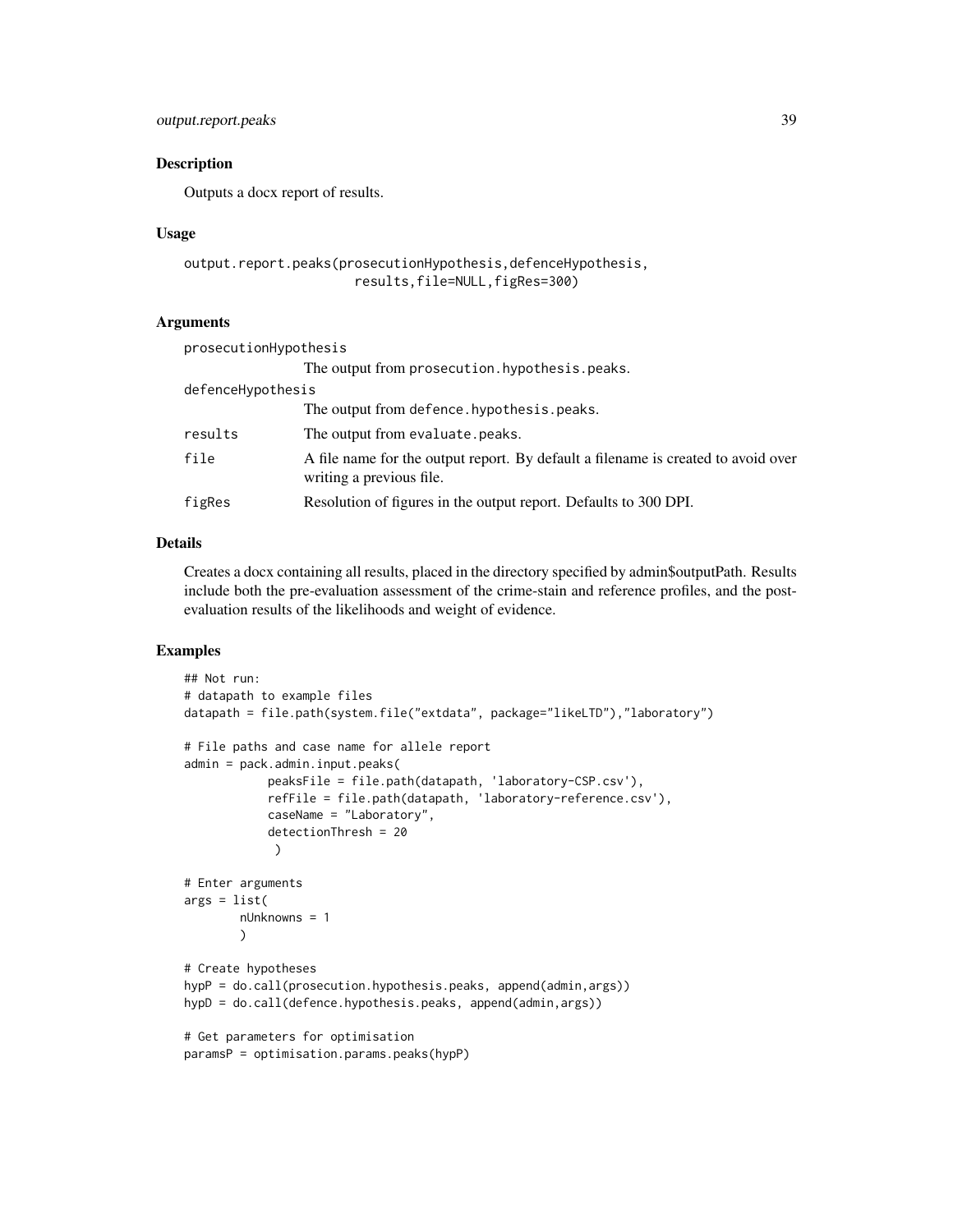## Description

Outputs a docx report of results.

## Usage

```
output.report.peaks(prosecutionHypothesis,defenceHypothesis,
                    results,file=NULL,figRes=300)
```

## Arguments

| | |
|---|---|
| prosecutionHypothesis | The output from prosecution.hypothesis.peaks. |
| defenceHypothesis | The output from defence.hypothesis.peaks. |
| results | The output from evaluate.peaks. |
| file | A file name for the output report. By default a filename is created to avoid over writing a previous file. |
| figRes | Resolution of figures in the output report. Defaults to 300 DPI. |

## Details

Creates a docx containing all results, placed in the directory specified by admin$outputPath. Results include both the pre-evaluation assessment of the crime-stain and reference profiles, and the post-evaluation results of the likelihoods and weight of evidence.

## Examples

```
## Not run:
# datapath to example files
datapath = file.path(system.file("extdata", package="likeLTD"),"laboratory")

# File paths and case name for allele report
admin = pack.admin.input.peaks(
            peaksFile = file.path(datapath, 'laboratory-CSP.csv'),
            refFile = file.path(datapath, 'laboratory-reference.csv'),
            caseName = "Laboratory",
            detectionThresh = 20
             )

# Enter arguments
args = list(
        nUnknowns = 1
        )

# Create hypotheses
hypP = do.call(prosecution.hypothesis.peaks, append(admin,args))
hypD = do.call(defence.hypothesis.peaks, append(admin,args))

# Get parameters for optimisation
paramsP = optimisation.params.peaks(hypP)
```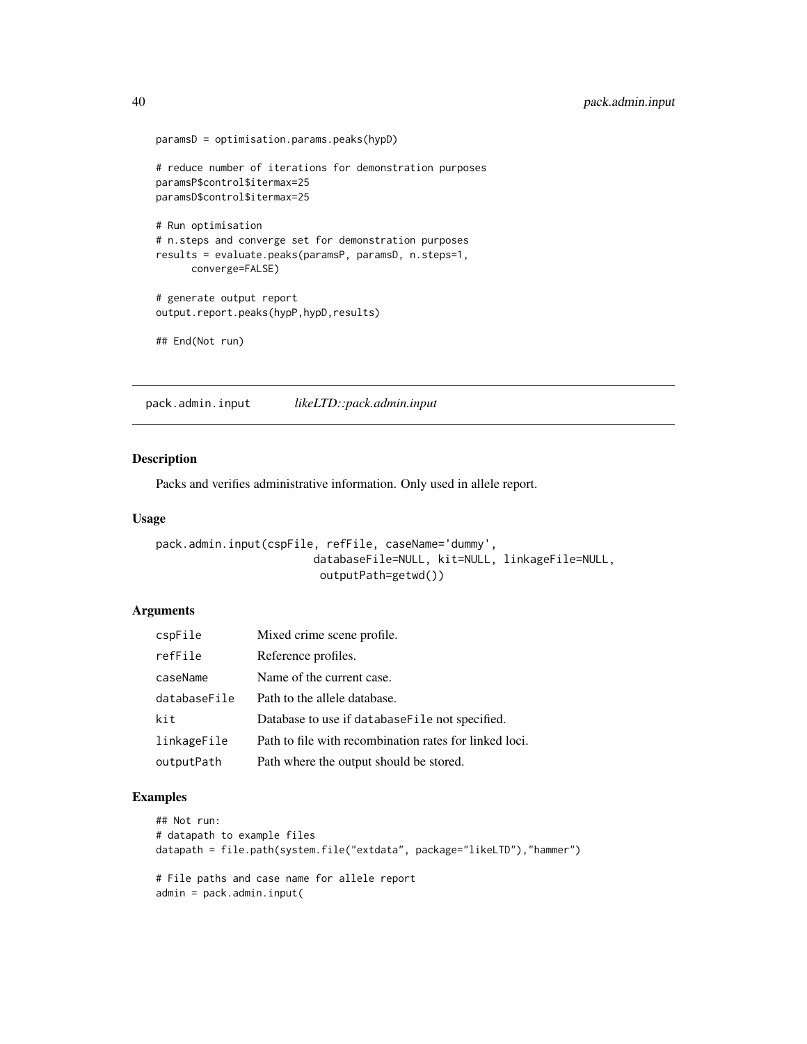```
paramsD = optimisation.params.peaks(hypD)

# reduce number of iterations for demonstration purposes
paramsP$control$itermax=25
paramsD$control$itermax=25

# Run optimisation
# n.steps and converge set for demonstration purposes
results = evaluate.peaks(paramsP, paramsD, n.steps=1,
      converge=FALSE)

# generate output report
output.report.peaks(hypP,hypD,results)

## End(Not run)
```

## pack.admin.input    *likeLTD::pack.admin.input*

### Description

Packs and verifies administrative information. Only used in allele report.

### Usage

```
pack.admin.input(cspFile, refFile, caseName='dummy',
                        databaseFile=NULL, kit=NULL, linkageFile=NULL,
                         outputPath=getwd())
```

### Arguments

| | |
|---|---|
| cspFile | Mixed crime scene profile. |
| refFile | Reference profiles. |
| caseName | Name of the current case. |
| databaseFile | Path to the allele database. |
| kit | Database to use if databaseFile not specified. |
| linkageFile | Path to file with recombination rates for linked loci. |
| outputPath | Path where the output should be stored. |

### Examples

```
## Not run:
# datapath to example files
datapath = file.path(system.file("extdata", package="likeLTD"),"hammer")

# File paths and case name for allele report
admin = pack.admin.input(
```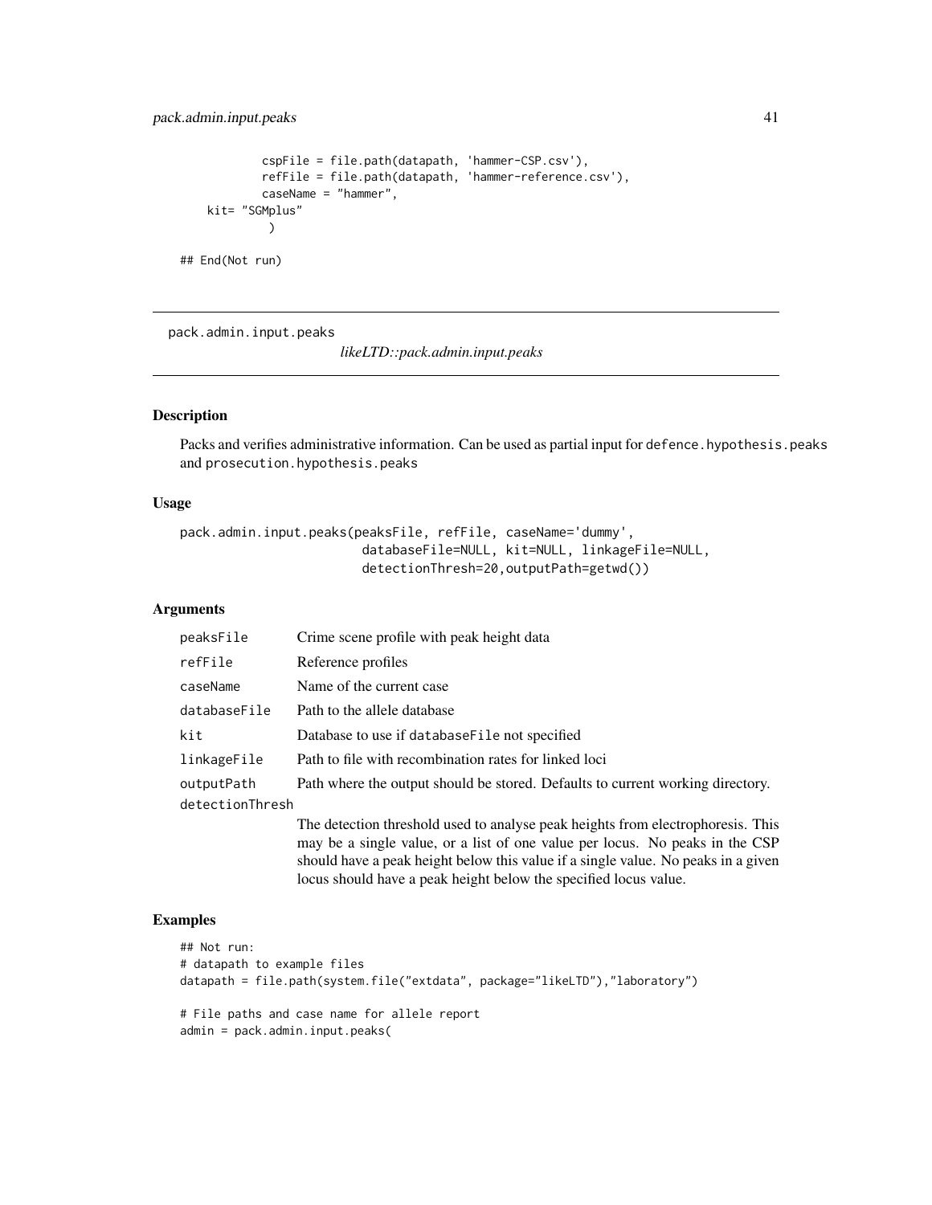```
            cspFile = file.path(datapath, 'hammer-CSP.csv'),
            refFile = file.path(datapath, 'hammer-reference.csv'),
            caseName = "hammer",
    kit= "SGMplus"
             )

## End(Not run)
```

---

pack.admin.input.peaks *likeLTD::pack.admin.input.peaks*

---

### Description

Packs and verifies administrative information. Can be used as partial input for `defence.hypothesis.peaks` and `prosecution.hypothesis.peaks`

### Usage

```
pack.admin.input.peaks(peaksFile, refFile, caseName='dummy',
                       databaseFile=NULL, kit=NULL, linkageFile=NULL,
                       detectionThresh=20,outputPath=getwd())
```

### Arguments

| | |
|---|---|
| `peaksFile` | Crime scene profile with peak height data |
| `refFile` | Reference profiles |
| `caseName` | Name of the current case |
| `databaseFile` | Path to the allele database |
| `kit` | Database to use if `databaseFile` not specified |
| `linkageFile` | Path to file with recombination rates for linked loci |
| `outputPath` | Path where the output should be stored. Defaults to current working directory. |
| `detectionThresh` | The detection threshold used to analyse peak heights from electrophoresis. This may be a single value, or a list of one value per locus. No peaks in the CSP should have a peak height below this value if a single value. No peaks in a given locus should have a peak height below the specified locus value. |

### Examples

```
## Not run:
# datapath to example files
datapath = file.path(system.file("extdata", package="likeLTD"),"laboratory")

# File paths and case name for allele report
admin = pack.admin.input.peaks(
```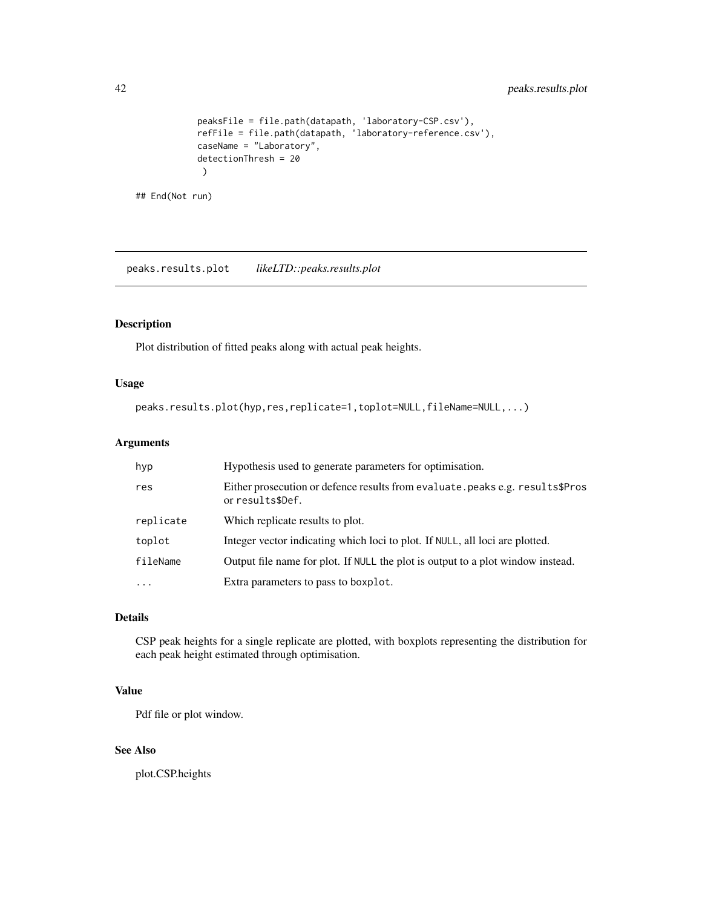```
            peaksFile = file.path(datapath, 'laboratory-CSP.csv'),
            refFile = file.path(datapath, 'laboratory-reference.csv'),
            caseName = "Laboratory",
            detectionThresh = 20
             )

## End(Not run)
```

---

## peaks.results.plot    *likeLTD::peaks.results.plot*

---

### Description

Plot distribution of fitted peaks along with actual peak heights.

### Usage

```
peaks.results.plot(hyp,res,replicate=1,toplot=NULL,fileName=NULL,...)
```

### Arguments

| | |
|---|---|
| hyp | Hypothesis used to generate parameters for optimisation. |
| res | Either prosecution or defence results from `evaluate.peaks` e.g. `results$Pros` or `results$Def`. |
| replicate | Which replicate results to plot. |
| toplot | Integer vector indicating which loci to plot. If `NULL`, all loci are plotted. |
| fileName | Output file name for plot. If `NULL` the plot is output to a plot window instead. |
| ... | Extra parameters to pass to `boxplot`. |

### Details

CSP peak heights for a single replicate are plotted, with boxplots representing the distribution for each peak height estimated through optimisation.

### Value

Pdf file or plot window.

### See Also

plot.CSP.heights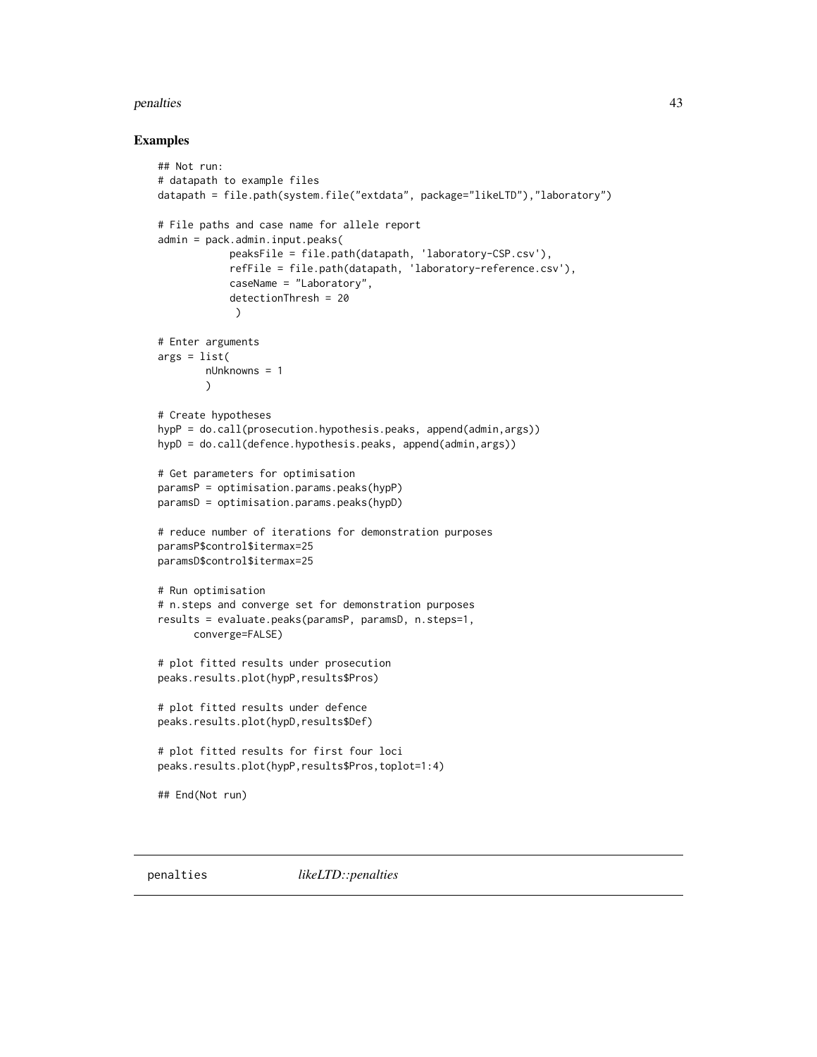## Examples

```
## Not run:
# datapath to example files
datapath = file.path(system.file("extdata", package="likeLTD"),"laboratory")

# File paths and case name for allele report
admin = pack.admin.input.peaks(
            peaksFile = file.path(datapath, 'laboratory-CSP.csv'),
            refFile = file.path(datapath, 'laboratory-reference.csv'),
            caseName = "Laboratory",
            detectionThresh = 20
             )

# Enter arguments
args = list(
        nUnknowns = 1
        )

# Create hypotheses
hypP = do.call(prosecution.hypothesis.peaks, append(admin,args))
hypD = do.call(defence.hypothesis.peaks, append(admin,args))

# Get parameters for optimisation
paramsP = optimisation.params.peaks(hypP)
paramsD = optimisation.params.peaks(hypD)

# reduce number of iterations for demonstration purposes
paramsP$control$itermax=25
paramsD$control$itermax=25

# Run optimisation
# n.steps and converge set for demonstration purposes
results = evaluate.peaks(paramsP, paramsD, n.steps=1,
      converge=FALSE)

# plot fitted results under prosecution
peaks.results.plot(hypP,results$Pros)

# plot fitted results under defence
peaks.results.plot(hypD,results$Def)

# plot fitted results for first four loci
peaks.results.plot(hypP,results$Pros,toplot=1:4)

## End(Not run)
```

---

penalties *likeLTD::penalties*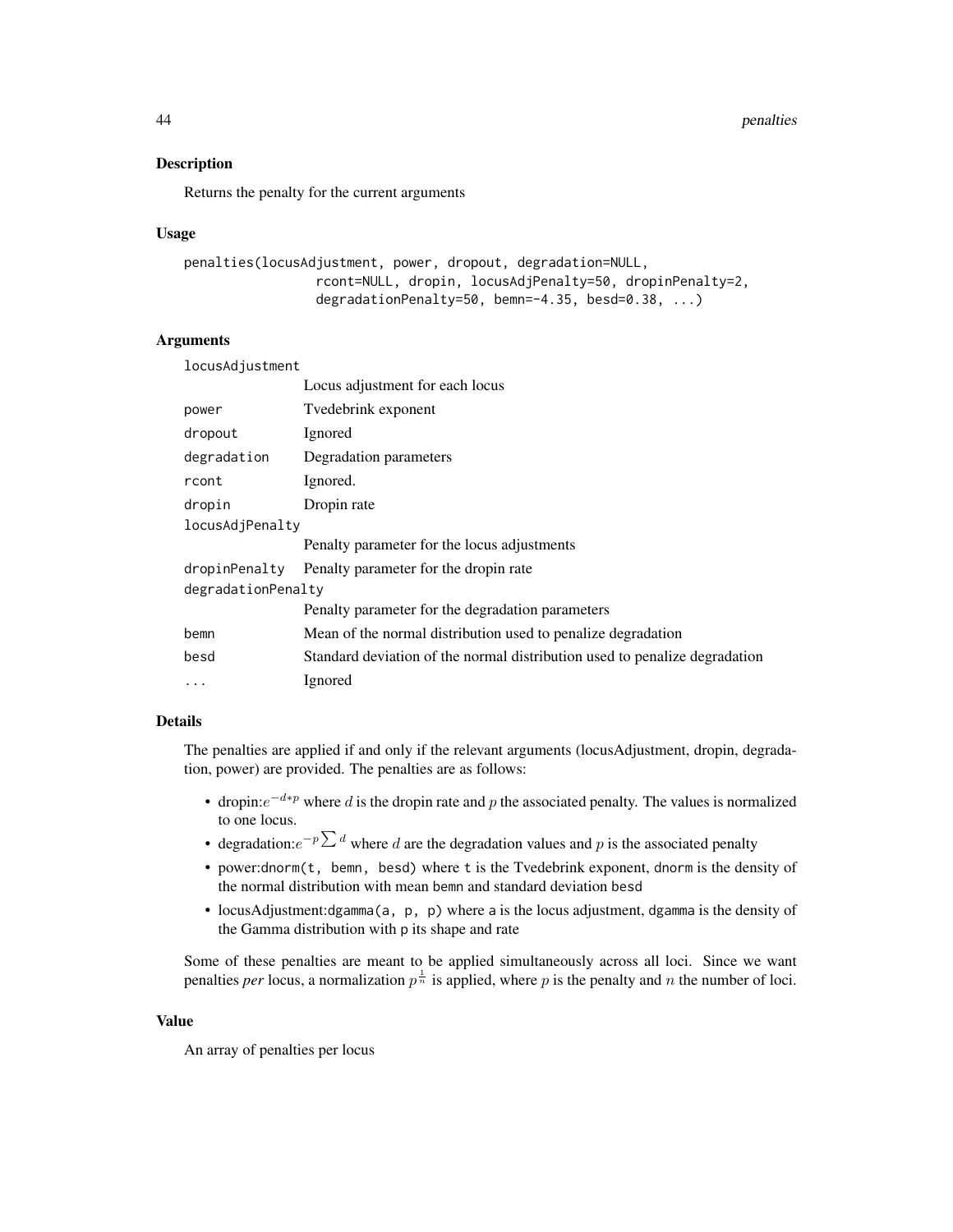## Description

Returns the penalty for the current arguments

## Usage

```
penalties(locusAdjustment, power, dropout, degradation=NULL,
                 rcont=NULL, dropin, locusAdjPenalty=50, dropinPenalty=2,
                 degradationPenalty=50, bemn=-4.35, besd=0.38, ...)
```

## Arguments

| | |
|---|---|
| `locusAdjustment` | Locus adjustment for each locus |
| `power` | Tvedebrink exponent |
| `dropout` | Ignored |
| `degradation` | Degradation parameters |
| `rcont` | Ignored. |
| `dropin` | Dropin rate |
| `locusAdjPenalty` | Penalty parameter for the locus adjustments |
| `dropinPenalty` | Penalty parameter for the dropin rate |
| `degradationPenalty` | Penalty parameter for the degradation parameters |
| `bemn` | Mean of the normal distribution used to penalize degradation |
| `besd` | Standard deviation of the normal distribution used to penalize degradation |
| `...` | Ignored |

## Details

The penalties are applied if and only if the relevant arguments (locusAdjustment, dropin, degradation, power) are provided. The penalties are as follows:

- dropin:$e^{-d*p}$ where $d$ is the dropin rate and $p$ the associated penalty. The values is normalized to one locus.
- degradation:$e^{-p\sum d}$ where $d$ are the degradation values and $p$ is the associated penalty
- power:`dnorm(t, bemn, besd)` where `t` is the Tvedebrink exponent, `dnorm` is the density of the normal distribution with mean `bemn` and standard deviation `besd`
- locusAdjustment:`dgamma(a, p, p)` where `a` is the locus adjustment, `dgamma` is the density of the Gamma distribution with `p` its shape and rate

Some of these penalties are meant to be applied simultaneously across all loci. Since we want penalties *per* locus, a normalization $p^{\frac{1}{n}}$ is applied, where $p$ is the penalty and $n$ the number of loci.

## Value

An array of penalties per locus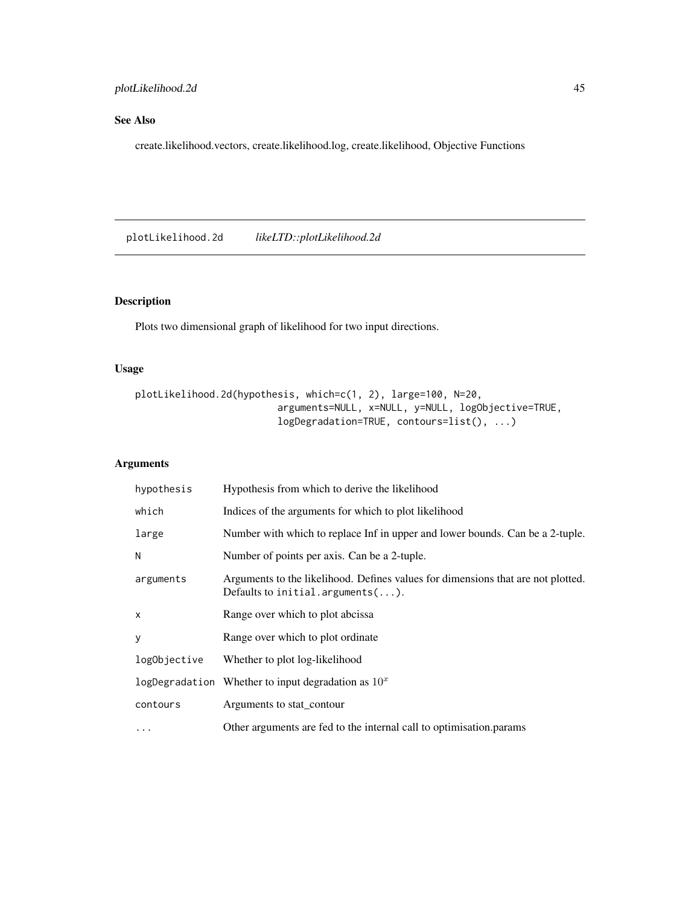## See Also

create.likelihood.vectors, create.likelihood.log, create.likelihood, Objective Functions

---

## `plotLikelihood.2d` *likeLTD::plotLikelihood.2d*

### Description

Plots two dimensional graph of likelihood for two input directions.

### Usage

```
plotLikelihood.2d(hypothesis, which=c(1, 2), large=100, N=20,
                         arguments=NULL, x=NULL, y=NULL, logObjective=TRUE,
                         logDegradation=TRUE, contours=list(), ...)
```

### Arguments

| | |
|---|---|
| `hypothesis` | Hypothesis from which to derive the likelihood |
| `which` | Indices of the arguments for which to plot likelihood |
| `large` | Number with which to replace Inf in upper and lower bounds. Can be a 2-tuple. |
| `N` | Number of points per axis. Can be a 2-tuple. |
| `arguments` | Arguments to the likelihood. Defines values for dimensions that are not plotted. Defaults to `initial.arguments(...)`. |
| `x` | Range over which to plot abcissa |
| `y` | Range over which to plot ordinate |
| `logObjective` | Whether to plot log-likelihood |
| `logDegradation` | Whether to input degradation as $10^x$ |
| `contours` | Arguments to stat_contour |
| `...` | Other arguments are fed to the internal call to optimisation.params |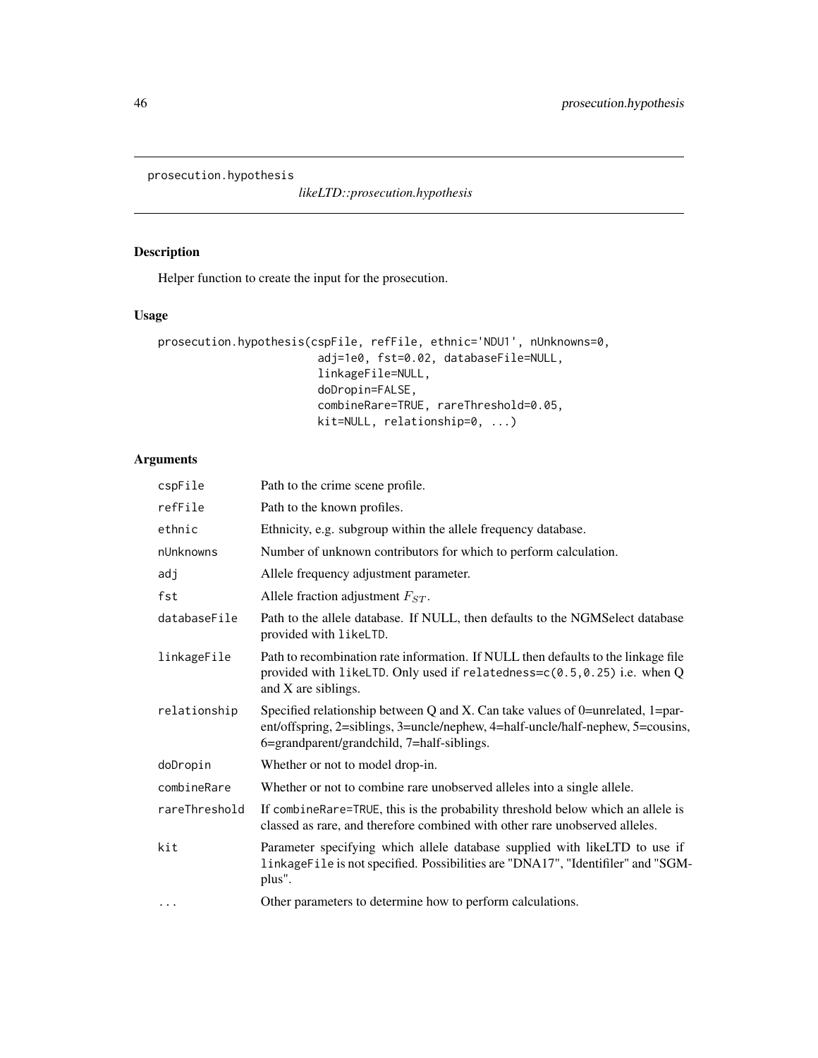prosecution.hypothesis *likeLTD::prosecution.hypothesis*

## Description

Helper function to create the input for the prosecution.

## Usage

```
prosecution.hypothesis(cspFile, refFile, ethnic='NDU1', nUnknowns=0,
                       adj=1e0, fst=0.02, databaseFile=NULL,
                       linkageFile=NULL,
                       doDropin=FALSE,
                       combineRare=TRUE, rareThreshold=0.05,
                       kit=NULL, relationship=0, ...)
```

## Arguments

| | |
|---|---|
| cspFile | Path to the crime scene profile. |
| refFile | Path to the known profiles. |
| ethnic | Ethnicity, e.g. subgroup within the allele frequency database. |
| nUnknowns | Number of unknown contributors for which to perform calculation. |
| adj | Allele frequency adjustment parameter. |
| fst | Allele fraction adjustment $F_{ST}$. |
| databaseFile | Path to the allele database. If NULL, then defaults to the NGMSelect database provided with likeLTD. |
| linkageFile | Path to recombination rate information. If NULL then defaults to the linkage file provided with likeLTD. Only used if relatedness=c(0.5,0.25) i.e. when Q and X are siblings. |
| relationship | Specified relationship between Q and X. Can take values of 0=unrelated, 1=parent/offspring, 2=siblings, 3=uncle/nephew, 4=half-uncle/half-nephew, 5=cousins, 6=grandparent/grandchild, 7=half-siblings. |
| doDropin | Whether or not to model drop-in. |
| combineRare | Whether or not to combine rare unobserved alleles into a single allele. |
| rareThreshold | If combineRare=TRUE, this is the probability threshold below which an allele is classed as rare, and therefore combined with other rare unobserved alleles. |
| kit | Parameter specifying which allele database supplied with likeLTD to use if linkageFile is not specified. Possibilities are "DNA17", "Identifiler" and "SGM-plus". |
| ... | Other parameters to determine how to perform calculations. |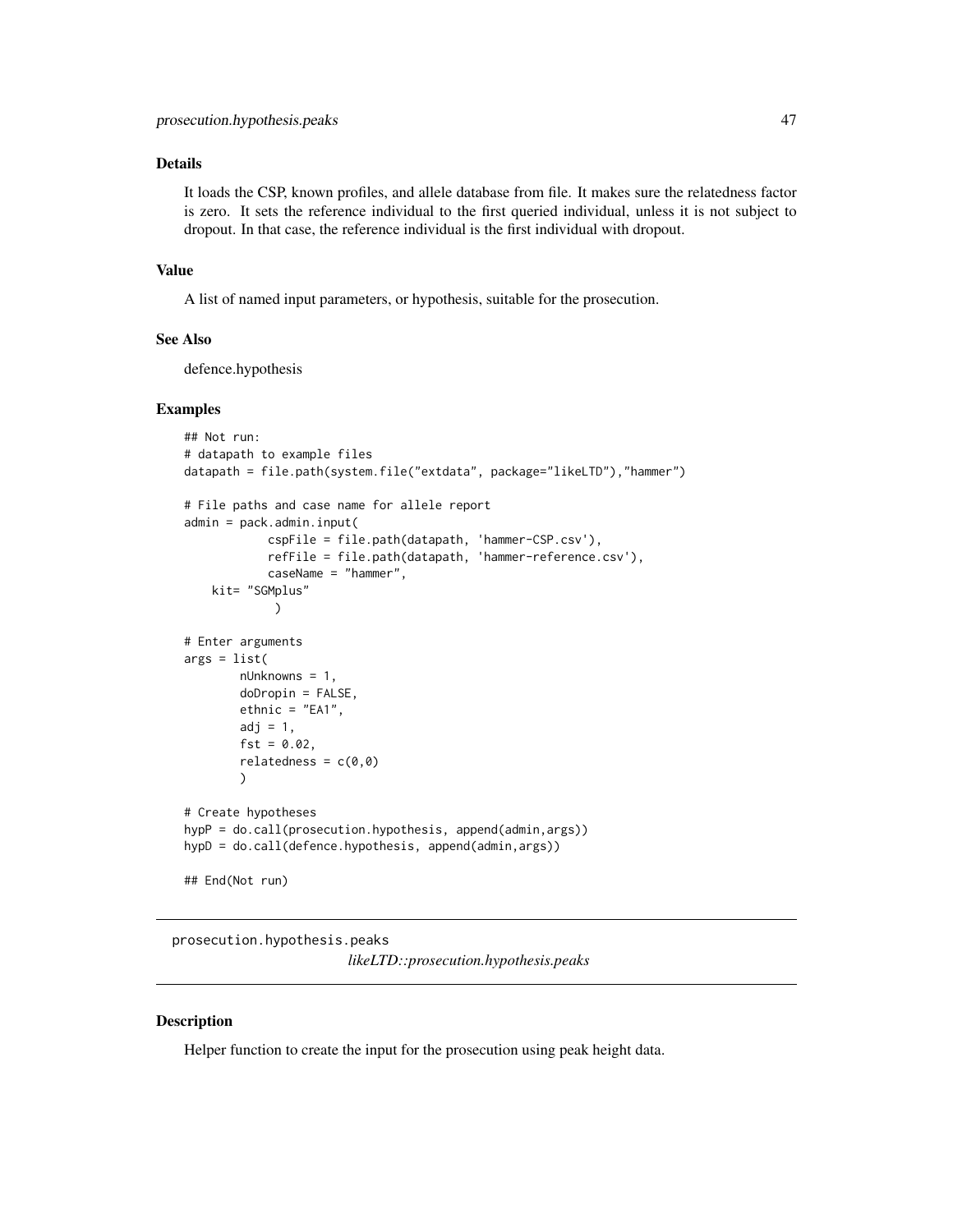### Details

It loads the CSP, known profiles, and allele database from file. It makes sure the relatedness factor is zero. It sets the reference individual to the first queried individual, unless it is not subject to dropout. In that case, the reference individual is the first individual with dropout.

### Value

A list of named input parameters, or hypothesis, suitable for the prosecution.

### See Also

defence.hypothesis

### Examples

```
## Not run:
# datapath to example files
datapath = file.path(system.file("extdata", package="likeLTD"),"hammer")

# File paths and case name for allele report
admin = pack.admin.input(
            cspFile = file.path(datapath, 'hammer-CSP.csv'),
            refFile = file.path(datapath, 'hammer-reference.csv'),
            caseName = "hammer",
    kit= "SGMplus"
             )

# Enter arguments
args = list(
        nUnknowns = 1,
        doDropin = FALSE,
        ethnic = "EA1",
        adj = 1,
        fst = 0.02,
        relatedness = c(0,0)
        )

# Create hypotheses
hypP = do.call(prosecution.hypothesis, append(admin,args))
hypD = do.call(defence.hypothesis, append(admin,args))

## End(Not run)
```

---

## prosecution.hypothesis.peaks

*likeLTD::prosecution.hypothesis.peaks*

---

### Description

Helper function to create the input for the prosecution using peak height data.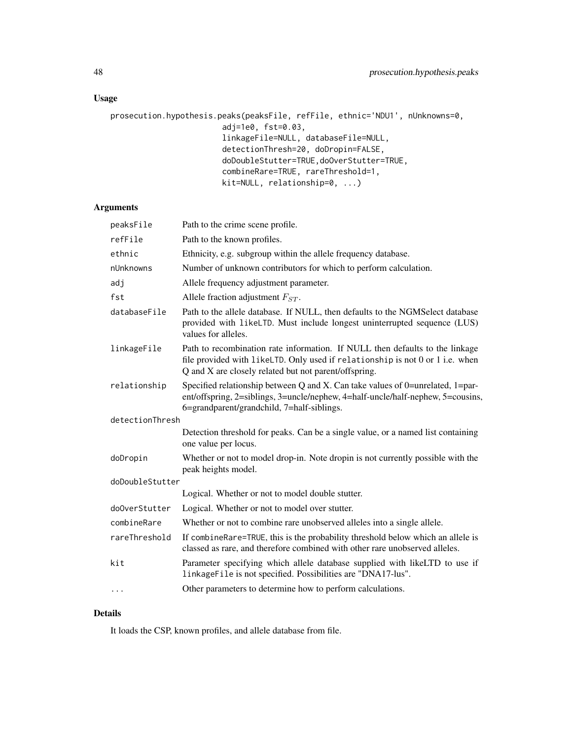## Usage

```
prosecution.hypothesis.peaks(peaksFile, refFile, ethnic='NDU1', nUnknowns=0,
                        adj=1e0, fst=0.03,
                        linkageFile=NULL, databaseFile=NULL,
                        detectionThresh=20, doDropin=FALSE,
                        doDoubleStutter=TRUE,doOverStutter=TRUE,
                        combineRare=TRUE, rareThreshold=1,
                        kit=NULL, relationship=0, ...)
```

## Arguments

| Argument | Description |
|---|---|
| peaksFile | Path to the crime scene profile. |
| refFile | Path to the known profiles. |
| ethnic | Ethnicity, e.g. subgroup within the allele frequency database. |
| nUnknowns | Number of unknown contributors for which to perform calculation. |
| adj | Allele frequency adjustment parameter. |
| fst | Allele fraction adjustment $F_{ST}$. |
| databaseFile | Path to the allele database. If NULL, then defaults to the NGMSelect database provided with likeLTD. Must include longest uninterrupted sequence (LUS) values for alleles. |
| linkageFile | Path to recombination rate information. If NULL then defaults to the linkage file provided with likeLTD. Only used if relationship is not 0 or 1 i.e. when Q and X are closely related but not parent/offspring. |
| relationship | Specified relationship between Q and X. Can take values of 0=unrelated, 1=parent/offspring, 2=siblings, 3=uncle/nephew, 4=half-uncle/half-nephew, 5=cousins, 6=grandparent/grandchild, 7=half-siblings. |
| detectionThresh | Detection threshold for peaks. Can be a single value, or a named list containing one value per locus. |
| doDropin | Whether or not to model drop-in. Note dropin is not currently possible with the peak heights model. |
| doDoubleStutter | Logical. Whether or not to model double stutter. |
| doOverStutter | Logical. Whether or not to model over stutter. |
| combineRare | Whether or not to combine rare unobserved alleles into a single allele. |
| rareThreshold | If combineRare=TRUE, this is the probability threshold below which an allele is classed as rare, and therefore combined with other rare unobserved alleles. |
| kit | Parameter specifying which allele database supplied with likeLTD to use if linkageFile is not specified. Possibilities are "DNA17-lus". |
| ... | Other parameters to determine how to perform calculations. |

## Details

It loads the CSP, known profiles, and allele database from file.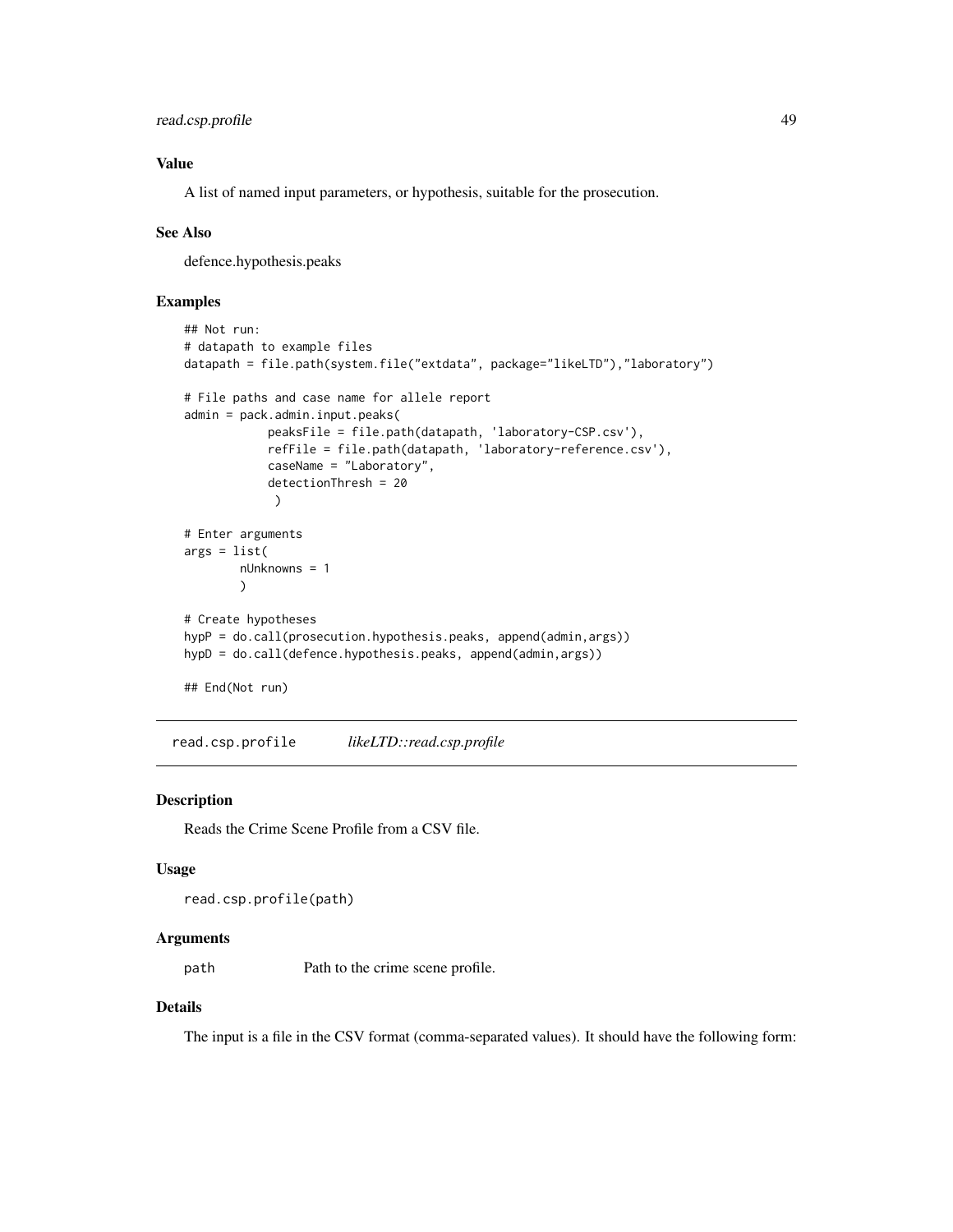### Value

A list of named input parameters, or hypothesis, suitable for the prosecution.

### See Also

defence.hypothesis.peaks

### Examples

```
## Not run:
# datapath to example files
datapath = file.path(system.file("extdata", package="likeLTD"),"laboratory")

# File paths and case name for allele report
admin = pack.admin.input.peaks(
            peaksFile = file.path(datapath, 'laboratory-CSP.csv'),
            refFile = file.path(datapath, 'laboratory-reference.csv'),
            caseName = "Laboratory",
            detectionThresh = 20
             )

# Enter arguments
args = list(
        nUnknowns = 1
        )

# Create hypotheses
hypP = do.call(prosecution.hypothesis.peaks, append(admin,args))
hypD = do.call(defence.hypothesis.peaks, append(admin,args))

## End(Not run)
```

## read.csp.profile *likeLTD::read.csp.profile*

### Description

Reads the Crime Scene Profile from a CSV file.

### Usage

```
read.csp.profile(path)
```

### Arguments

| | |
|---|---|
| path | Path to the crime scene profile. |

### Details

The input is a file in the CSV format (comma-separated values). It should have the following form: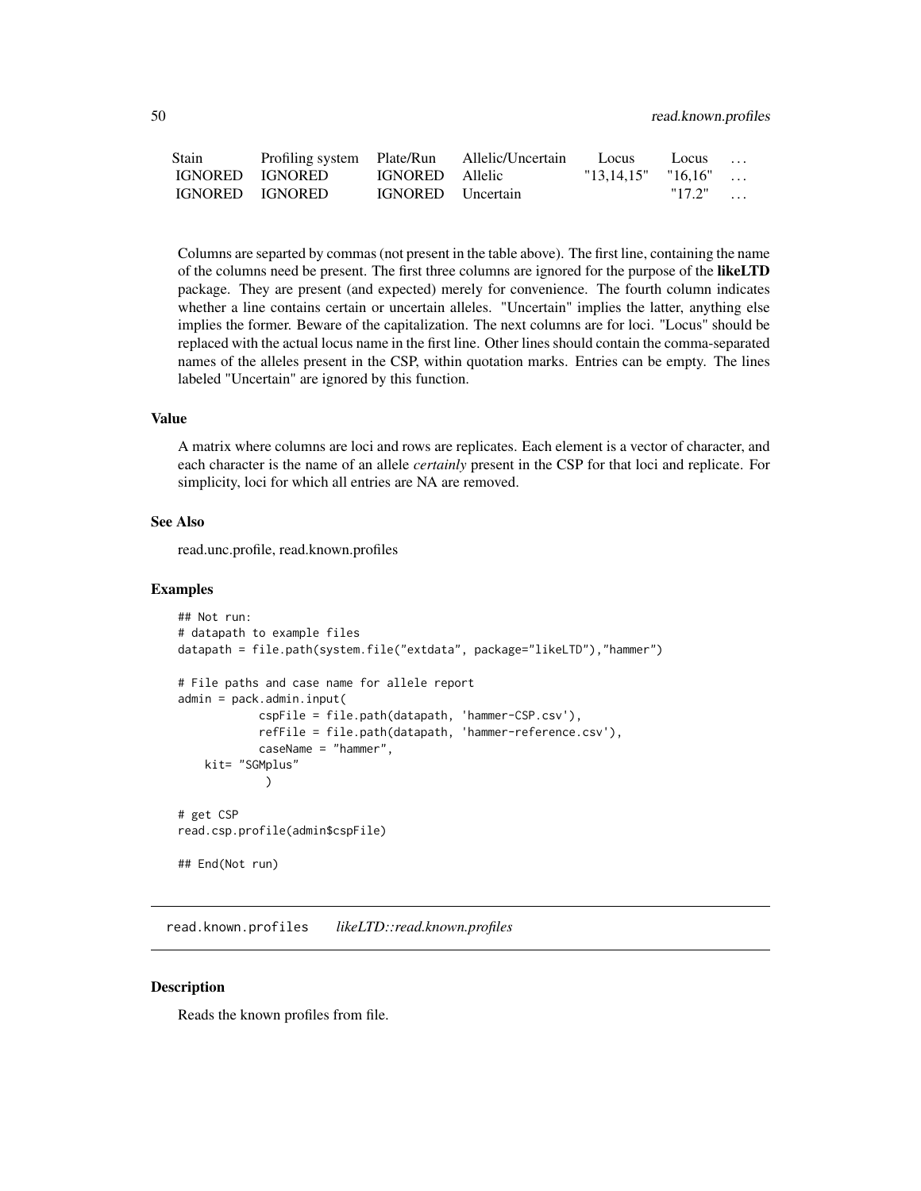| Stain | Profiling system | Plate/Run | Allelic/Uncertain | Locus | Locus | ... |
|---|---|---|---|---|---|---|
| IGNORED | IGNORED | IGNORED | Allelic | "13,14,15" | "16,16" | ... |
| IGNORED | IGNORED | IGNORED | Uncertain | | "17.2" | ... |

Columns are separted by commas (not present in the table above). The first line, containing the name of the columns need be present. The first three columns are ignored for the purpose of the **likeLTD** package. They are present (and expected) merely for convenience. The fourth column indicates whether a line contains certain or uncertain alleles. "Uncertain" implies the latter, anything else implies the former. Beware of the capitalization. The next columns are for loci. "Locus" should be replaced with the actual locus name in the first line. Other lines should contain the comma-separated names of the alleles present in the CSP, within quotation marks. Entries can be empty. The lines labeled "Uncertain" are ignored by this function.

### Value

A matrix where columns are loci and rows are replicates. Each element is a vector of character, and each character is the name of an allele *certainly* present in the CSP for that loci and replicate. For simplicity, loci for which all entries are NA are removed.

### See Also

read.unc.profile, read.known.profiles

### Examples

```
## Not run:
# datapath to example files
datapath = file.path(system.file("extdata", package="likeLTD"),"hammer")

# File paths and case name for allele report
admin = pack.admin.input(
            cspFile = file.path(datapath, 'hammer-CSP.csv'),
            refFile = file.path(datapath, 'hammer-reference.csv'),
            caseName = "hammer",
    kit= "SGMplus"
             )

# get CSP
read.csp.profile(admin$cspFile)

## End(Not run)
```

---

## read.known.profiles    *likeLTD::read.known.profiles*

### Description

Reads the known profiles from file.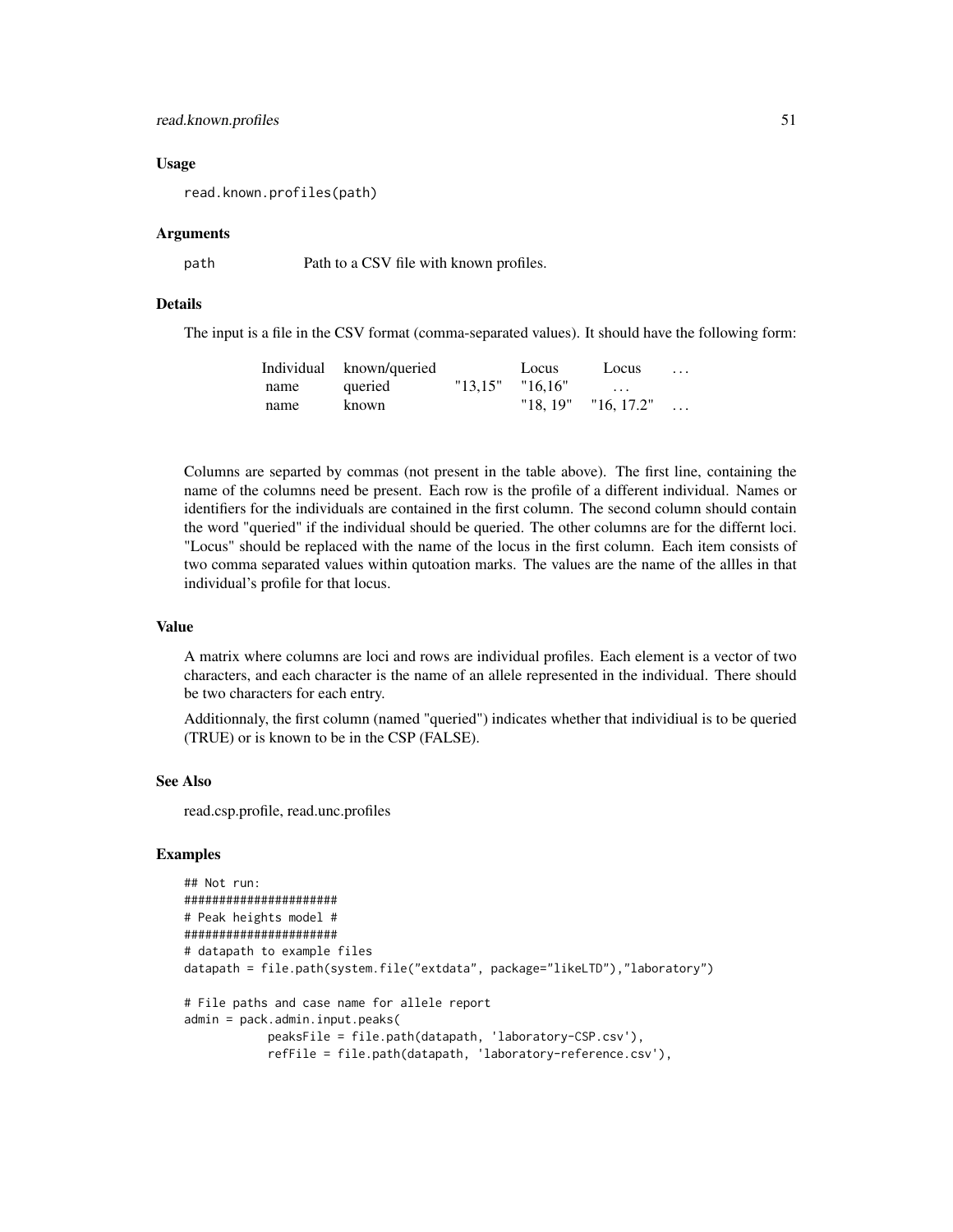## Usage

```
read.known.profiles(path)
```

## Arguments

path    Path to a CSV file with known profiles.

## Details

The input is a file in the CSV format (comma-separated values). It should have the following form:

| Individual | known/queried | | Locus | Locus | ... |
|---|---|---|---|---|---|
| name | queried | "13,15" | "16,16" | ... | |
| name | known | | "18, 19" | "16, 17.2" | ... |

Columns are separted by commas (not present in the table above). The first line, containing the name of the columns need be present. Each row is the profile of a different individual. Names or identifiers for the individuals are contained in the first column. The second column should contain the word "queried" if the individual should be queried. The other columns are for the differnt loci. "Locus" should be replaced with the name of the locus in the first column. Each item consists of two comma separated values within qutoation marks. The values are the name of the allles in that individual's profile for that locus.

## Value

A matrix where columns are loci and rows are individual profiles. Each element is a vector of two characters, and each character is the name of an allele represented in the individual. There should be two characters for each entry.

Additionnaly, the first column (named "queried") indicates whether that individiual is to be queried (TRUE) or is known to be in the CSP (FALSE).

## See Also

read.csp.profile, read.unc.profiles

## Examples

```
## Not run:
######################
# Peak heights model #
######################
# datapath to example files
datapath = file.path(system.file("extdata", package="likeLTD"),"laboratory")

# File paths and case name for allele report
admin = pack.admin.input.peaks(
            peaksFile = file.path(datapath, 'laboratory-CSP.csv'),
            refFile = file.path(datapath, 'laboratory-reference.csv'),
```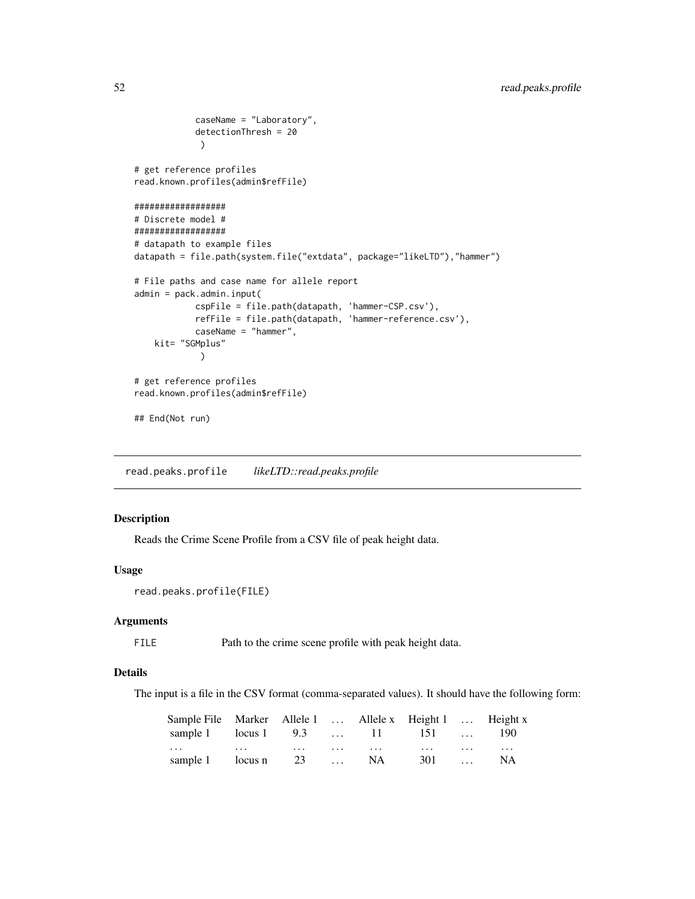```
            caseName = "Laboratory",
            detectionThresh = 20
             )

# get reference profiles
read.known.profiles(admin$refFile)

##################
# Discrete model #
##################
# datapath to example files
datapath = file.path(system.file("extdata", package="likeLTD"),"hammer")

# File paths and case name for allele report
admin = pack.admin.input(
            cspFile = file.path(datapath, 'hammer-CSP.csv'),
            refFile = file.path(datapath, 'hammer-reference.csv'),
            caseName = "hammer",
    kit= "SGMplus"
             )

# get reference profiles
read.known.profiles(admin$refFile)

## End(Not run)
```

## read.peaks.profile    *likeLTD::read.peaks.profile*

### Description

Reads the Crime Scene Profile from a CSV file of peak height data.

### Usage

```
read.peaks.profile(FILE)
```

### Arguments

`FILE`    Path to the crime scene profile with peak height data.

### Details

The input is a file in the CSV format (comma-separated values). It should have the following form:

| Sample File | Marker | Allele 1 | ... | Allele x | Height 1 | ... | Height x |
|---|---|---|---|---|---|---|---|
| sample 1 | locus 1 | 9.3 | ... | 11 | 151 | ... | 190 |
| ... | ... | ... | ... | ... | ... | ... | ... |
| sample 1 | locus n | 23 | ... | NA | 301 | ... | NA |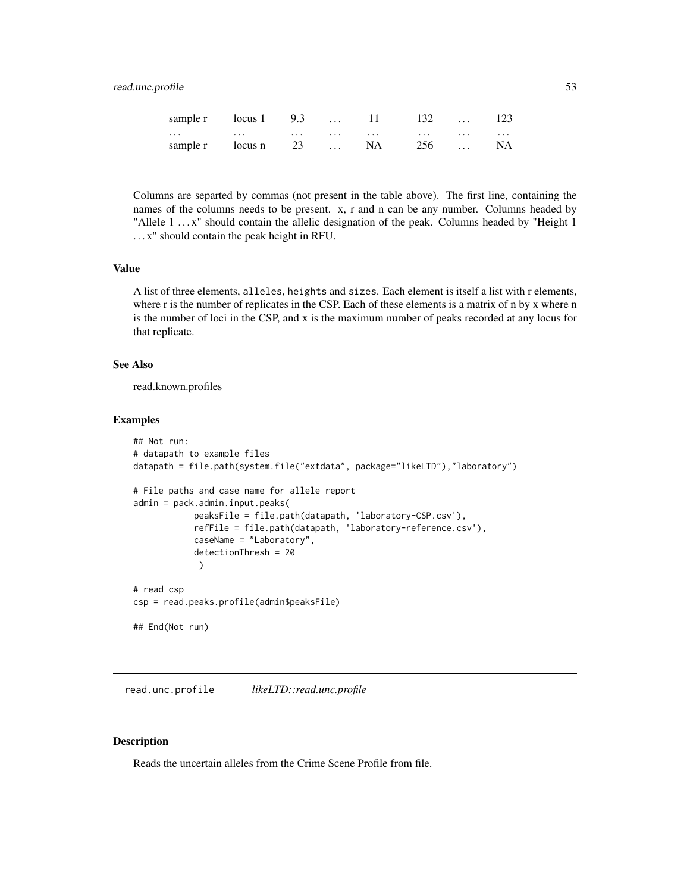| | | | | | | | |
|---|---|---|---|---|---|---|---|
| sample r | locus 1 | 9.3 | ... | 11 | 132 | ... | 123 |
| ... | ... | ... | ... | ... | ... | ... | ... |
| sample r | locus n | 23 | ... | NA | 256 | ... | NA |

Columns are separted by commas (not present in the table above). The first line, containing the names of the columns needs to be present. x, r and n can be any number. Columns headed by "Allele 1 ... x" should contain the allelic designation of the peak. Columns headed by "Height 1 ... x" should contain the peak height in RFU.

### Value

A list of three elements, `alleles`, `heights` and `sizes`. Each element is itself a list with r elements, where r is the number of replicates in the CSP. Each of these elements is a matrix of n by x where n is the number of loci in the CSP, and x is the maximum number of peaks recorded at any locus for that replicate.

### See Also

read.known.profiles

### Examples

```
## Not run:
# datapath to example files
datapath = file.path(system.file("extdata", package="likeLTD"),"laboratory")

# File paths and case name for allele report
admin = pack.admin.input.peaks(
            peaksFile = file.path(datapath, 'laboratory-CSP.csv'),
            refFile = file.path(datapath, 'laboratory-reference.csv'),
            caseName = "Laboratory",
            detectionThresh = 20
             )

# read csp
csp = read.peaks.profile(admin$peaksFile)

## End(Not run)
```

---

## read.unc.profile    *likeLTD::read.unc.profile*

### Description

Reads the uncertain alleles from the Crime Scene Profile from file.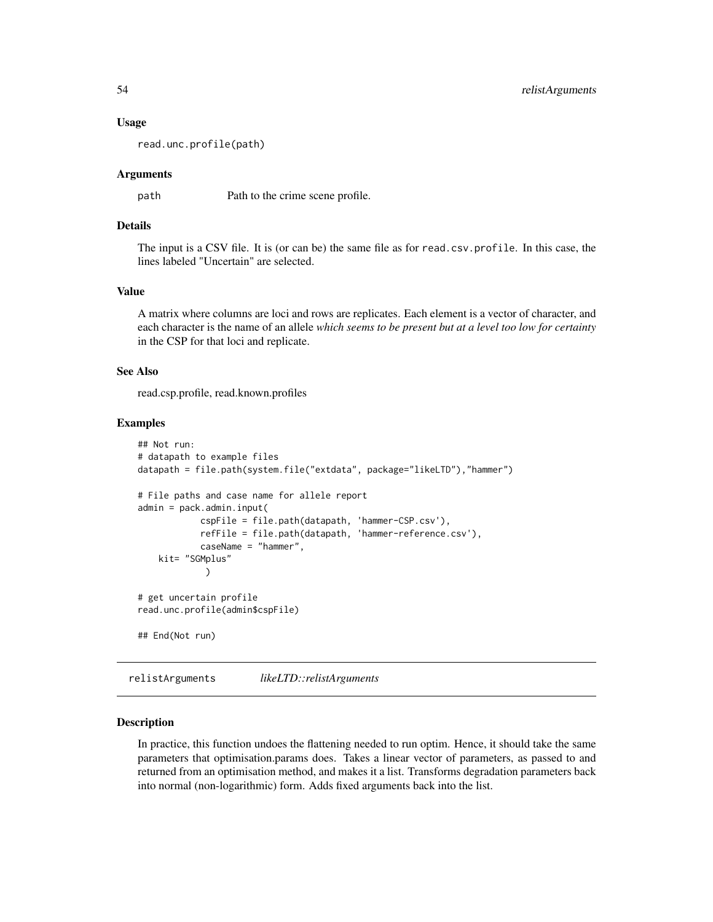### Usage

```
read.unc.profile(path)
```

### Arguments

| | |
|---|---|
| path | Path to the crime scene profile. |

### Details

The input is a CSV file. It is (or can be) the same file as for `read.csv.profile`. In this case, the lines labeled "Uncertain" are selected.

### Value

A matrix where columns are loci and rows are replicates. Each element is a vector of character, and each character is the name of an allele *which seems to be present but at a level too low for certainty* in the CSP for that loci and replicate.

### See Also

read.csp.profile, read.known.profiles

### Examples

```
## Not run:
# datapath to example files
datapath = file.path(system.file("extdata", package="likeLTD"),"hammer")

# File paths and case name for allele report
admin = pack.admin.input(
            cspFile = file.path(datapath, 'hammer-CSP.csv'),
            refFile = file.path(datapath, 'hammer-reference.csv'),
            caseName = "hammer",
    kit= "SGMplus"
             )

# get uncertain profile
read.unc.profile(admin$cspFile)

## End(Not run)
```

## relistArguments    *likeLTD::relistArguments*

### Description

In practice, this function undoes the flattening needed to run optim. Hence, it should take the same parameters that optimisation.params does. Takes a linear vector of parameters, as passed to and returned from an optimisation method, and makes it a list. Transforms degradation parameters back into normal (non-logarithmic) form. Adds fixed arguments back into the list.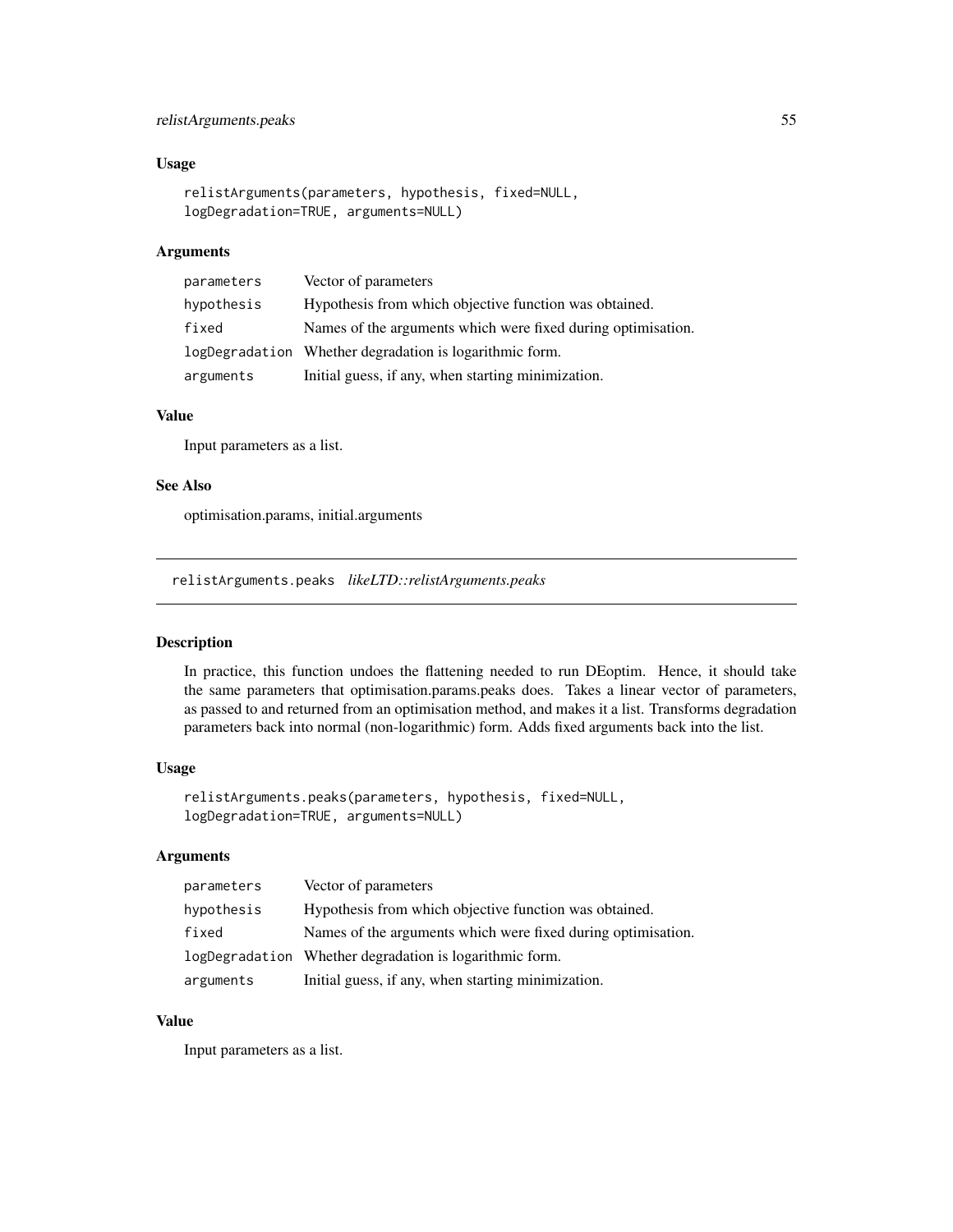### Usage

```
relistArguments(parameters, hypothesis, fixed=NULL,
logDegradation=TRUE, arguments=NULL)
```

### Arguments

| | |
|---|---|
| parameters | Vector of parameters |
| hypothesis | Hypothesis from which objective function was obtained. |
| fixed | Names of the arguments which were fixed during optimisation. |
| logDegradation | Whether degradation is logarithmic form. |
| arguments | Initial guess, if any, when starting minimization. |

### Value

Input parameters as a list.

### See Also

optimisation.params, initial.arguments

---

## relistArguments.peaks *likeLTD::relistArguments.peaks*

### Description

In practice, this function undoes the flattening needed to run DEoptim. Hence, it should take the same parameters that optimisation.params.peaks does. Takes a linear vector of parameters, as passed to and returned from an optimisation method, and makes it a list. Transforms degradation parameters back into normal (non-logarithmic) form. Adds fixed arguments back into the list.

### Usage

```
relistArguments.peaks(parameters, hypothesis, fixed=NULL,
logDegradation=TRUE, arguments=NULL)
```

### Arguments

| | |
|---|---|
| parameters | Vector of parameters |
| hypothesis | Hypothesis from which objective function was obtained. |
| fixed | Names of the arguments which were fixed during optimisation. |
| logDegradation | Whether degradation is logarithmic form. |
| arguments | Initial guess, if any, when starting minimization. |

### Value

Input parameters as a list.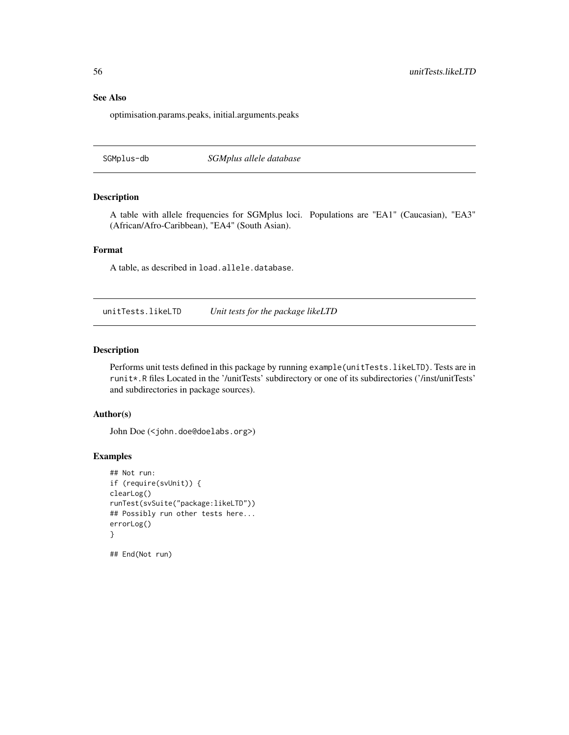## See Also

optimisation.params.peaks, initial.arguments.peaks

---

## SGMplus-db — *SGMplus allele database*

### Description

A table with allele frequencies for SGMplus loci. Populations are "EA1" (Caucasian), "EA3" (African/Afro-Caribbean), "EA4" (South Asian).

### Format

A table, as described in `load.allele.database`.

---

## unitTests.likeLTD — *Unit tests for the package likeLTD*

### Description

Performs unit tests defined in this package by running `example(unitTests.likeLTD)`. Tests are in `runit*.R` files Located in the '/unitTests' subdirectory or one of its subdirectories ('/inst/unitTests' and subdirectories in package sources).

### Author(s)

John Doe (<john.doe@doelabs.org>)

### Examples

```
## Not run:
if (require(svUnit)) {
clearLog()
runTest(svSuite("package:likeLTD"))
## Possibly run other tests here...
errorLog()
}

## End(Not run)
```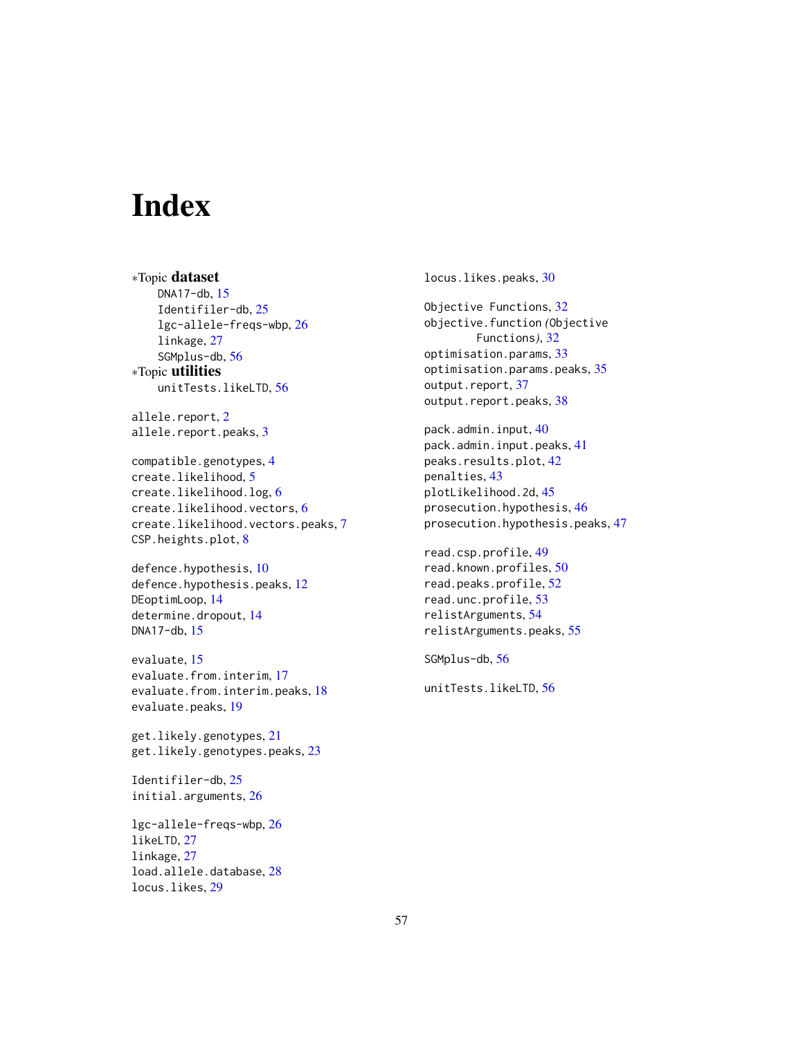# Index

∗Topic **dataset**
- DNA17-db, 15
- Identifiler-db, 25
- lgc-allele-freqs-wbp, 26
- linkage, 27
- SGMplus-db, 56

∗Topic **utilities**
- unitTests.likeLTD, 56

allele.report, 2
allele.report.peaks, 3

compatible.genotypes, 4
create.likelihood, 5
create.likelihood.log, 6
create.likelihood.vectors, 6
create.likelihood.vectors.peaks, 7
CSP.heights.plot, 8

defence.hypothesis, 10
defence.hypothesis.peaks, 12
DEoptimLoop, 14
determine.dropout, 14
DNA17-db, 15

evaluate, 15
evaluate.from.interim, 17
evaluate.from.interim.peaks, 18
evaluate.peaks, 19

get.likely.genotypes, 21
get.likely.genotypes.peaks, 23

Identifiler-db, 25
initial.arguments, 26

lgc-allele-freqs-wbp, 26
likeLTD, 27
linkage, 27
load.allele.database, 28
locus.likes, 29
locus.likes.peaks, 30

Objective Functions, 32
objective.function (Objective Functions), 32
optimisation.params, 33
optimisation.params.peaks, 35
output.report, 37
output.report.peaks, 38

pack.admin.input, 40
pack.admin.input.peaks, 41
peaks.results.plot, 42
penalties, 43
plotLikelihood.2d, 45
prosecution.hypothesis, 46
prosecution.hypothesis.peaks, 47

read.csp.profile, 49
read.known.profiles, 50
read.peaks.profile, 52
read.unc.profile, 53
relistArguments, 54
relistArguments.peaks, 55

SGMplus-db, 56

unitTests.likeLTD, 56